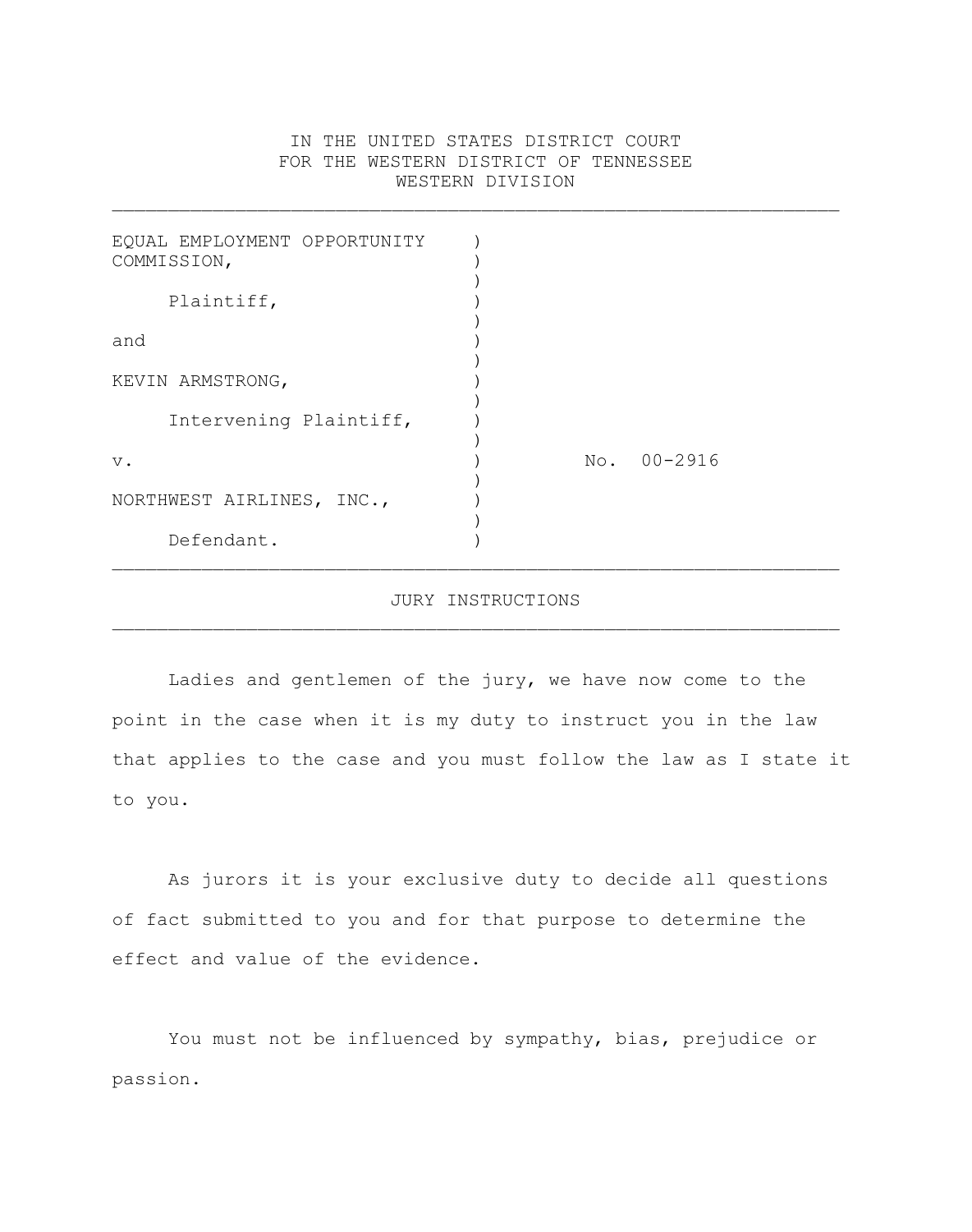IN THE UNITED STATES DISTRICT COURT
FOR THE WESTERN DISTRICT OF TENNESSEE
WESTERN DIVISION

---

EQUAL EMPLOYMENT OPPORTUNITY COMMISSION,

Plaintiff,

and

KEVIN ARMSTRONG,

Intervening Plaintiff,

v. No. 00-2916

NORTHWEST AIRLINES, INC.,

Defendant.

---

# JURY INSTRUCTIONS

---

Ladies and gentlemen of the jury, we have now come to the point in the case when it is my duty to instruct you in the law that applies to the case and you must follow the law as I state it to you.

As jurors it is your exclusive duty to decide all questions of fact submitted to you and for that purpose to determine the effect and value of the evidence.

You must not be influenced by sympathy, bias, prejudice or passion.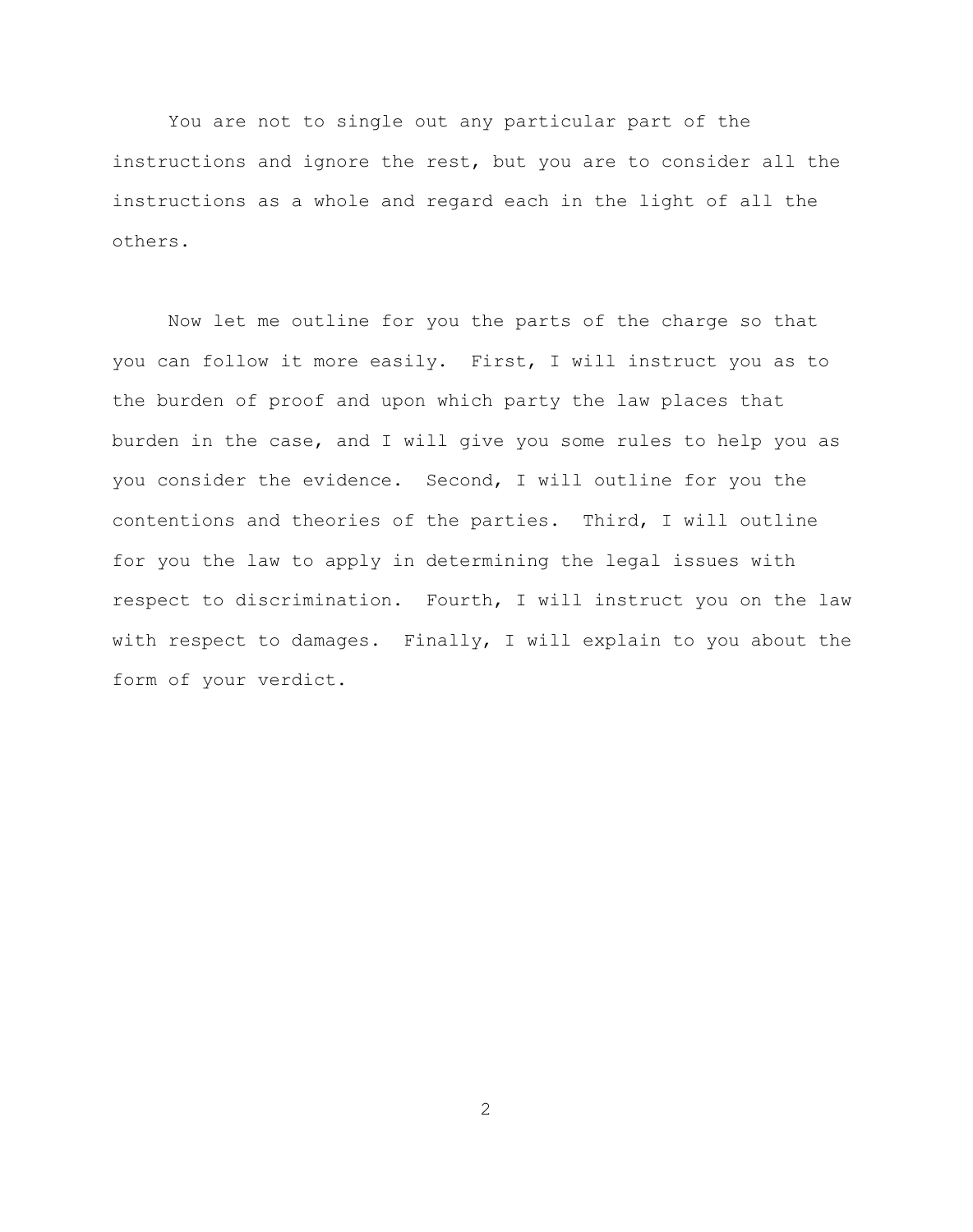You are not to single out any particular part of the instructions and ignore the rest, but you are to consider all the instructions as a whole and regard each in the light of all the others.

Now let me outline for you the parts of the charge so that you can follow it more easily. First, I will instruct you as to the burden of proof and upon which party the law places that burden in the case, and I will give you some rules to help you as you consider the evidence. Second, I will outline for you the contentions and theories of the parties. Third, I will outline for you the law to apply in determining the legal issues with respect to discrimination. Fourth, I will instruct you on the law with respect to damages. Finally, I will explain to you about the form of your verdict.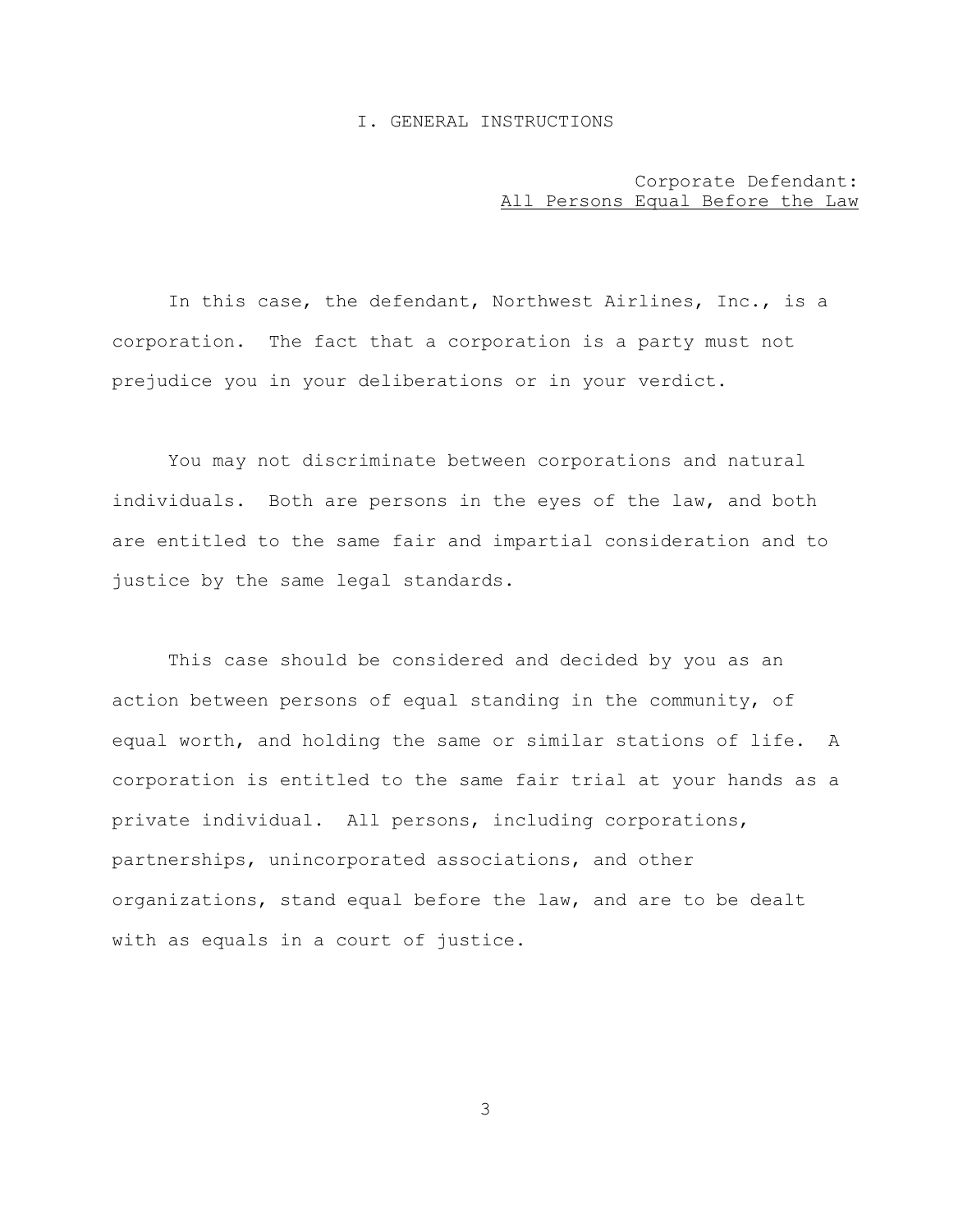# I. GENERAL INSTRUCTIONS

Corporate Defendant:
<u>All Persons Equal Before the Law</u>

In this case, the defendant, Northwest Airlines, Inc., is a corporation. The fact that a corporation is a party must not prejudice you in your deliberations or in your verdict.

You may not discriminate between corporations and natural individuals. Both are persons in the eyes of the law, and both are entitled to the same fair and impartial consideration and to justice by the same legal standards.

This case should be considered and decided by you as an action between persons of equal standing in the community, of equal worth, and holding the same or similar stations of life. A corporation is entitled to the same fair trial at your hands as a private individual. All persons, including corporations, partnerships, unincorporated associations, and other organizations, stand equal before the law, and are to be dealt with as equals in a court of justice.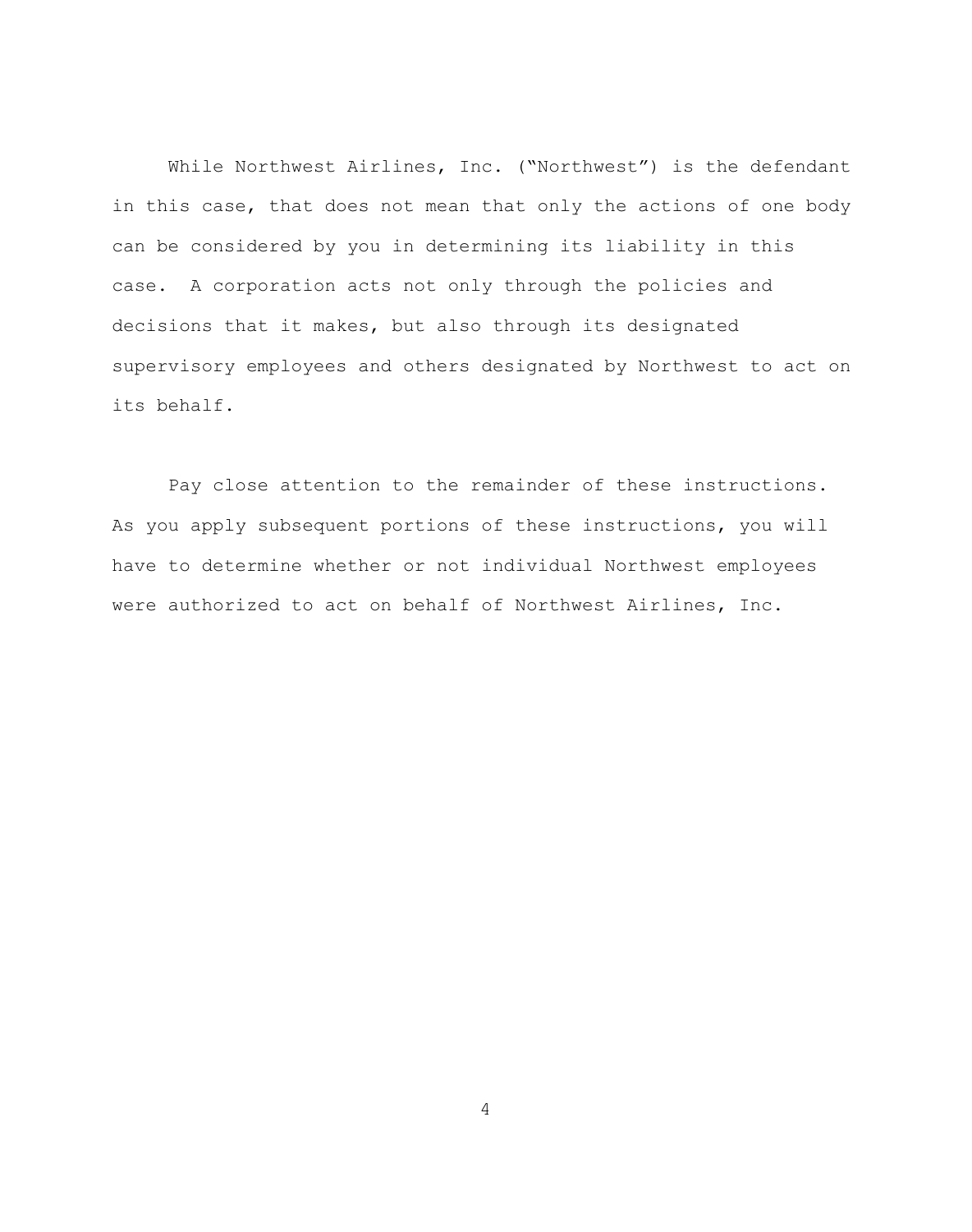While Northwest Airlines, Inc. ("Northwest") is the defendant in this case, that does not mean that only the actions of one body can be considered by you in determining its liability in this case. A corporation acts not only through the policies and decisions that it makes, but also through its designated supervisory employees and others designated by Northwest to act on its behalf.

Pay close attention to the remainder of these instructions. As you apply subsequent portions of these instructions, you will have to determine whether or not individual Northwest employees were authorized to act on behalf of Northwest Airlines, Inc.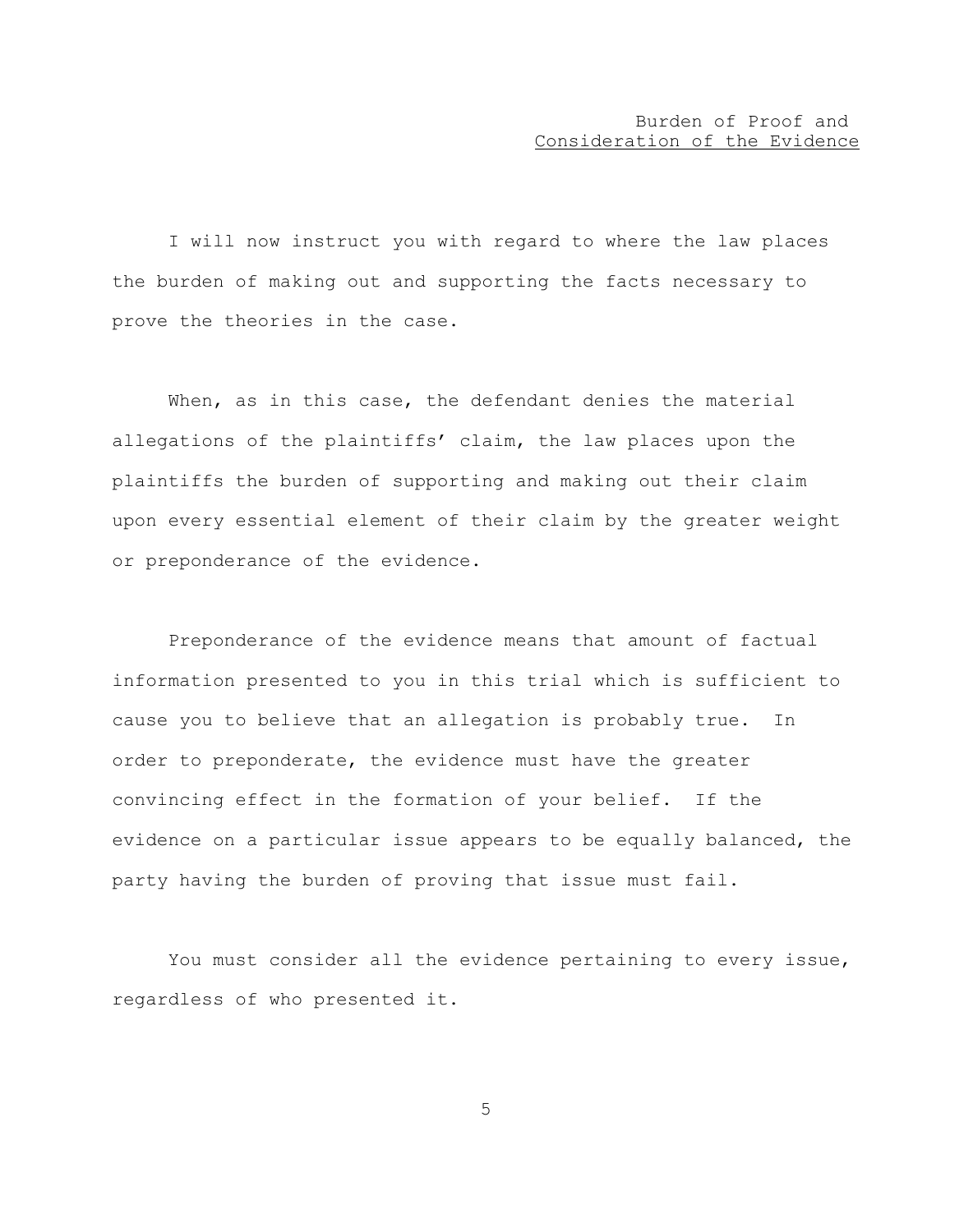## Burden of Proof and Consideration of the Evidence

I will now instruct you with regard to where the law places the burden of making out and supporting the facts necessary to prove the theories in the case.

When, as in this case, the defendant denies the material allegations of the plaintiffs' claim, the law places upon the plaintiffs the burden of supporting and making out their claim upon every essential element of their claim by the greater weight or preponderance of the evidence.

Preponderance of the evidence means that amount of factual information presented to you in this trial which is sufficient to cause you to believe that an allegation is probably true. In order to preponderate, the evidence must have the greater convincing effect in the formation of your belief. If the evidence on a particular issue appears to be equally balanced, the party having the burden of proving that issue must fail.

You must consider all the evidence pertaining to every issue, regardless of who presented it.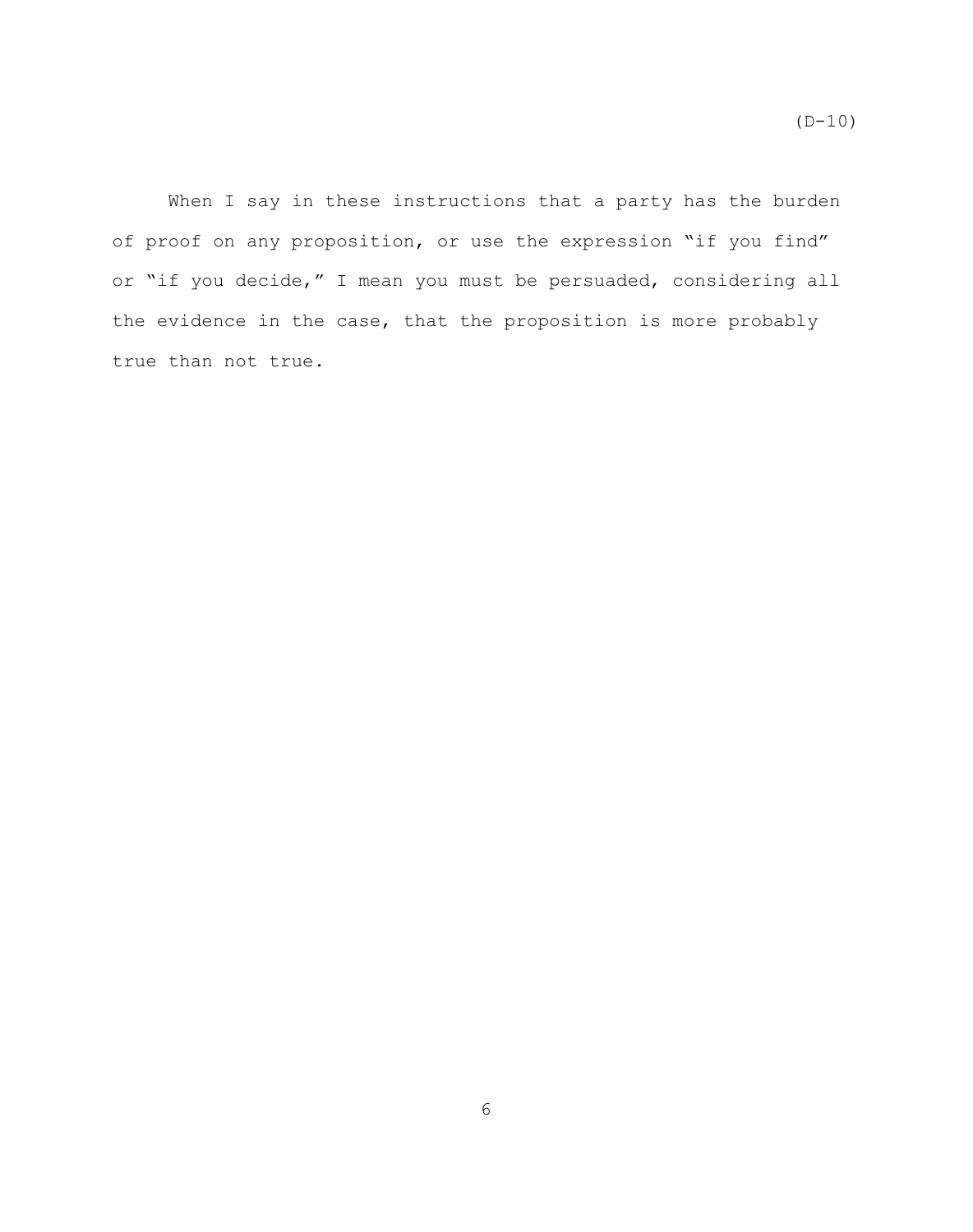(D-10)

When I say in these instructions that a party has the burden of proof on any proposition, or use the expression "if you find" or "if you decide," I mean you must be persuaded, considering all the evidence in the case, that the proposition is more probably true than not true.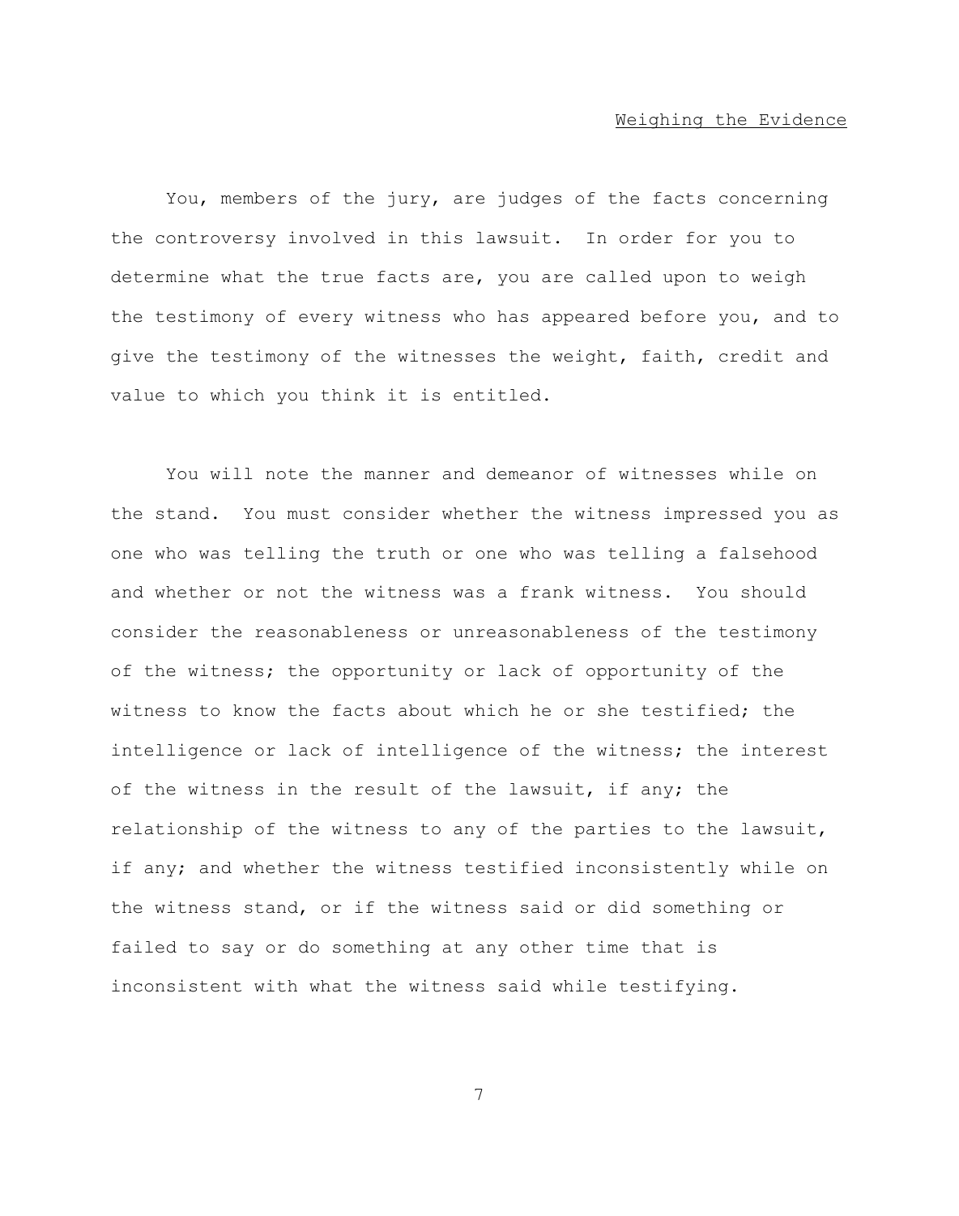<u>Weighing the Evidence</u>

You, members of the jury, are judges of the facts concerning the controversy involved in this lawsuit. In order for you to determine what the true facts are, you are called upon to weigh the testimony of every witness who has appeared before you, and to give the testimony of the witnesses the weight, faith, credit and value to which you think it is entitled.

You will note the manner and demeanor of witnesses while on the stand. You must consider whether the witness impressed you as one who was telling the truth or one who was telling a falsehood and whether or not the witness was a frank witness. You should consider the reasonableness or unreasonableness of the testimony of the witness; the opportunity or lack of opportunity of the witness to know the facts about which he or she testified; the intelligence or lack of intelligence of the witness; the interest of the witness in the result of the lawsuit, if any; the relationship of the witness to any of the parties to the lawsuit, if any; and whether the witness testified inconsistently while on the witness stand, or if the witness said or did something or failed to say or do something at any other time that is inconsistent with what the witness said while testifying.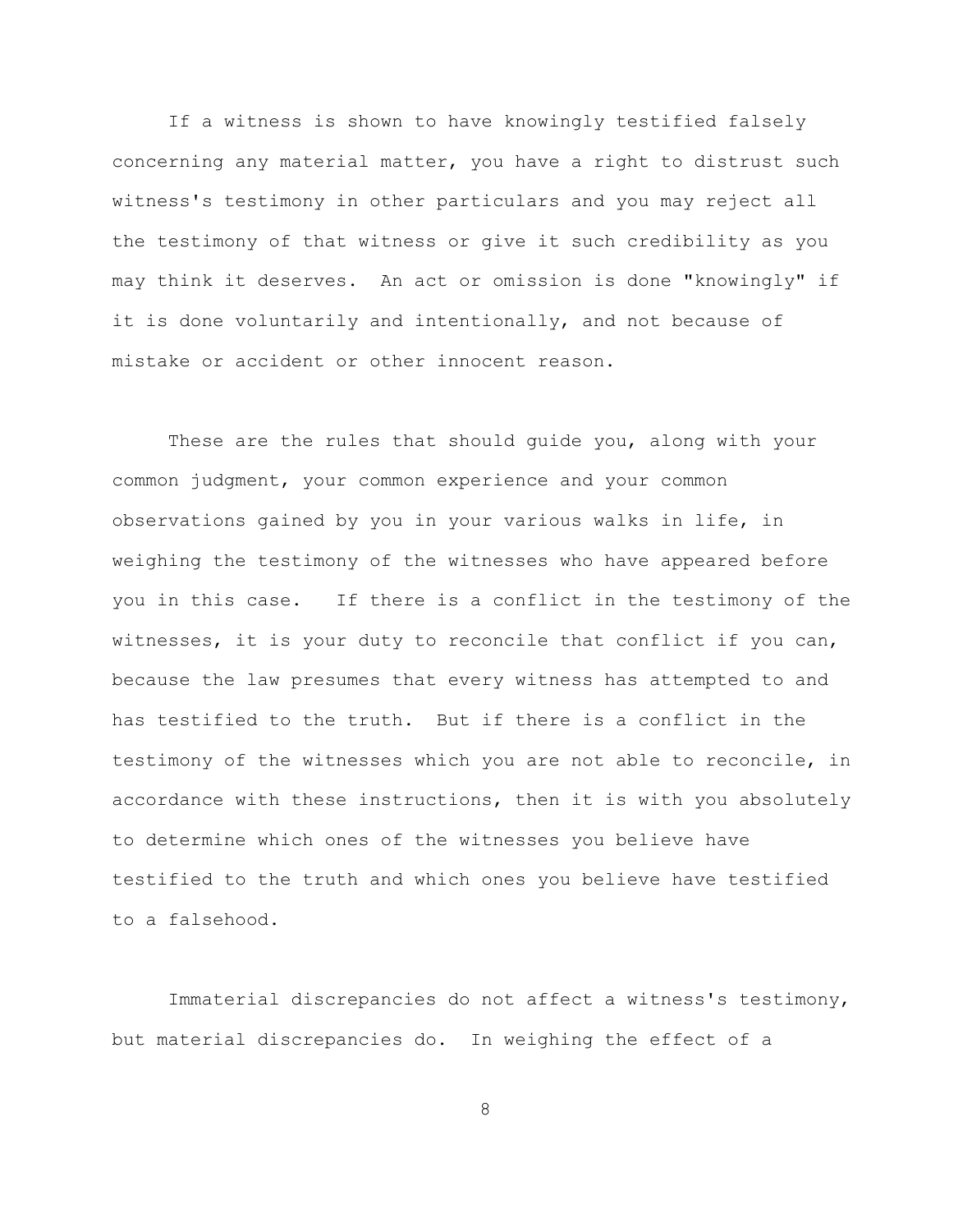If a witness is shown to have knowingly testified falsely concerning any material matter, you have a right to distrust such witness's testimony in other particulars and you may reject all the testimony of that witness or give it such credibility as you may think it deserves. An act or omission is done "knowingly" if it is done voluntarily and intentionally, and not because of mistake or accident or other innocent reason.

These are the rules that should guide you, along with your common judgment, your common experience and your common observations gained by you in your various walks in life, in weighing the testimony of the witnesses who have appeared before you in this case. If there is a conflict in the testimony of the witnesses, it is your duty to reconcile that conflict if you can, because the law presumes that every witness has attempted to and has testified to the truth. But if there is a conflict in the testimony of the witnesses which you are not able to reconcile, in accordance with these instructions, then it is with you absolutely to determine which ones of the witnesses you believe have testified to the truth and which ones you believe have testified to a falsehood.

Immaterial discrepancies do not affect a witness's testimony, but material discrepancies do. In weighing the effect of a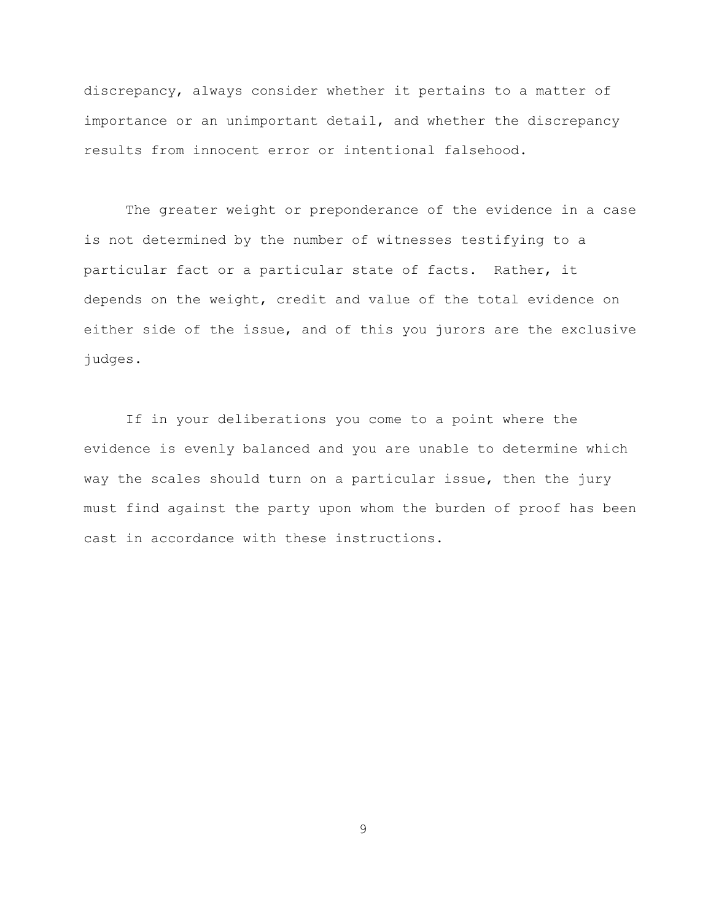discrepancy, always consider whether it pertains to a matter of importance or an unimportant detail, and whether the discrepancy results from innocent error or intentional falsehood.

The greater weight or preponderance of the evidence in a case is not determined by the number of witnesses testifying to a particular fact or a particular state of facts. Rather, it depends on the weight, credit and value of the total evidence on either side of the issue, and of this you jurors are the exclusive judges.

If in your deliberations you come to a point where the evidence is evenly balanced and you are unable to determine which way the scales should turn on a particular issue, then the jury must find against the party upon whom the burden of proof has been cast in accordance with these instructions.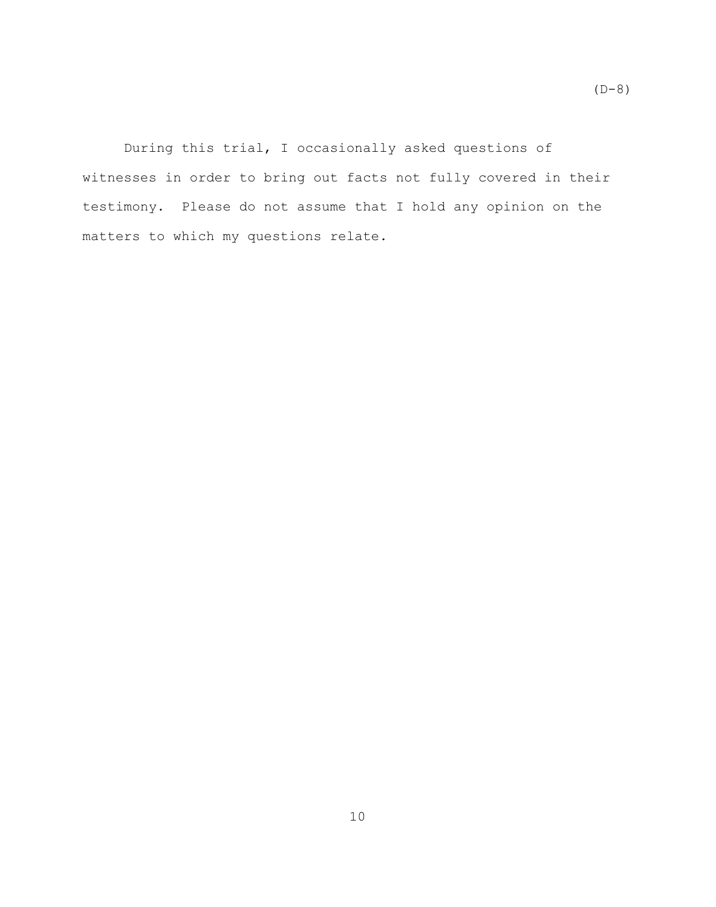(D-8)

During this trial, I occasionally asked questions of witnesses in order to bring out facts not fully covered in their testimony. Please do not assume that I hold any opinion on the matters to which my questions relate.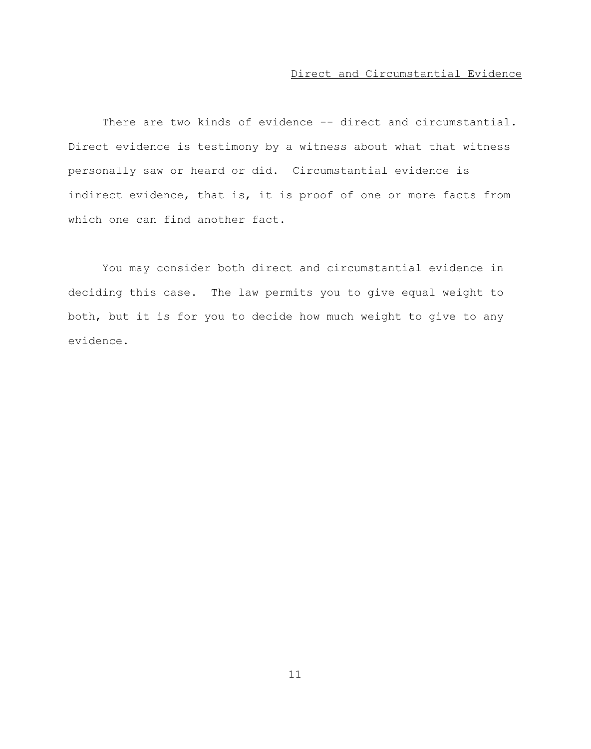## Direct and Circumstantial Evidence

There are two kinds of evidence -- direct and circumstantial. Direct evidence is testimony by a witness about what that witness personally saw or heard or did. Circumstantial evidence is indirect evidence, that is, it is proof of one or more facts from which one can find another fact.

You may consider both direct and circumstantial evidence in deciding this case. The law permits you to give equal weight to both, but it is for you to decide how much weight to give to any evidence.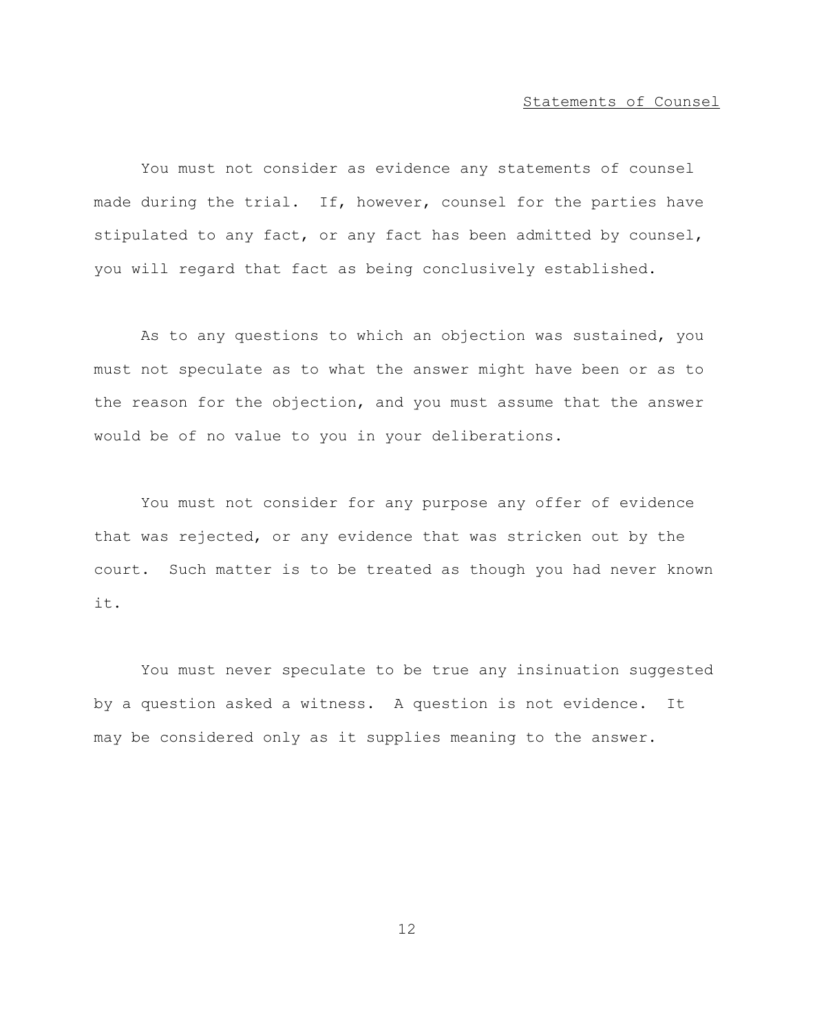## Statements of Counsel

You must not consider as evidence any statements of counsel made during the trial. If, however, counsel for the parties have stipulated to any fact, or any fact has been admitted by counsel, you will regard that fact as being conclusively established.

As to any questions to which an objection was sustained, you must not speculate as to what the answer might have been or as to the reason for the objection, and you must assume that the answer would be of no value to you in your deliberations.

You must not consider for any purpose any offer of evidence that was rejected, or any evidence that was stricken out by the court. Such matter is to be treated as though you had never known it.

You must never speculate to be true any insinuation suggested by a question asked a witness. A question is not evidence. It may be considered only as it supplies meaning to the answer.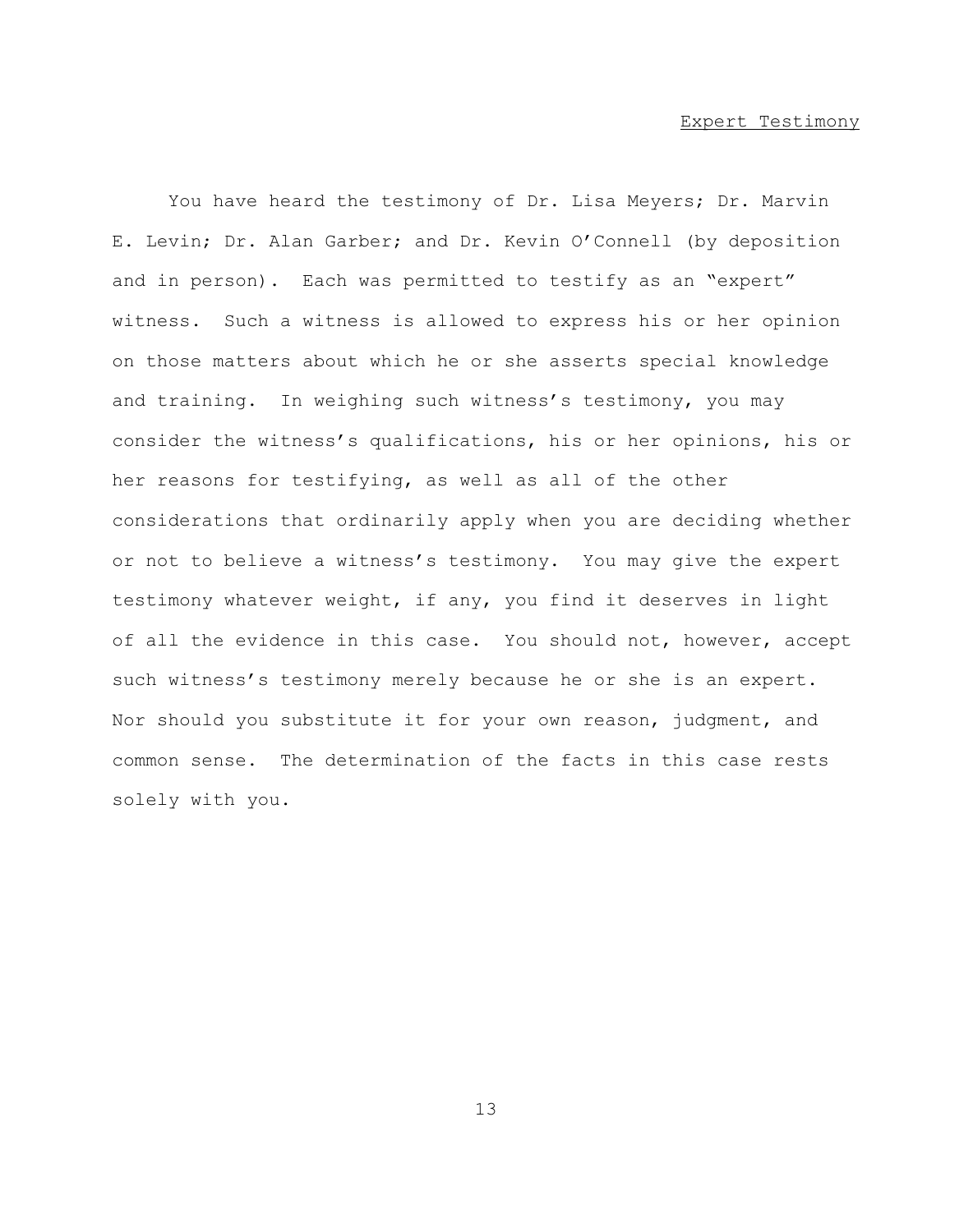## Expert Testimony

You have heard the testimony of Dr. Lisa Meyers; Dr. Marvin E. Levin; Dr. Alan Garber; and Dr. Kevin O'Connell (by deposition and in person). Each was permitted to testify as an "expert" witness. Such a witness is allowed to express his or her opinion on those matters about which he or she asserts special knowledge and training. In weighing such witness's testimony, you may consider the witness's qualifications, his or her opinions, his or her reasons for testifying, as well as all of the other considerations that ordinarily apply when you are deciding whether or not to believe a witness's testimony. You may give the expert testimony whatever weight, if any, you find it deserves in light of all the evidence in this case. You should not, however, accept such witness's testimony merely because he or she is an expert. Nor should you substitute it for your own reason, judgment, and common sense. The determination of the facts in this case rests solely with you.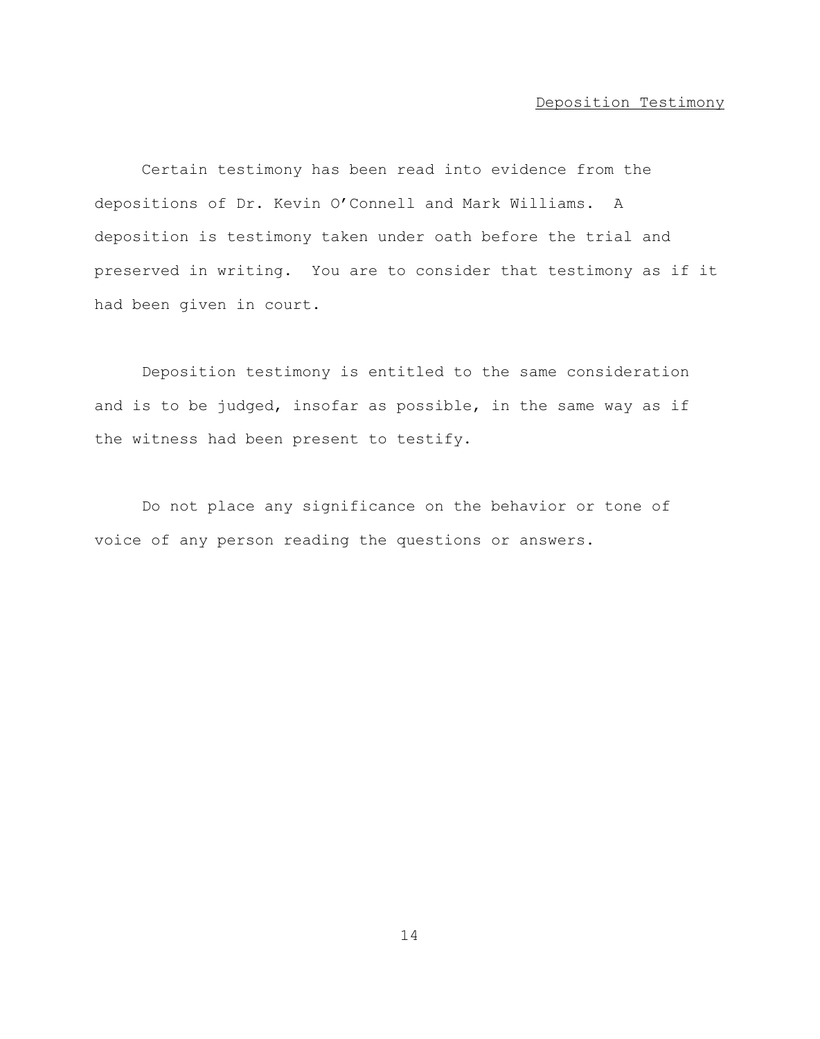## Deposition Testimony

Certain testimony has been read into evidence from the depositions of Dr. Kevin O'Connell and Mark Williams. A deposition is testimony taken under oath before the trial and preserved in writing. You are to consider that testimony as if it had been given in court.

Deposition testimony is entitled to the same consideration and is to be judged, insofar as possible, in the same way as if the witness had been present to testify.

Do not place any significance on the behavior or tone of voice of any person reading the questions or answers.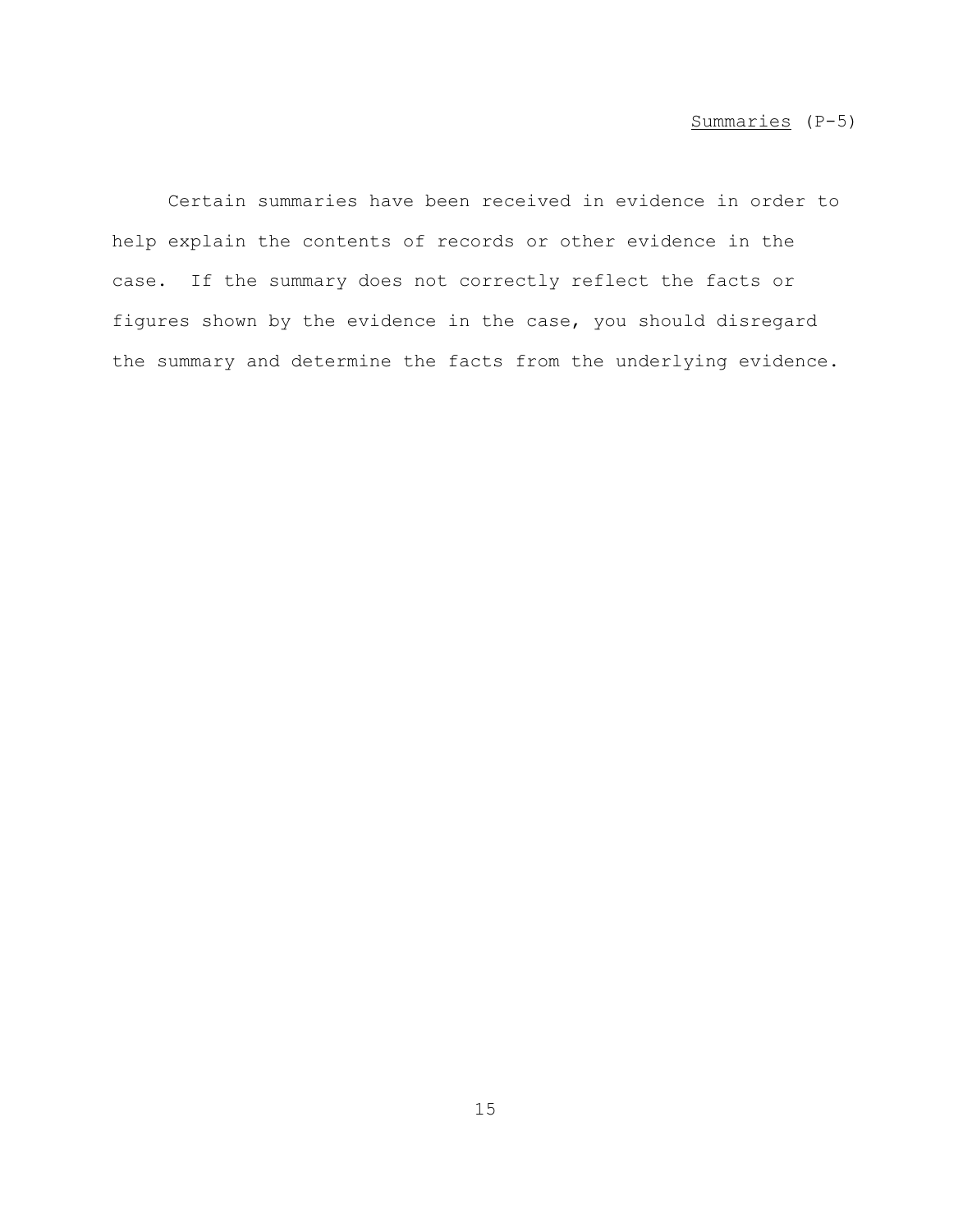<u>Summaries</u> (P-5)

Certain summaries have been received in evidence in order to help explain the contents of records or other evidence in the case. If the summary does not correctly reflect the facts or figures shown by the evidence in the case, you should disregard the summary and determine the facts from the underlying evidence.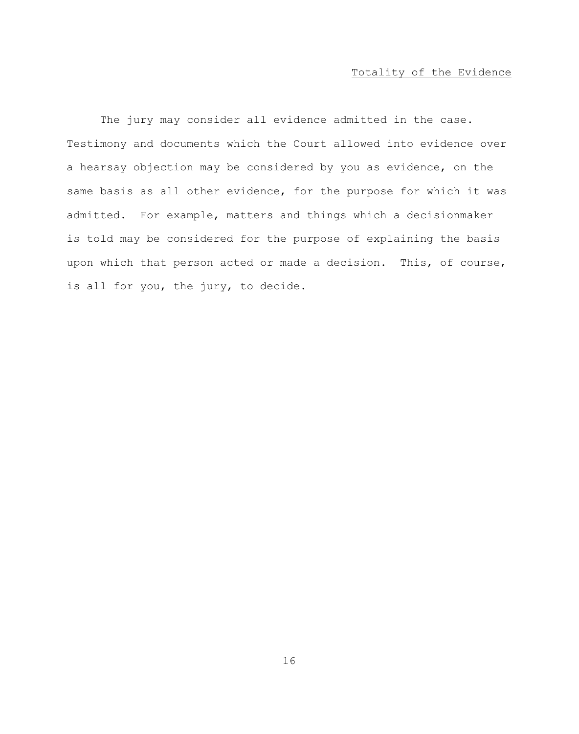## Totality of the Evidence

The jury may consider all evidence admitted in the case. Testimony and documents which the Court allowed into evidence over a hearsay objection may be considered by you as evidence, on the same basis as all other evidence, for the purpose for which it was admitted. For example, matters and things which a decisionmaker is told may be considered for the purpose of explaining the basis upon which that person acted or made a decision. This, of course, is all for you, the jury, to decide.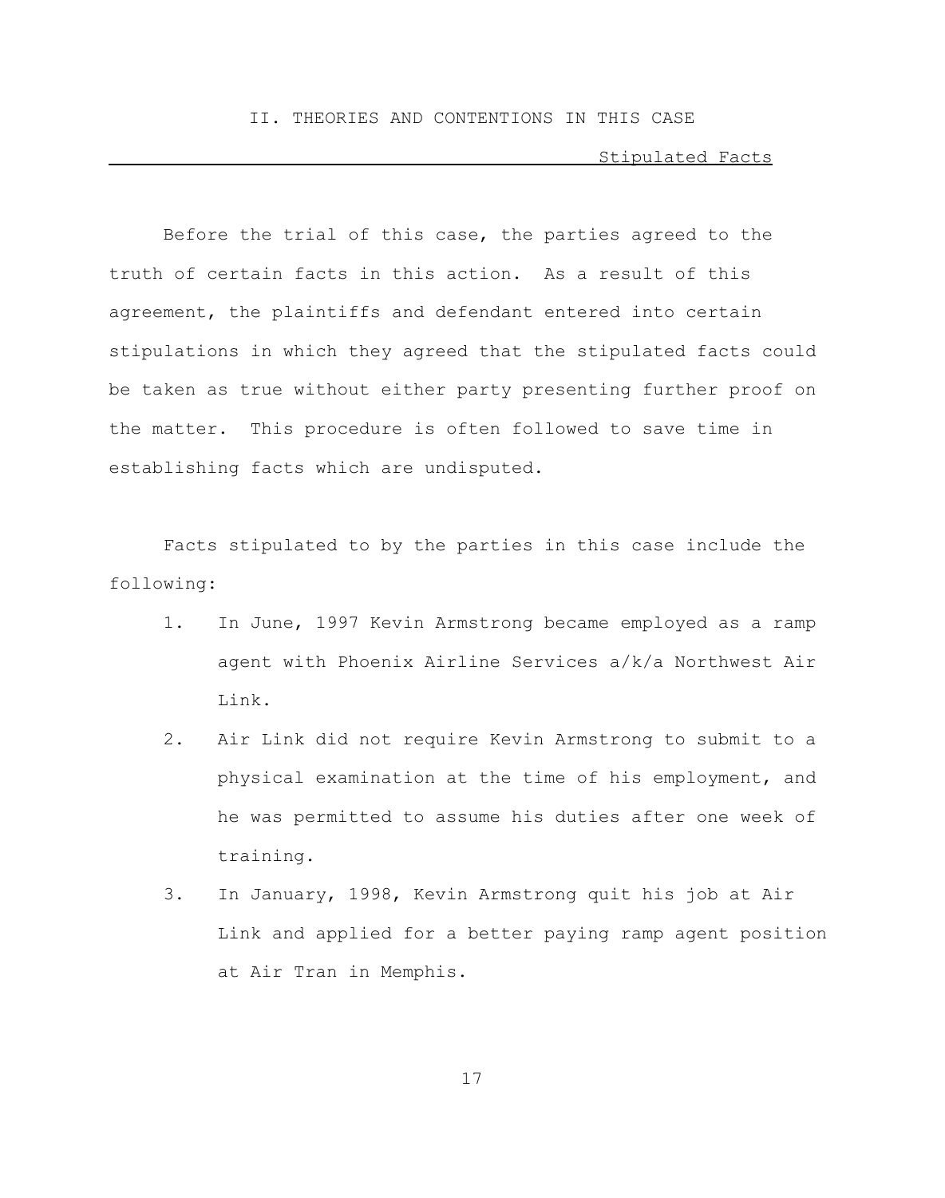## II. THEORIES AND CONTENTIONS IN THIS CASE

### Stipulated Facts

Before the trial of this case, the parties agreed to the truth of certain facts in this action. As a result of this agreement, the plaintiffs and defendant entered into certain stipulations in which they agreed that the stipulated facts could be taken as true without either party presenting further proof on the matter. This procedure is often followed to save time in establishing facts which are undisputed.

Facts stipulated to by the parties in this case include the following:

1. In June, 1997 Kevin Armstrong became employed as a ramp agent with Phoenix Airline Services a/k/a Northwest Air Link.
2. Air Link did not require Kevin Armstrong to submit to a physical examination at the time of his employment, and he was permitted to assume his duties after one week of training.
3. In January, 1998, Kevin Armstrong quit his job at Air Link and applied for a better paying ramp agent position at Air Tran in Memphis.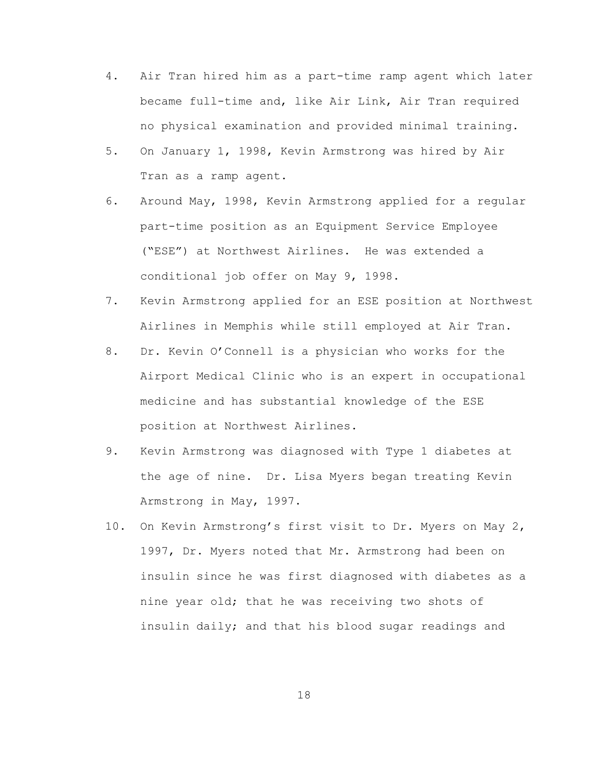4. Air Tran hired him as a part-time ramp agent which later became full-time and, like Air Link, Air Tran required no physical examination and provided minimal training.

5. On January 1, 1998, Kevin Armstrong was hired by Air Tran as a ramp agent.

6. Around May, 1998, Kevin Armstrong applied for a regular part-time position as an Equipment Service Employee ("ESE") at Northwest Airlines. He was extended a conditional job offer on May 9, 1998.

7. Kevin Armstrong applied for an ESE position at Northwest Airlines in Memphis while still employed at Air Tran.

8. Dr. Kevin O'Connell is a physician who works for the Airport Medical Clinic who is an expert in occupational medicine and has substantial knowledge of the ESE position at Northwest Airlines.

9. Kevin Armstrong was diagnosed with Type 1 diabetes at the age of nine. Dr. Lisa Myers began treating Kevin Armstrong in May, 1997.

10. On Kevin Armstrong's first visit to Dr. Myers on May 2, 1997, Dr. Myers noted that Mr. Armstrong had been on insulin since he was first diagnosed with diabetes as a nine year old; that he was receiving two shots of insulin daily; and that his blood sugar readings and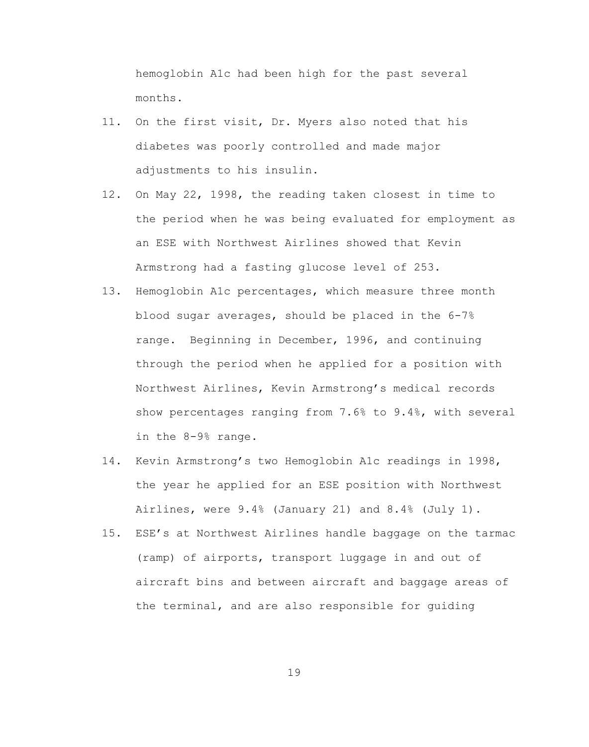hemoglobin A1c had been high for the past several months.

11. On the first visit, Dr. Myers also noted that his diabetes was poorly controlled and made major adjustments to his insulin.
12. On May 22, 1998, the reading taken closest in time to the period when he was being evaluated for employment as an ESE with Northwest Airlines showed that Kevin Armstrong had a fasting glucose level of 253.
13. Hemoglobin A1c percentages, which measure three month blood sugar averages, should be placed in the 6-7% range. Beginning in December, 1996, and continuing through the period when he applied for a position with Northwest Airlines, Kevin Armstrong's medical records show percentages ranging from 7.6% to 9.4%, with several in the 8-9% range.
14. Kevin Armstrong's two Hemoglobin A1c readings in 1998, the year he applied for an ESE position with Northwest Airlines, were 9.4% (January 21) and 8.4% (July 1).
15. ESE's at Northwest Airlines handle baggage on the tarmac (ramp) of airports, transport luggage in and out of aircraft bins and between aircraft and baggage areas of the terminal, and are also responsible for guiding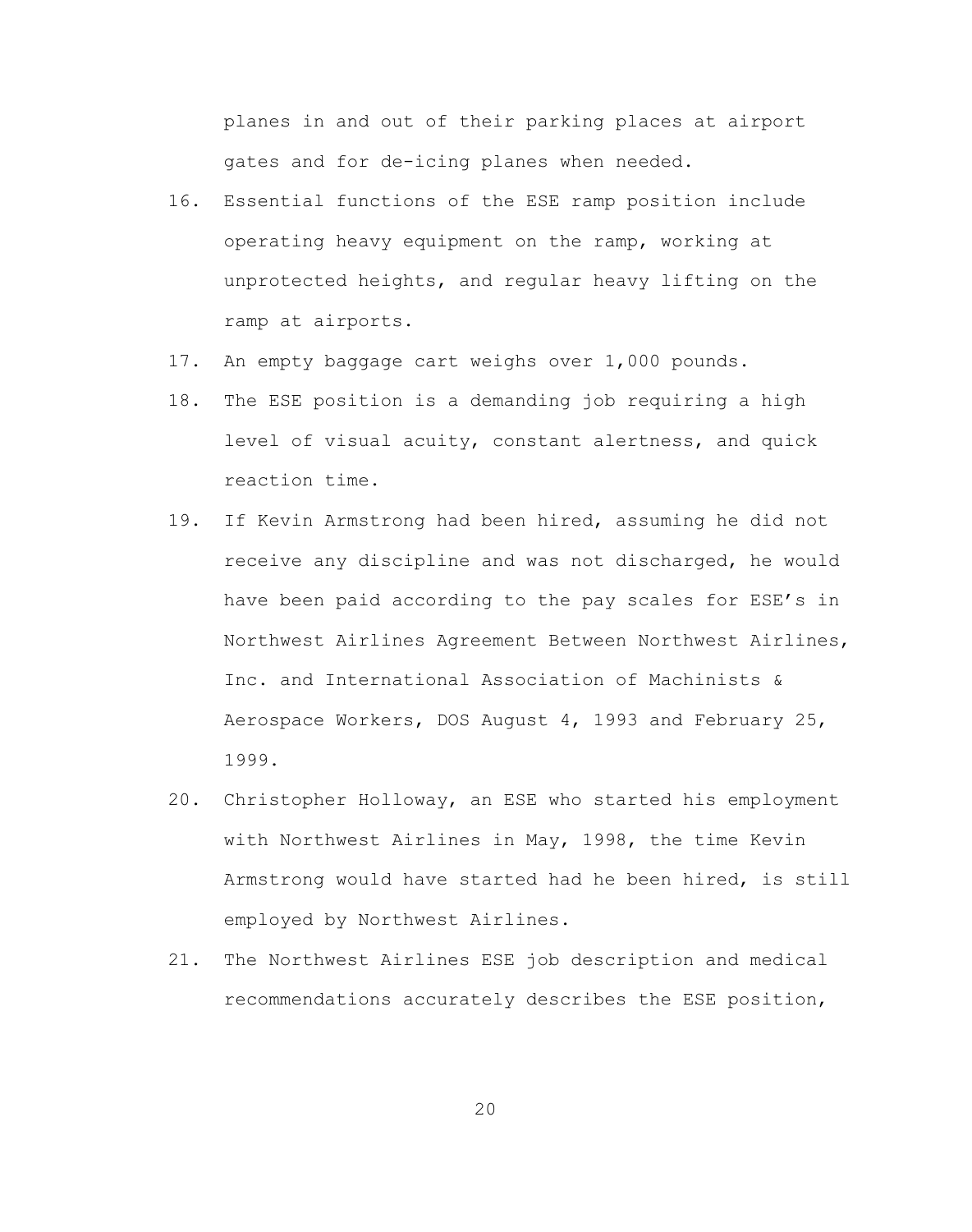planes in and out of their parking places at airport gates and for de-icing planes when needed.

16. Essential functions of the ESE ramp position include operating heavy equipment on the ramp, working at unprotected heights, and regular heavy lifting on the ramp at airports.
17. An empty baggage cart weighs over 1,000 pounds.
18. The ESE position is a demanding job requiring a high level of visual acuity, constant alertness, and quick reaction time.
19. If Kevin Armstrong had been hired, assuming he did not receive any discipline and was not discharged, he would have been paid according to the pay scales for ESE's in Northwest Airlines Agreement Between Northwest Airlines, Inc. and International Association of Machinists & Aerospace Workers, DOS August 4, 1993 and February 25, 1999.
20. Christopher Holloway, an ESE who started his employment with Northwest Airlines in May, 1998, the time Kevin Armstrong would have started had he been hired, is still employed by Northwest Airlines.
21. The Northwest Airlines ESE job description and medical recommendations accurately describes the ESE position,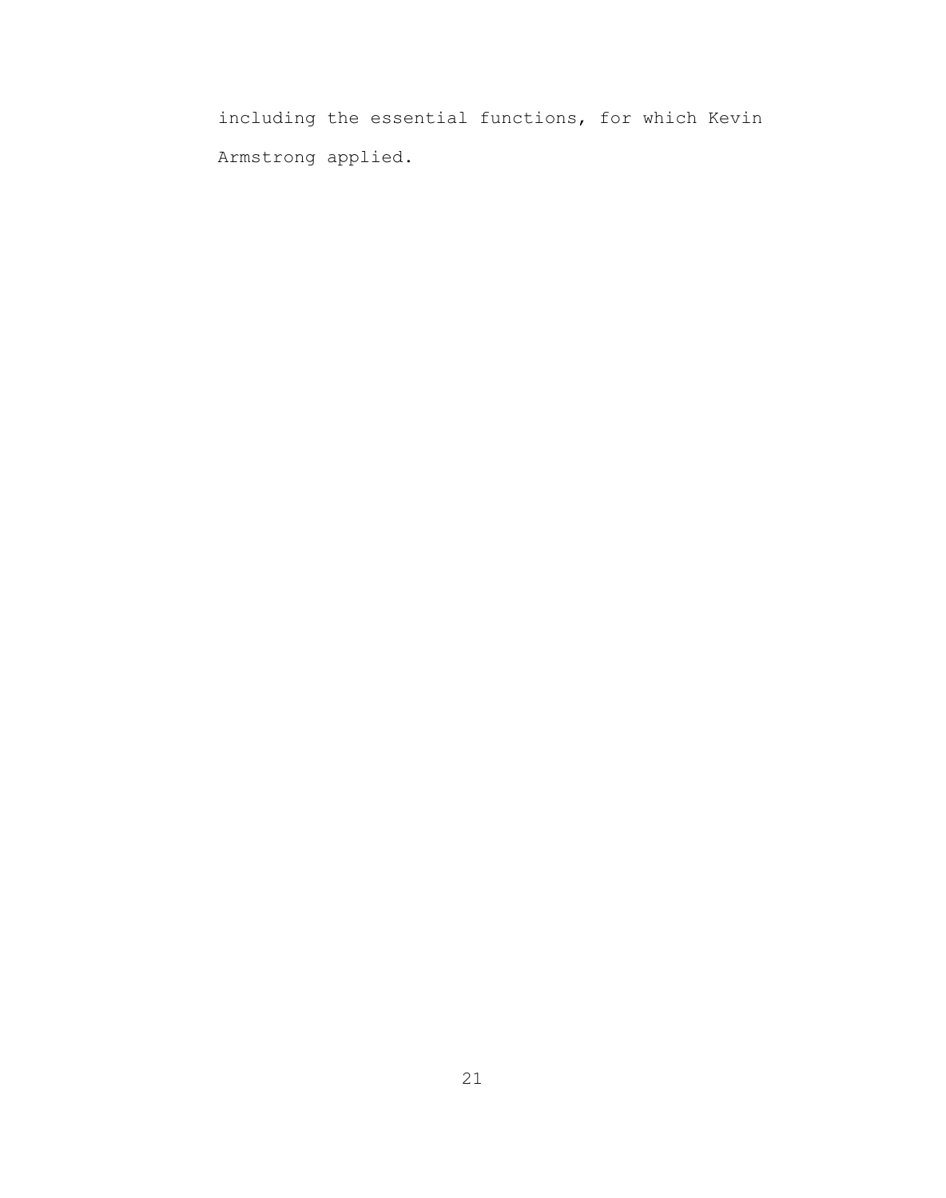including the essential functions, for which Kevin Armstrong applied.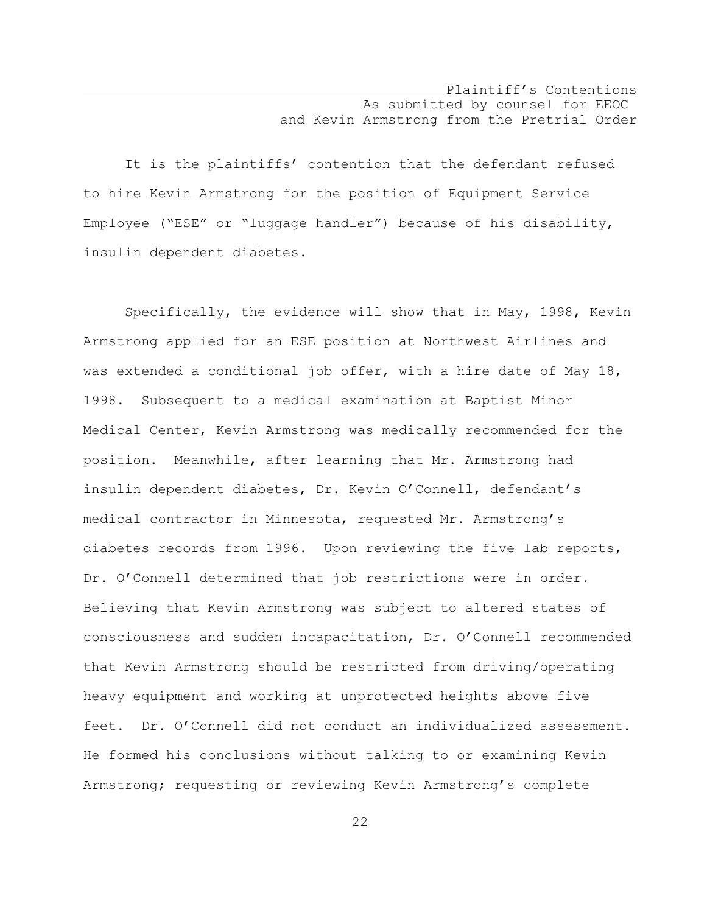Plaintiff's Contentions

As submitted by counsel for EEOC and Kevin Armstrong from the Pretrial Order

It is the plaintiffs' contention that the defendant refused to hire Kevin Armstrong for the position of Equipment Service Employee ("ESE" or "luggage handler") because of his disability, insulin dependent diabetes.

Specifically, the evidence will show that in May, 1998, Kevin Armstrong applied for an ESE position at Northwest Airlines and was extended a conditional job offer, with a hire date of May 18, 1998. Subsequent to a medical examination at Baptist Minor Medical Center, Kevin Armstrong was medically recommended for the position. Meanwhile, after learning that Mr. Armstrong had insulin dependent diabetes, Dr. Kevin O'Connell, defendant's medical contractor in Minnesota, requested Mr. Armstrong's diabetes records from 1996. Upon reviewing the five lab reports, Dr. O'Connell determined that job restrictions were in order. Believing that Kevin Armstrong was subject to altered states of consciousness and sudden incapacitation, Dr. O'Connell recommended that Kevin Armstrong should be restricted from driving/operating heavy equipment and working at unprotected heights above five feet. Dr. O'Connell did not conduct an individualized assessment. He formed his conclusions without talking to or examining Kevin Armstrong; requesting or reviewing Kevin Armstrong's complete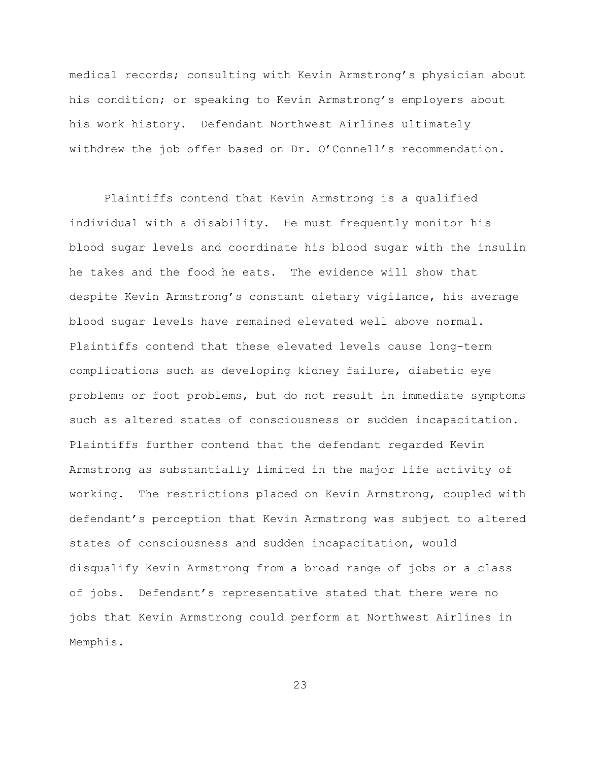medical records; consulting with Kevin Armstrong's physician about his condition; or speaking to Kevin Armstrong's employers about his work history. Defendant Northwest Airlines ultimately withdrew the job offer based on Dr. O'Connell's recommendation.

Plaintiffs contend that Kevin Armstrong is a qualified individual with a disability. He must frequently monitor his blood sugar levels and coordinate his blood sugar with the insulin he takes and the food he eats. The evidence will show that despite Kevin Armstrong's constant dietary vigilance, his average blood sugar levels have remained elevated well above normal. Plaintiffs contend that these elevated levels cause long-term complications such as developing kidney failure, diabetic eye problems or foot problems, but do not result in immediate symptoms such as altered states of consciousness or sudden incapacitation. Plaintiffs further contend that the defendant regarded Kevin Armstrong as substantially limited in the major life activity of working. The restrictions placed on Kevin Armstrong, coupled with defendant's perception that Kevin Armstrong was subject to altered states of consciousness and sudden incapacitation, would disqualify Kevin Armstrong from a broad range of jobs or a class of jobs. Defendant's representative stated that there were no jobs that Kevin Armstrong could perform at Northwest Airlines in Memphis.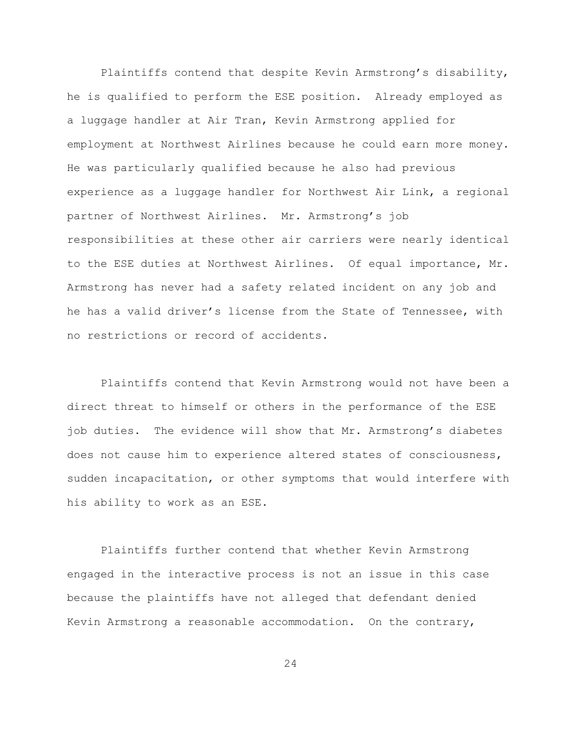Plaintiffs contend that despite Kevin Armstrong's disability, he is qualified to perform the ESE position. Already employed as a luggage handler at Air Tran, Kevin Armstrong applied for employment at Northwest Airlines because he could earn more money. He was particularly qualified because he also had previous experience as a luggage handler for Northwest Air Link, a regional partner of Northwest Airlines. Mr. Armstrong's job responsibilities at these other air carriers were nearly identical to the ESE duties at Northwest Airlines. Of equal importance, Mr. Armstrong has never had a safety related incident on any job and he has a valid driver's license from the State of Tennessee, with no restrictions or record of accidents.

Plaintiffs contend that Kevin Armstrong would not have been a direct threat to himself or others in the performance of the ESE job duties. The evidence will show that Mr. Armstrong's diabetes does not cause him to experience altered states of consciousness, sudden incapacitation, or other symptoms that would interfere with his ability to work as an ESE.

Plaintiffs further contend that whether Kevin Armstrong engaged in the interactive process is not an issue in this case because the plaintiffs have not alleged that defendant denied Kevin Armstrong a reasonable accommodation. On the contrary,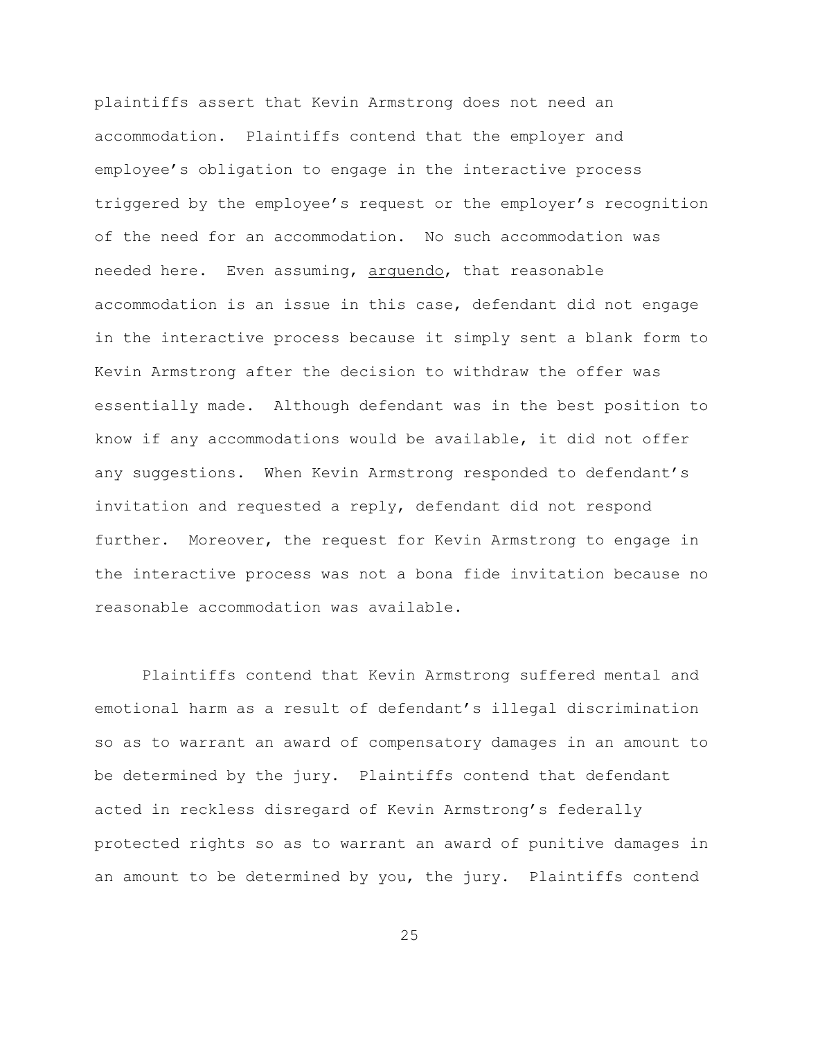plaintiffs assert that Kevin Armstrong does not need an accommodation. Plaintiffs contend that the employer and employee's obligation to engage in the interactive process triggered by the employee's request or the employer's recognition of the need for an accommodation. No such accommodation was needed here. Even assuming, arguendo, that reasonable accommodation is an issue in this case, defendant did not engage in the interactive process because it simply sent a blank form to Kevin Armstrong after the decision to withdraw the offer was essentially made. Although defendant was in the best position to know if any accommodations would be available, it did not offer any suggestions. When Kevin Armstrong responded to defendant's invitation and requested a reply, defendant did not respond further. Moreover, the request for Kevin Armstrong to engage in the interactive process was not a bona fide invitation because no reasonable accommodation was available.

Plaintiffs contend that Kevin Armstrong suffered mental and emotional harm as a result of defendant's illegal discrimination so as to warrant an award of compensatory damages in an amount to be determined by the jury. Plaintiffs contend that defendant acted in reckless disregard of Kevin Armstrong's federally protected rights so as to warrant an award of punitive damages in an amount to be determined by you, the jury. Plaintiffs contend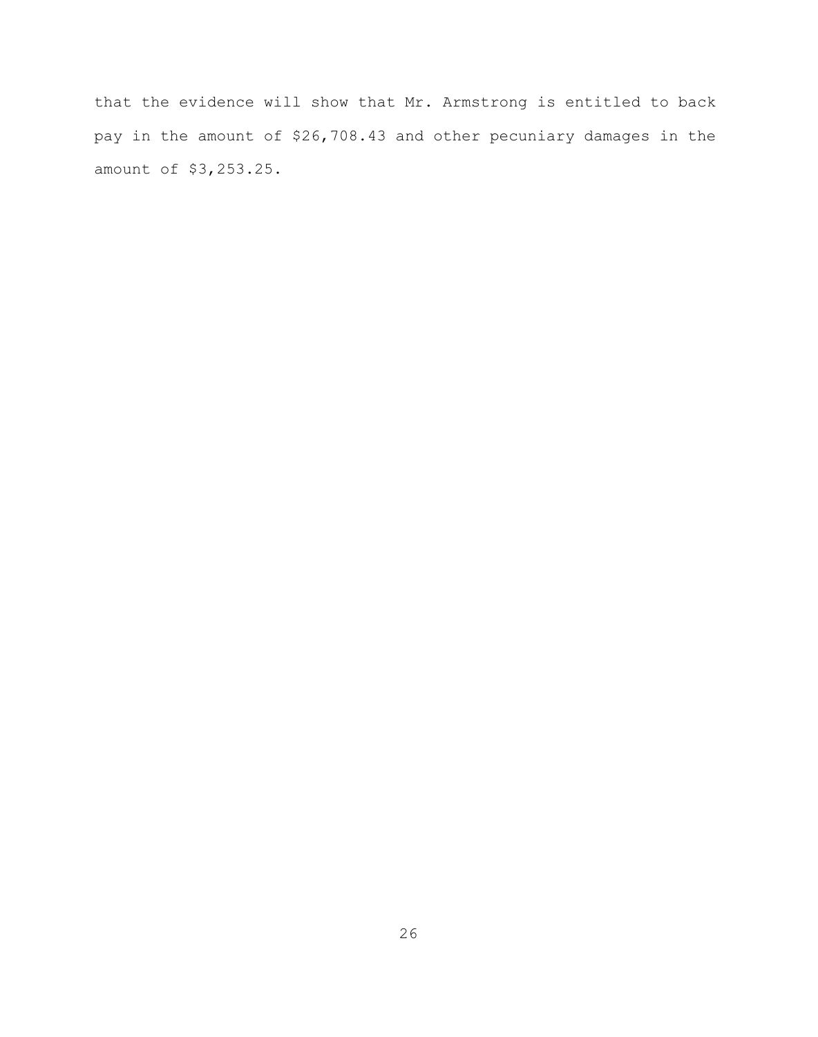that the evidence will show that Mr. Armstrong is entitled to back pay in the amount of $26,708.43 and other pecuniary damages in the amount of $3,253.25.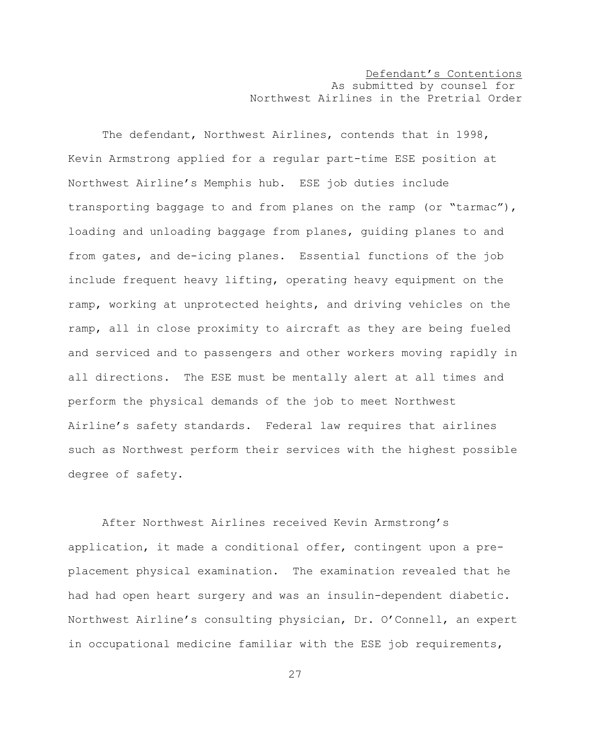Defendant's Contentions
As submitted by counsel for
Northwest Airlines in the Pretrial Order

The defendant, Northwest Airlines, contends that in 1998, Kevin Armstrong applied for a regular part-time ESE position at Northwest Airline's Memphis hub. ESE job duties include transporting baggage to and from planes on the ramp (or "tarmac"), loading and unloading baggage from planes, guiding planes to and from gates, and de-icing planes. Essential functions of the job include frequent heavy lifting, operating heavy equipment on the ramp, working at unprotected heights, and driving vehicles on the ramp, all in close proximity to aircraft as they are being fueled and serviced and to passengers and other workers moving rapidly in all directions. The ESE must be mentally alert at all times and perform the physical demands of the job to meet Northwest Airline's safety standards. Federal law requires that airlines such as Northwest perform their services with the highest possible degree of safety.

After Northwest Airlines received Kevin Armstrong's application, it made a conditional offer, contingent upon a pre-placement physical examination. The examination revealed that he had had open heart surgery and was an insulin-dependent diabetic. Northwest Airline's consulting physician, Dr. O'Connell, an expert in occupational medicine familiar with the ESE job requirements,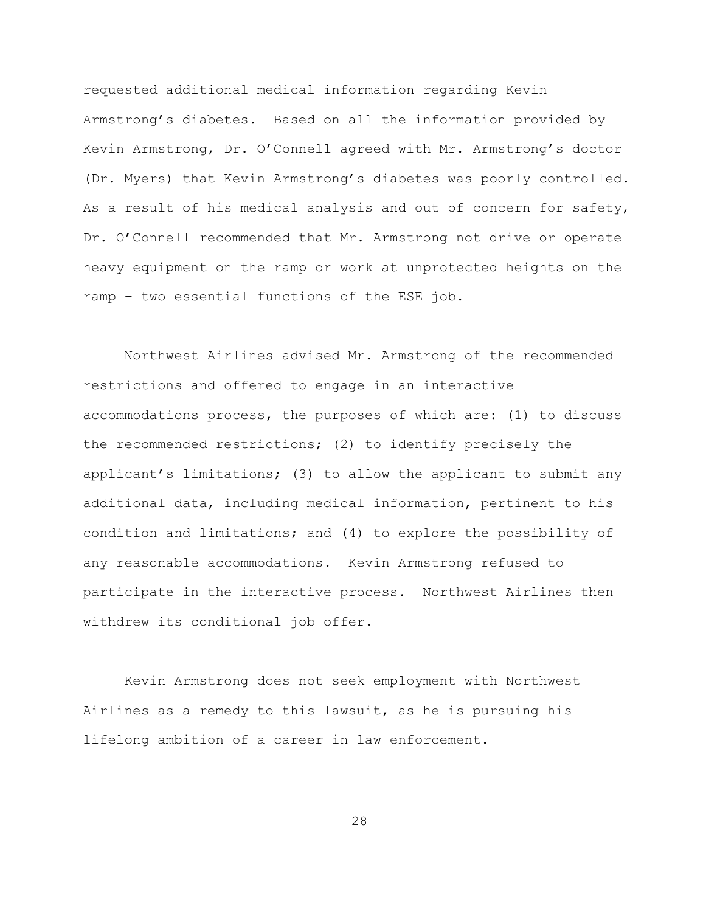requested additional medical information regarding Kevin Armstrong's diabetes. Based on all the information provided by Kevin Armstrong, Dr. O'Connell agreed with Mr. Armstrong's doctor (Dr. Myers) that Kevin Armstrong's diabetes was poorly controlled. As a result of his medical analysis and out of concern for safety, Dr. O'Connell recommended that Mr. Armstrong not drive or operate heavy equipment on the ramp or work at unprotected heights on the ramp – two essential functions of the ESE job.

Northwest Airlines advised Mr. Armstrong of the recommended restrictions and offered to engage in an interactive accommodations process, the purposes of which are: (1) to discuss the recommended restrictions; (2) to identify precisely the applicant's limitations; (3) to allow the applicant to submit any additional data, including medical information, pertinent to his condition and limitations; and (4) to explore the possibility of any reasonable accommodations. Kevin Armstrong refused to participate in the interactive process. Northwest Airlines then withdrew its conditional job offer.

Kevin Armstrong does not seek employment with Northwest Airlines as a remedy to this lawsuit, as he is pursuing his lifelong ambition of a career in law enforcement.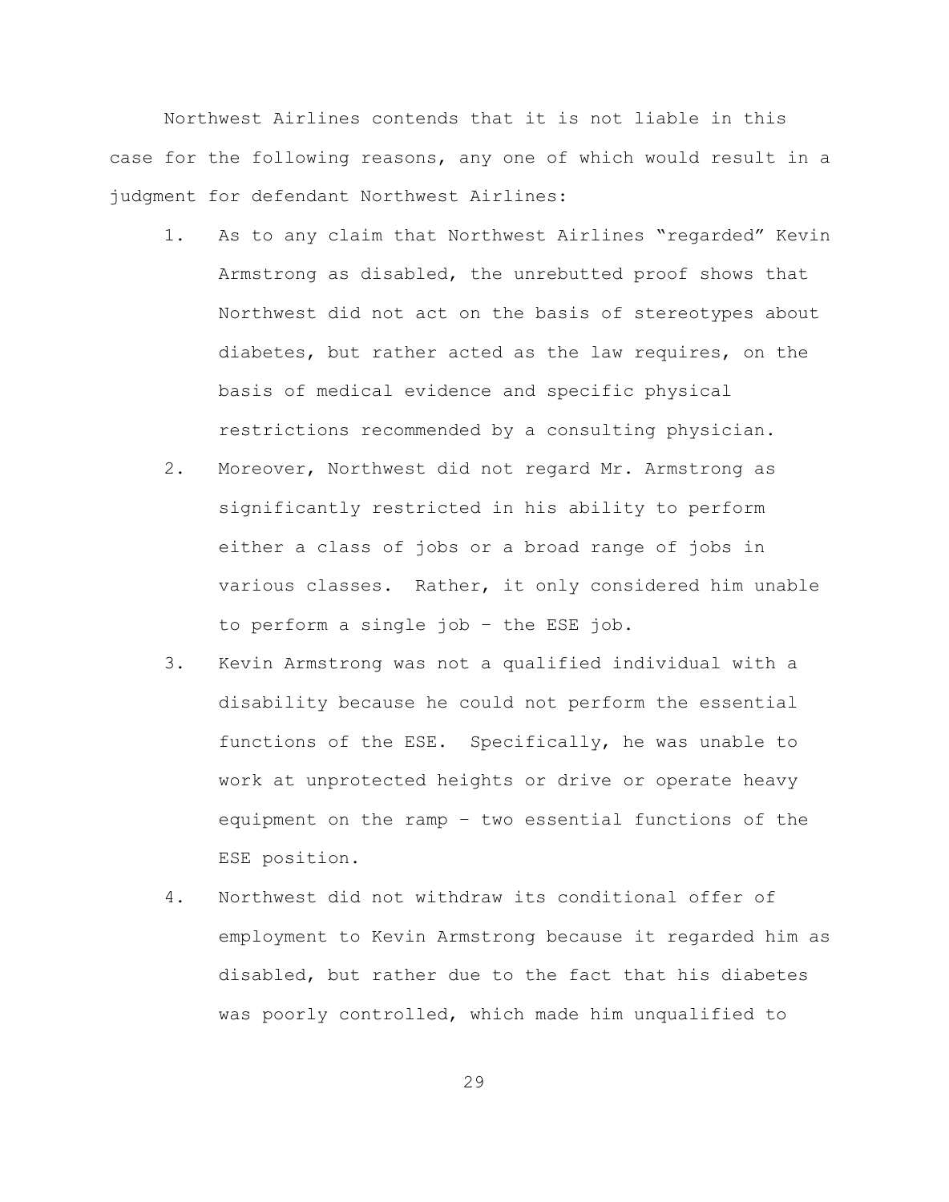Northwest Airlines contends that it is not liable in this case for the following reasons, any one of which would result in a judgment for defendant Northwest Airlines:

1. As to any claim that Northwest Airlines "regarded" Kevin Armstrong as disabled, the unrebutted proof shows that Northwest did not act on the basis of stereotypes about diabetes, but rather acted as the law requires, on the basis of medical evidence and specific physical restrictions recommended by a consulting physician.
2. Moreover, Northwest did not regard Mr. Armstrong as significantly restricted in his ability to perform either a class of jobs or a broad range of jobs in various classes. Rather, it only considered him unable to perform a single job – the ESE job.
3. Kevin Armstrong was not a qualified individual with a disability because he could not perform the essential functions of the ESE. Specifically, he was unable to work at unprotected heights or drive or operate heavy equipment on the ramp – two essential functions of the ESE position.
4. Northwest did not withdraw its conditional offer of employment to Kevin Armstrong because it regarded him as disabled, but rather due to the fact that his diabetes was poorly controlled, which made him unqualified to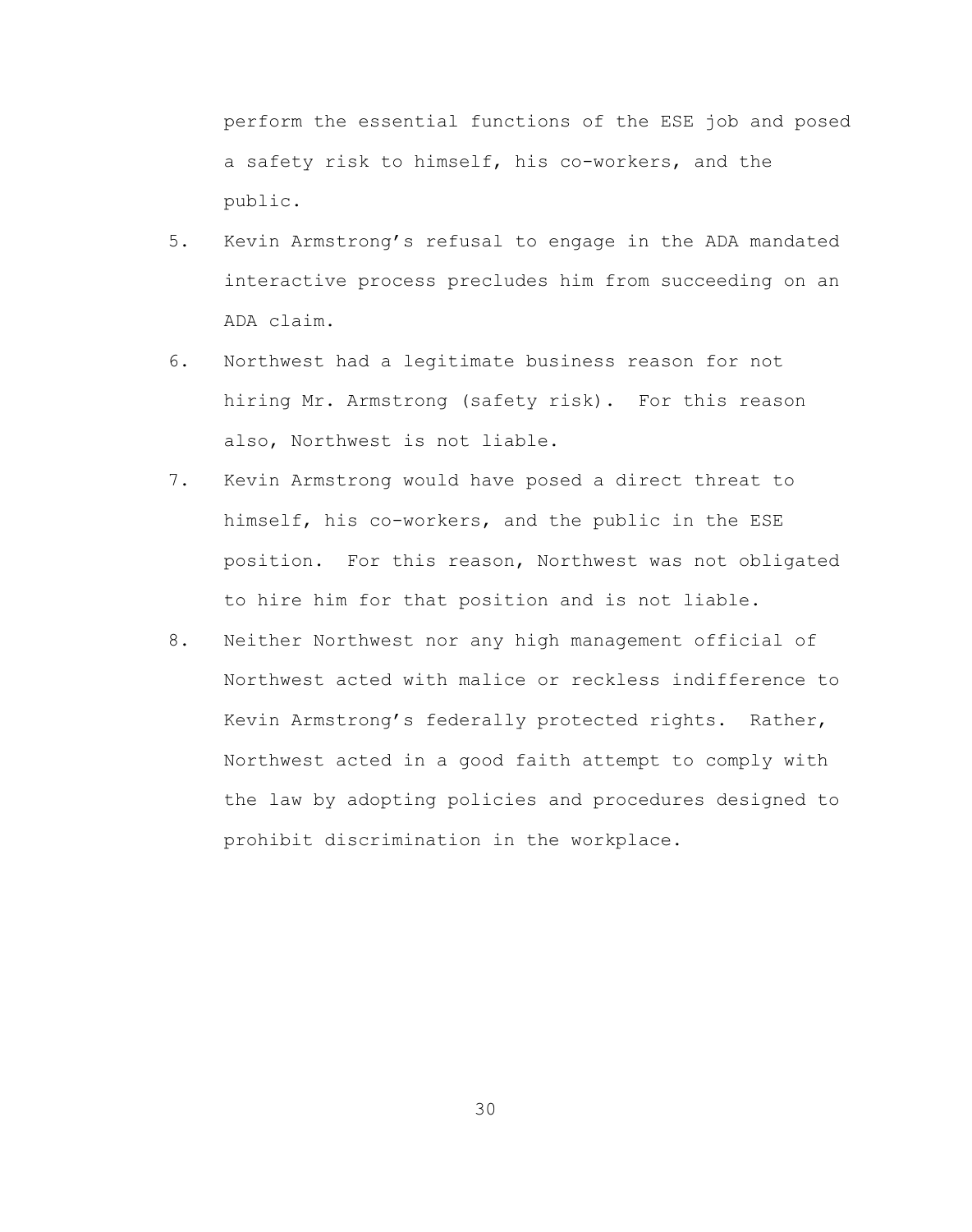perform the essential functions of the ESE job and posed a safety risk to himself, his co-workers, and the public.

5. Kevin Armstrong's refusal to engage in the ADA mandated interactive process precludes him from succeeding on an ADA claim.

6. Northwest had a legitimate business reason for not hiring Mr. Armstrong (safety risk). For this reason also, Northwest is not liable.

7. Kevin Armstrong would have posed a direct threat to himself, his co-workers, and the public in the ESE position. For this reason, Northwest was not obligated to hire him for that position and is not liable.

8. Neither Northwest nor any high management official of Northwest acted with malice or reckless indifference to Kevin Armstrong's federally protected rights. Rather, Northwest acted in a good faith attempt to comply with the law by adopting policies and procedures designed to prohibit discrimination in the workplace.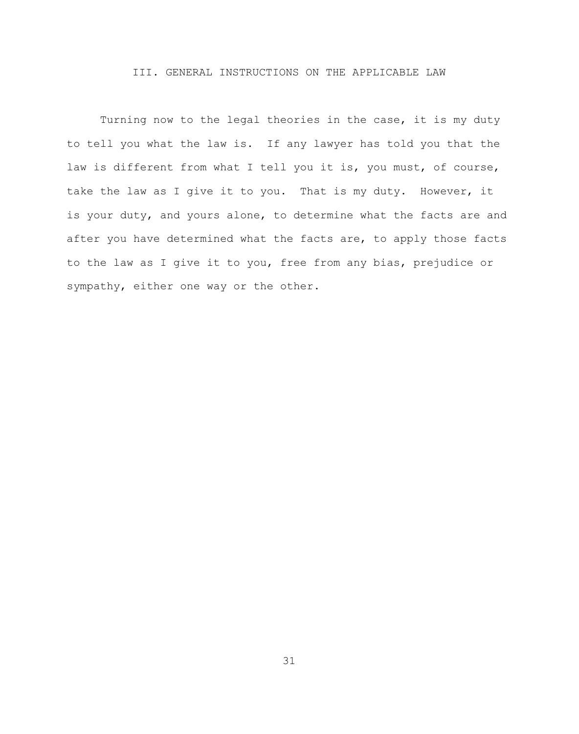## III. GENERAL INSTRUCTIONS ON THE APPLICABLE LAW

Turning now to the legal theories in the case, it is my duty to tell you what the law is. If any lawyer has told you that the law is different from what I tell you it is, you must, of course, take the law as I give it to you. That is my duty. However, it is your duty, and yours alone, to determine what the facts are and after you have determined what the facts are, to apply those facts to the law as I give it to you, free from any bias, prejudice or sympathy, either one way or the other.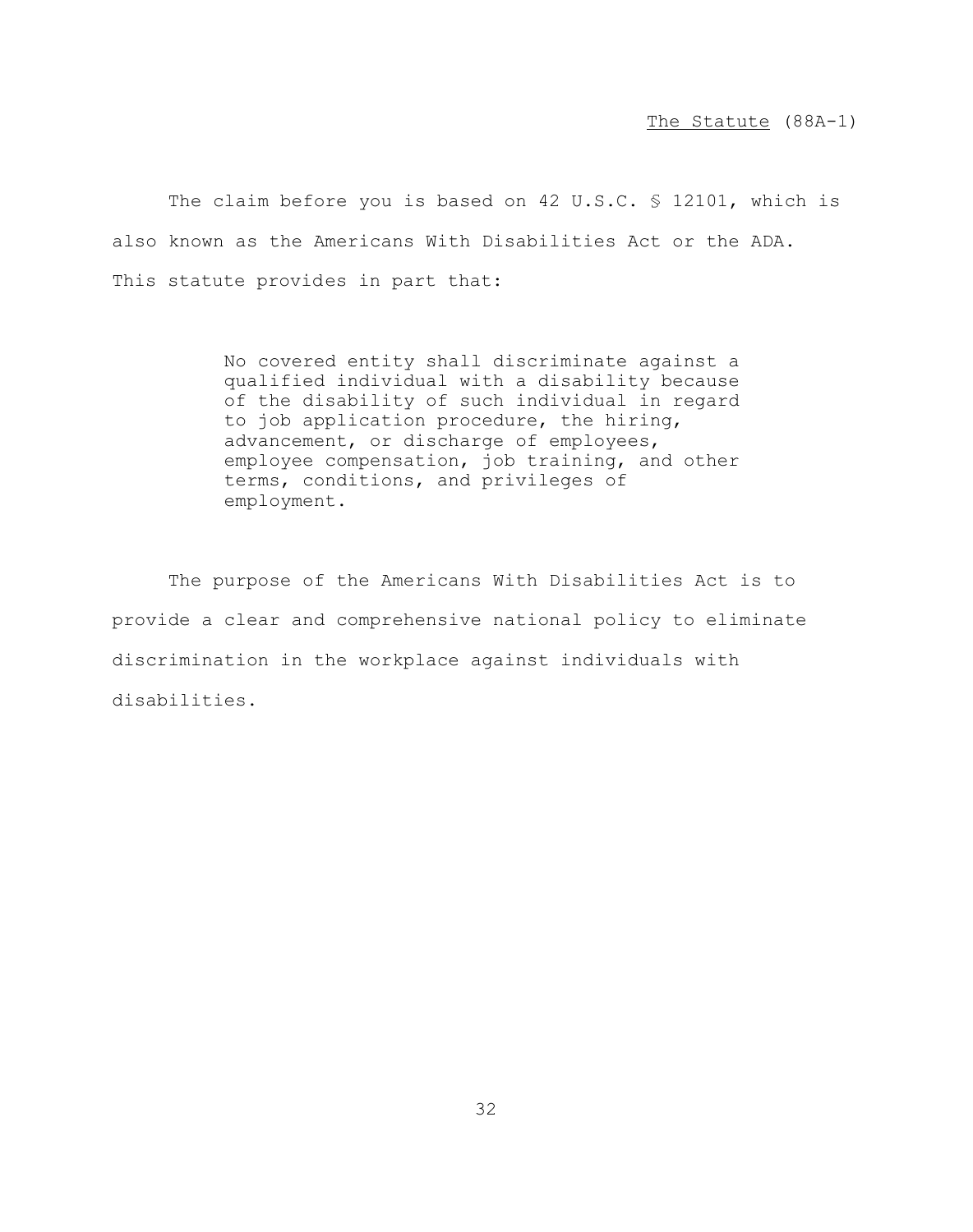<u>The Statute</u> (88A-1)

The claim before you is based on 42 U.S.C. § 12101, which is also known as the Americans With Disabilities Act or the ADA. This statute provides in part that:

> No covered entity shall discriminate against a qualified individual with a disability because of the disability of such individual in regard to job application procedure, the hiring, advancement, or discharge of employees, employee compensation, job training, and other terms, conditions, and privileges of employment.

The purpose of the Americans With Disabilities Act is to provide a clear and comprehensive national policy to eliminate discrimination in the workplace against individuals with disabilities.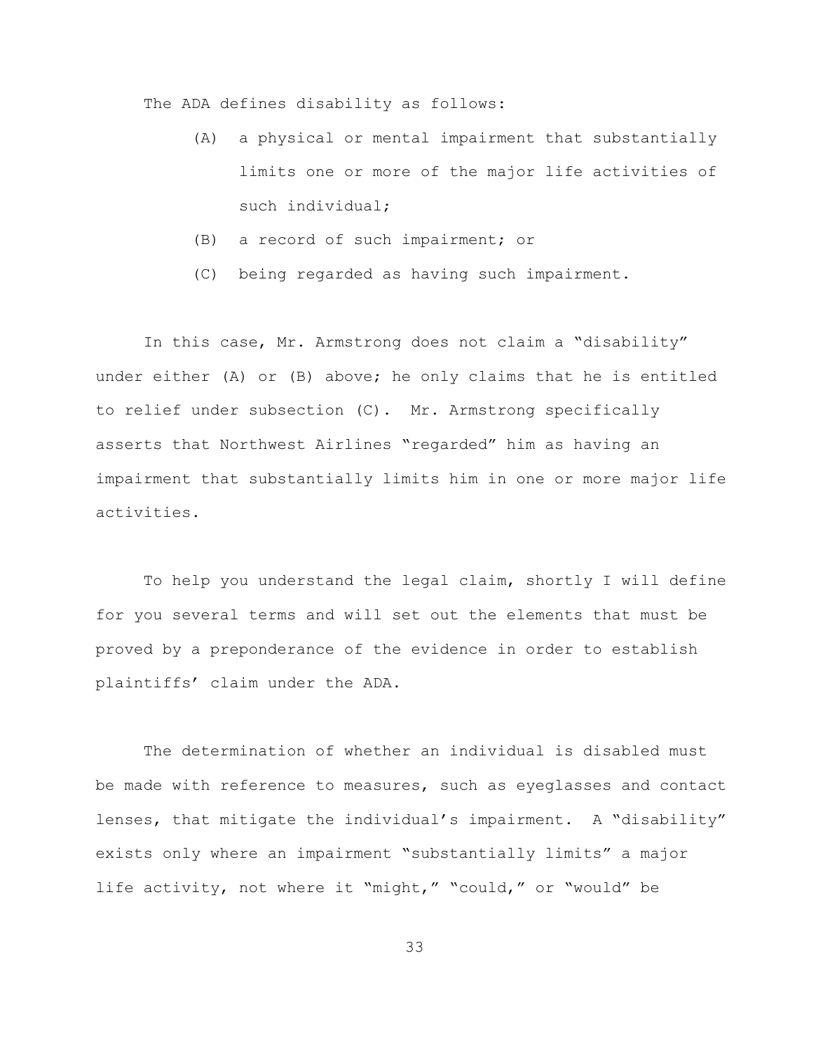The ADA defines disability as follows:

> (A) a physical or mental impairment that substantially limits one or more of the major life activities of such individual;
>
> (B) a record of such impairment; or
>
> (C) being regarded as having such impairment.

In this case, Mr. Armstrong does not claim a "disability" under either (A) or (B) above; he only claims that he is entitled to relief under subsection (C). Mr. Armstrong specifically asserts that Northwest Airlines "regarded" him as having an impairment that substantially limits him in one or more major life activities.

To help you understand the legal claim, shortly I will define for you several terms and will set out the elements that must be proved by a preponderance of the evidence in order to establish plaintiffs' claim under the ADA.

The determination of whether an individual is disabled must be made with reference to measures, such as eyeglasses and contact lenses, that mitigate the individual's impairment. A "disability" exists only where an impairment "substantially limits" a major life activity, not where it "might," "could," or "would" be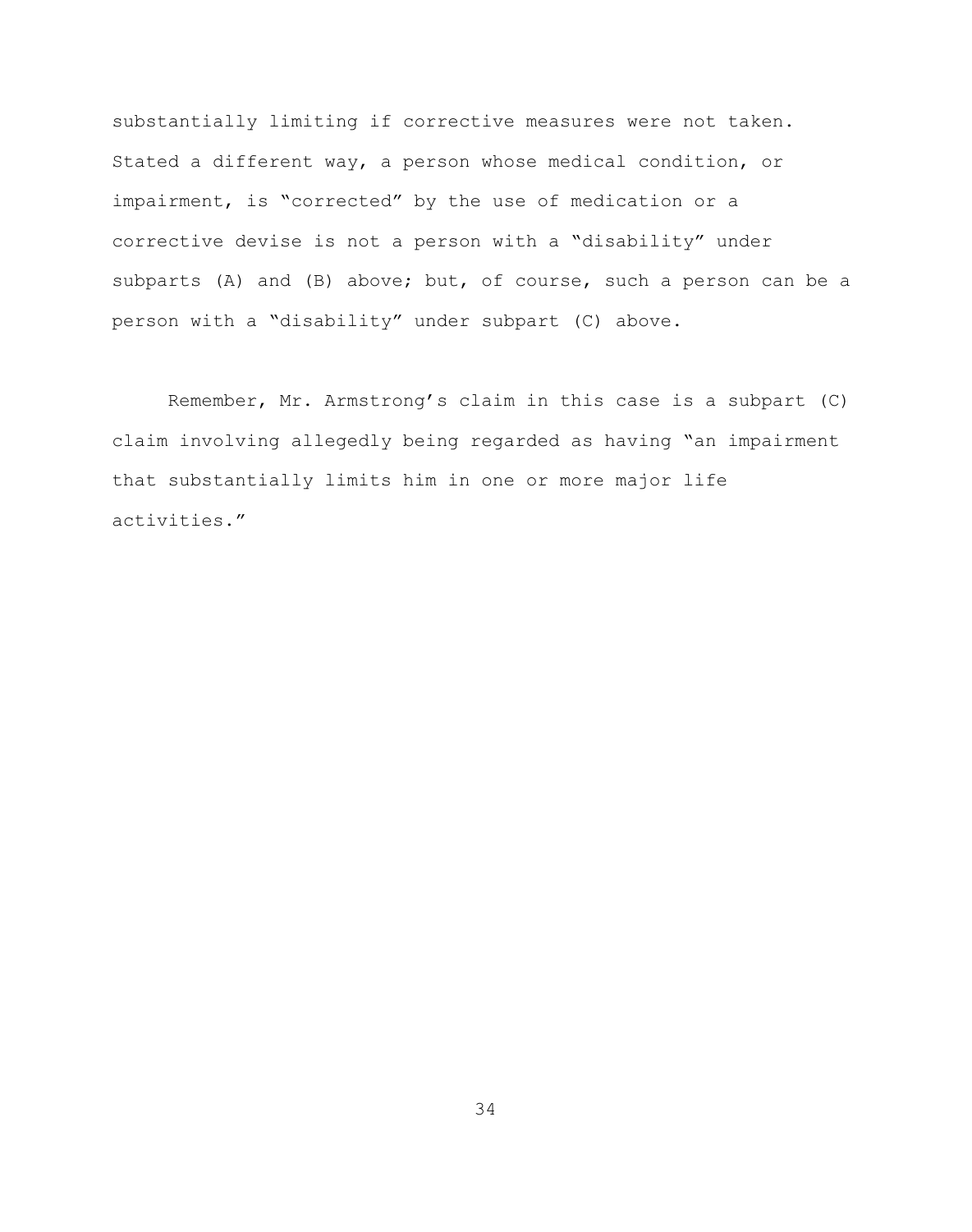substantially limiting if corrective measures were not taken. Stated a different way, a person whose medical condition, or impairment, is "corrected" by the use of medication or a corrective devise is not a person with a "disability" under subparts (A) and (B) above; but, of course, such a person can be a person with a "disability" under subpart (C) above.

Remember, Mr. Armstrong's claim in this case is a subpart (C) claim involving allegedly being regarded as having "an impairment that substantially limits him in one or more major life activities."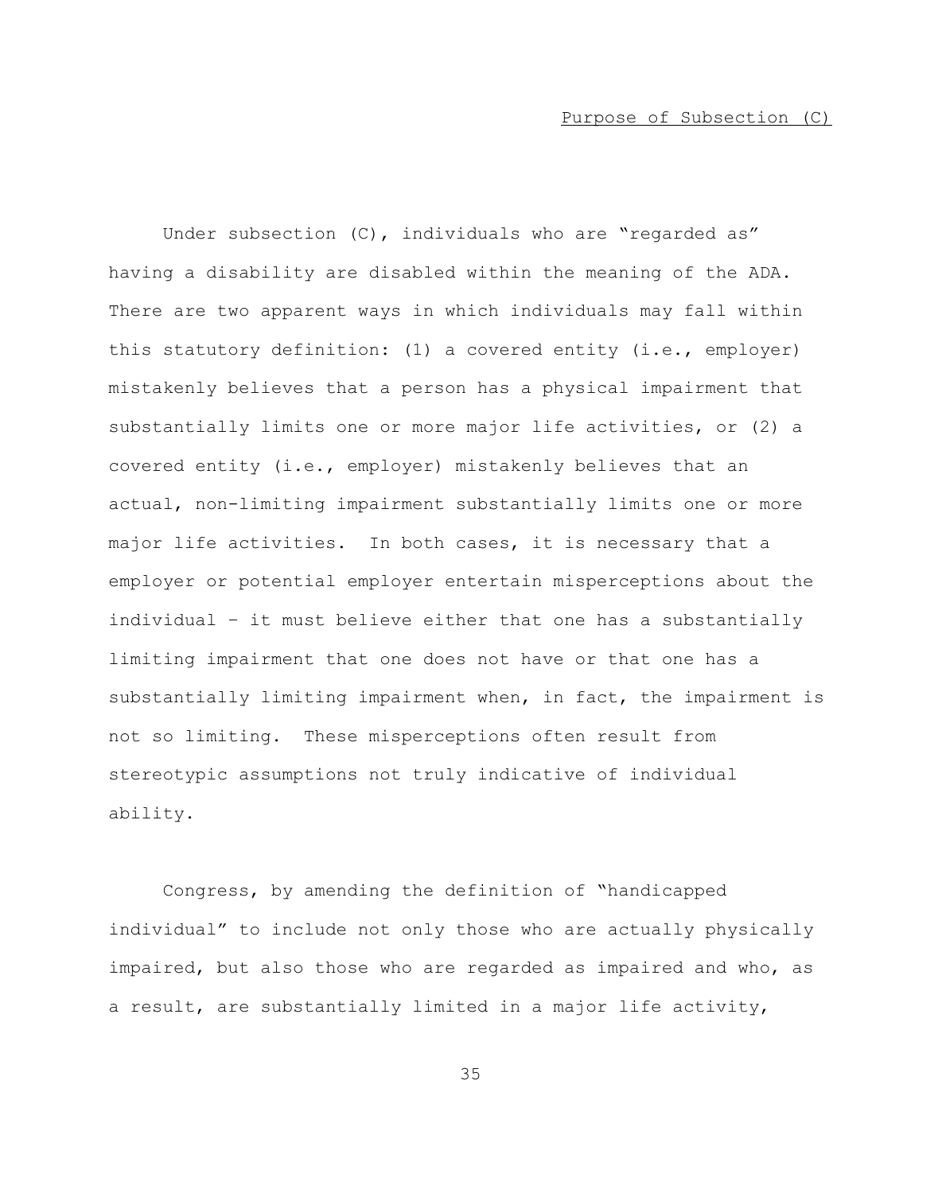<u>Purpose of Subsection (C)</u>

Under subsection (C), individuals who are "regarded as" having a disability are disabled within the meaning of the ADA. There are two apparent ways in which individuals may fall within this statutory definition: (1) a covered entity (i.e., employer) mistakenly believes that a person has a physical impairment that substantially limits one or more major life activities, or (2) a covered entity (i.e., employer) mistakenly believes that an actual, non-limiting impairment substantially limits one or more major life activities. In both cases, it is necessary that a employer or potential employer entertain misperceptions about the individual – it must believe either that one has a substantially limiting impairment that one does not have or that one has a substantially limiting impairment when, in fact, the impairment is not so limiting. These misperceptions often result from stereotypic assumptions not truly indicative of individual ability.

Congress, by amending the definition of "handicapped individual" to include not only those who are actually physically impaired, but also those who are regarded as impaired and who, as a result, are substantially limited in a major life activity,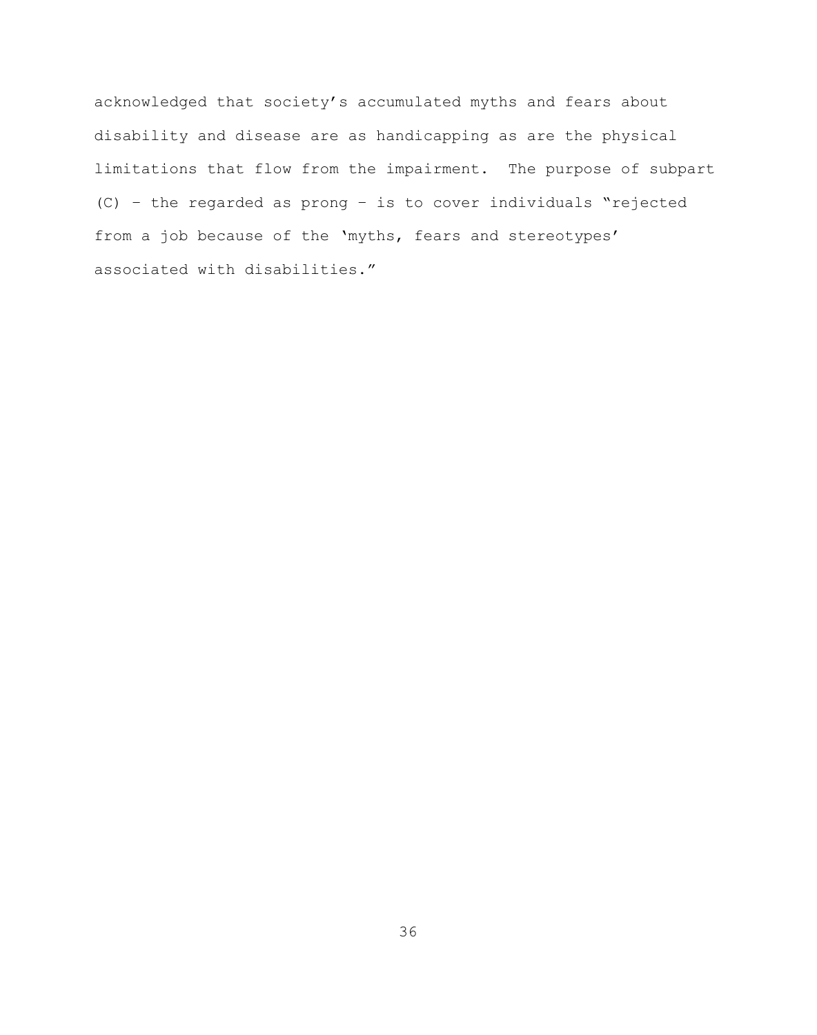acknowledged that society's accumulated myths and fears about disability and disease are as handicapping as are the physical limitations that flow from the impairment. The purpose of subpart (C) – the regarded as prong – is to cover individuals "rejected from a job because of the 'myths, fears and stereotypes' associated with disabilities."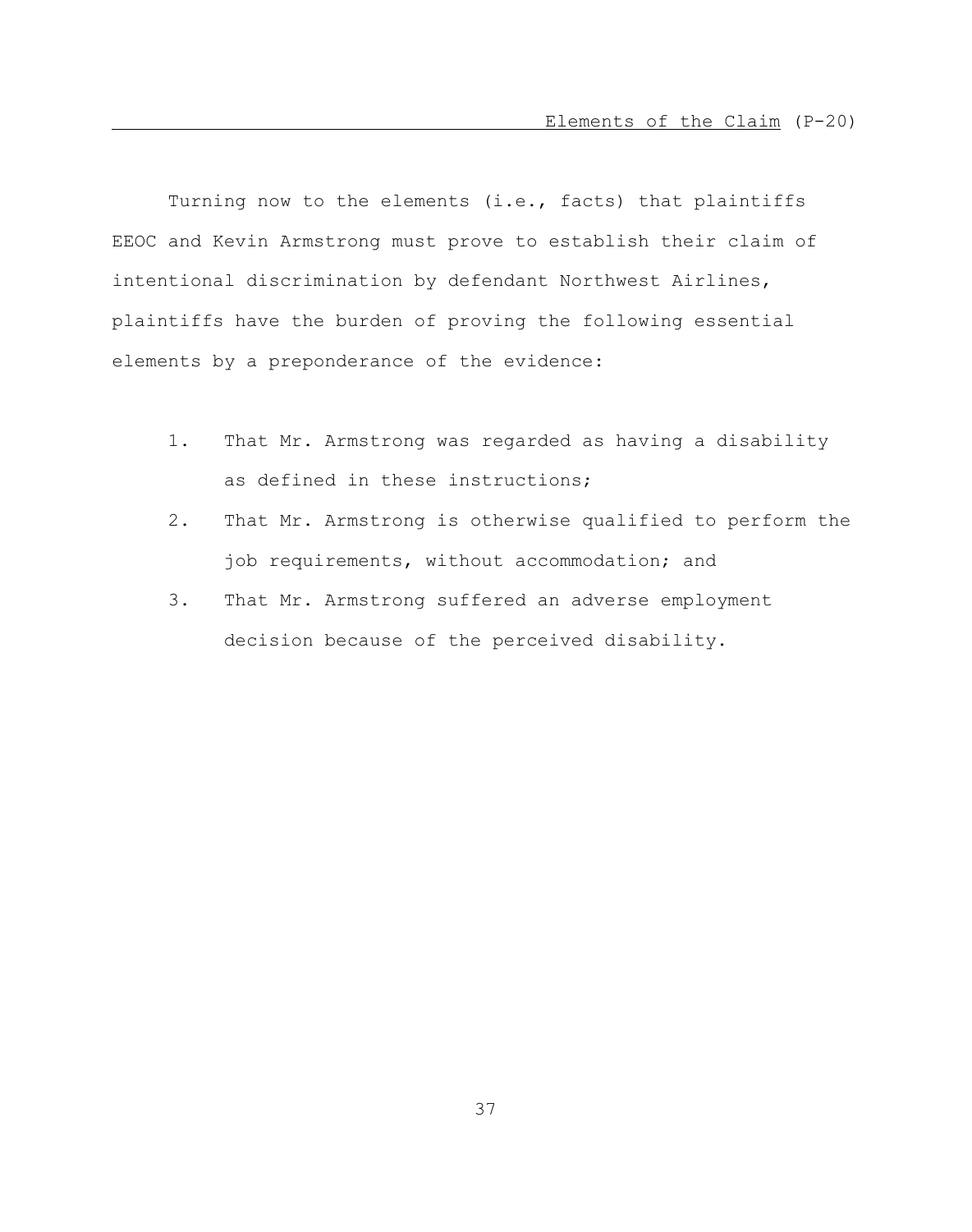## Elements of the Claim (P-20)

Turning now to the elements (i.e., facts) that plaintiffs EEOC and Kevin Armstrong must prove to establish their claim of intentional discrimination by defendant Northwest Airlines, plaintiffs have the burden of proving the following essential elements by a preponderance of the evidence:

1. That Mr. Armstrong was regarded as having a disability as defined in these instructions;
2. That Mr. Armstrong is otherwise qualified to perform the job requirements, without accommodation; and
3. That Mr. Armstrong suffered an adverse employment decision because of the perceived disability.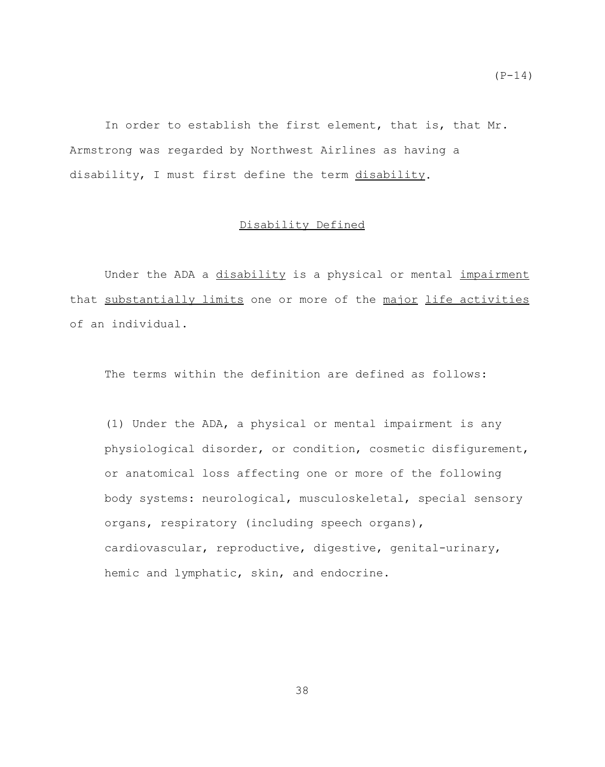(P-14)

In order to establish the first element, that is, that Mr. Armstrong was regarded by Northwest Airlines as having a disability, I must first define the term <u>disability</u>.

<u>Disability Defined</u>

Under the ADA a <u>disability</u> is a physical or mental <u>impairment</u> that <u>substantially limits</u> one or more of the <u>major</u> <u>life activities</u> of an individual.

The terms within the definition are defined as follows:

(1) Under the ADA, a physical or mental impairment is any physiological disorder, or condition, cosmetic disfigurement, or anatomical loss affecting one or more of the following body systems: neurological, musculoskeletal, special sensory organs, respiratory (including speech organs), cardiovascular, reproductive, digestive, genital-urinary, hemic and lymphatic, skin, and endocrine.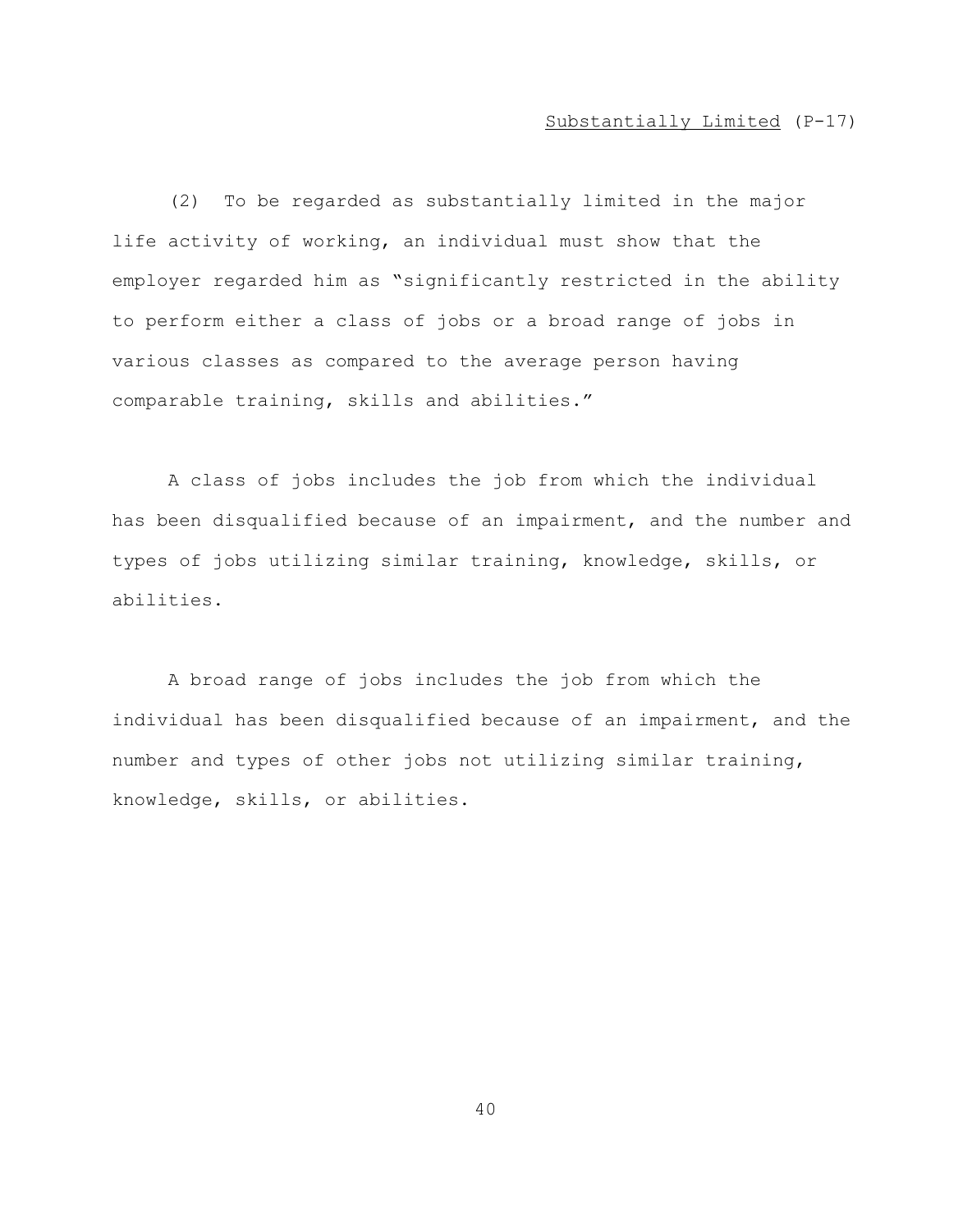<u>Substantially Limited</u> (P-17)

(2) To be regarded as substantially limited in the major life activity of working, an individual must show that the employer regarded him as "significantly restricted in the ability to perform either a class of jobs or a broad range of jobs in various classes as compared to the average person having comparable training, skills and abilities."

A class of jobs includes the job from which the individual has been disqualified because of an impairment, and the number and types of jobs utilizing similar training, knowledge, skills, or abilities.

A broad range of jobs includes the job from which the individual has been disqualified because of an impairment, and the number and types of other jobs not utilizing similar training, knowledge, skills, or abilities.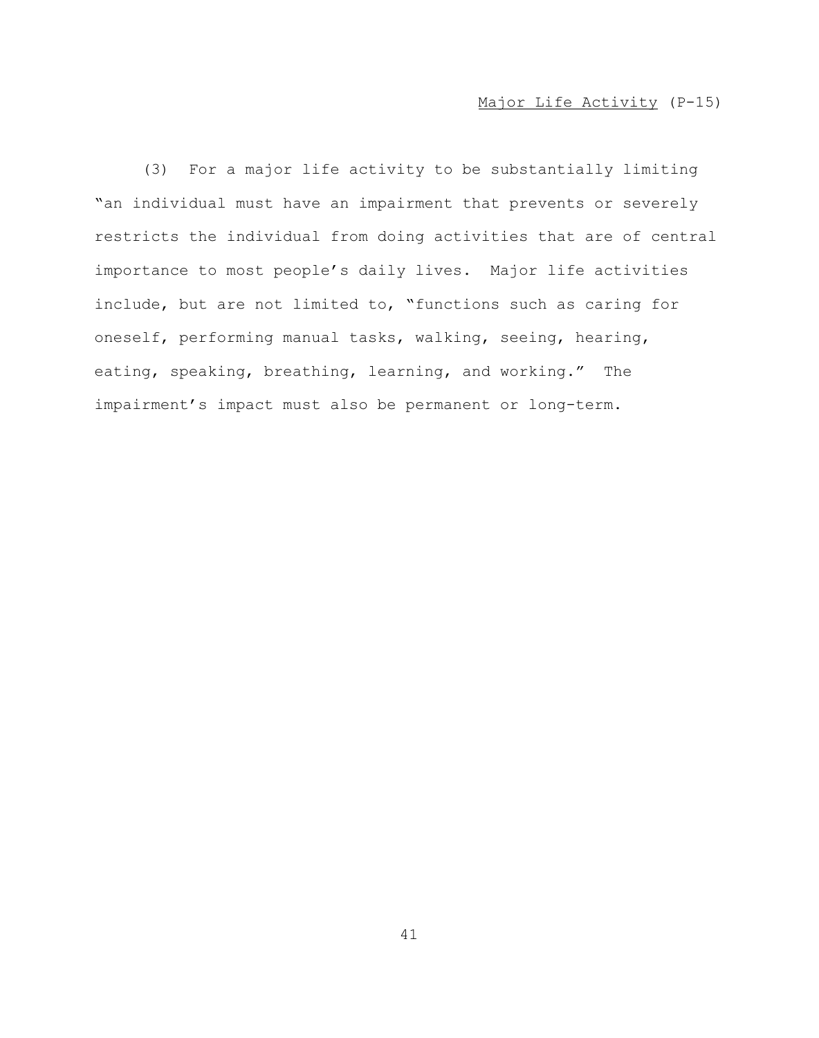Major Life Activity (P-15)

(3) For a major life activity to be substantially limiting "an individual must have an impairment that prevents or severely restricts the individual from doing activities that are of central importance to most people's daily lives. Major life activities include, but are not limited to, "functions such as caring for oneself, performing manual tasks, walking, seeing, hearing, eating, speaking, breathing, learning, and working." The impairment's impact must also be permanent or long-term.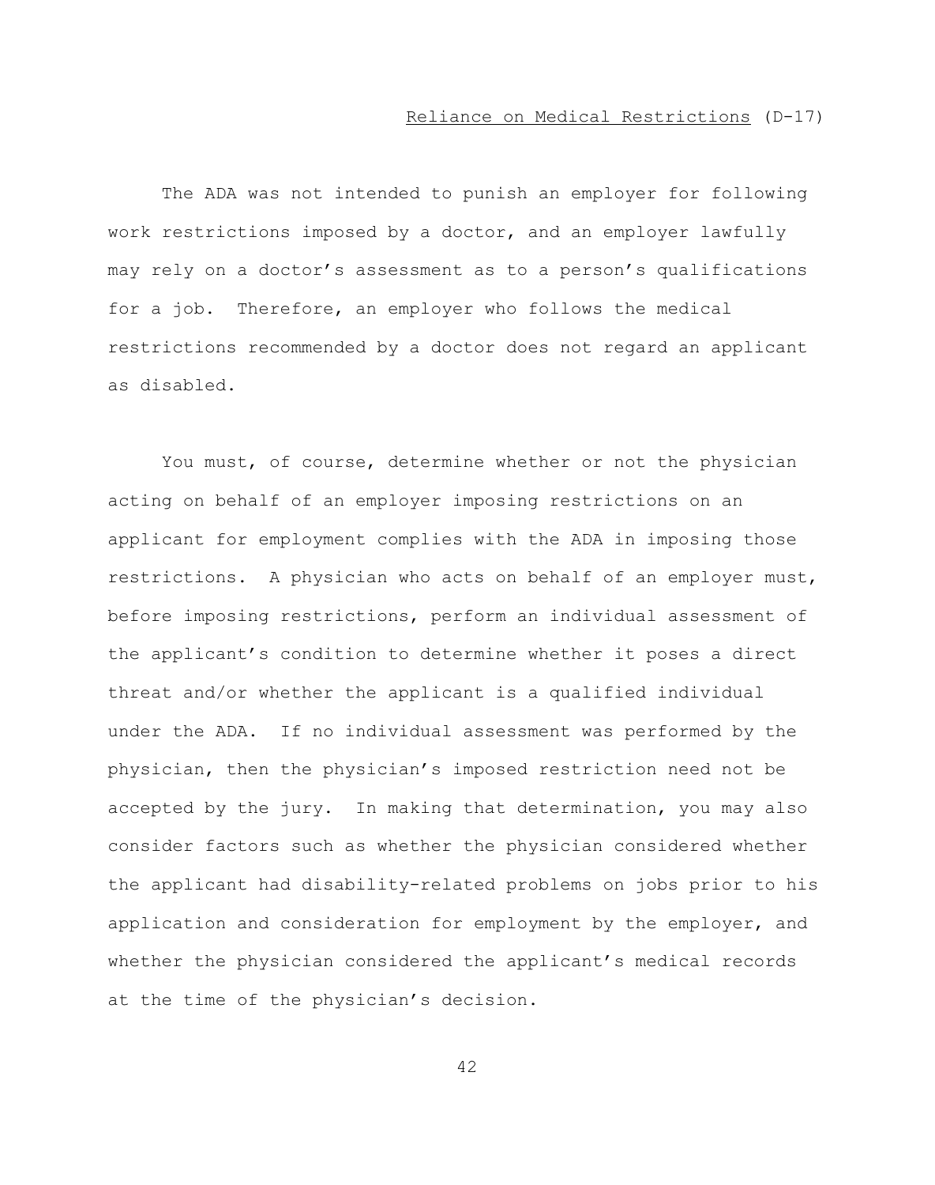## Reliance on Medical Restrictions (D-17)

The ADA was not intended to punish an employer for following work restrictions imposed by a doctor, and an employer lawfully may rely on a doctor's assessment as to a person's qualifications for a job. Therefore, an employer who follows the medical restrictions recommended by a doctor does not regard an applicant as disabled.

You must, of course, determine whether or not the physician acting on behalf of an employer imposing restrictions on an applicant for employment complies with the ADA in imposing those restrictions. A physician who acts on behalf of an employer must, before imposing restrictions, perform an individual assessment of the applicant's condition to determine whether it poses a direct threat and/or whether the applicant is a qualified individual under the ADA. If no individual assessment was performed by the physician, then the physician's imposed restriction need not be accepted by the jury. In making that determination, you may also consider factors such as whether the physician considered whether the applicant had disability-related problems on jobs prior to his application and consideration for employment by the employer, and whether the physician considered the applicant's medical records at the time of the physician's decision.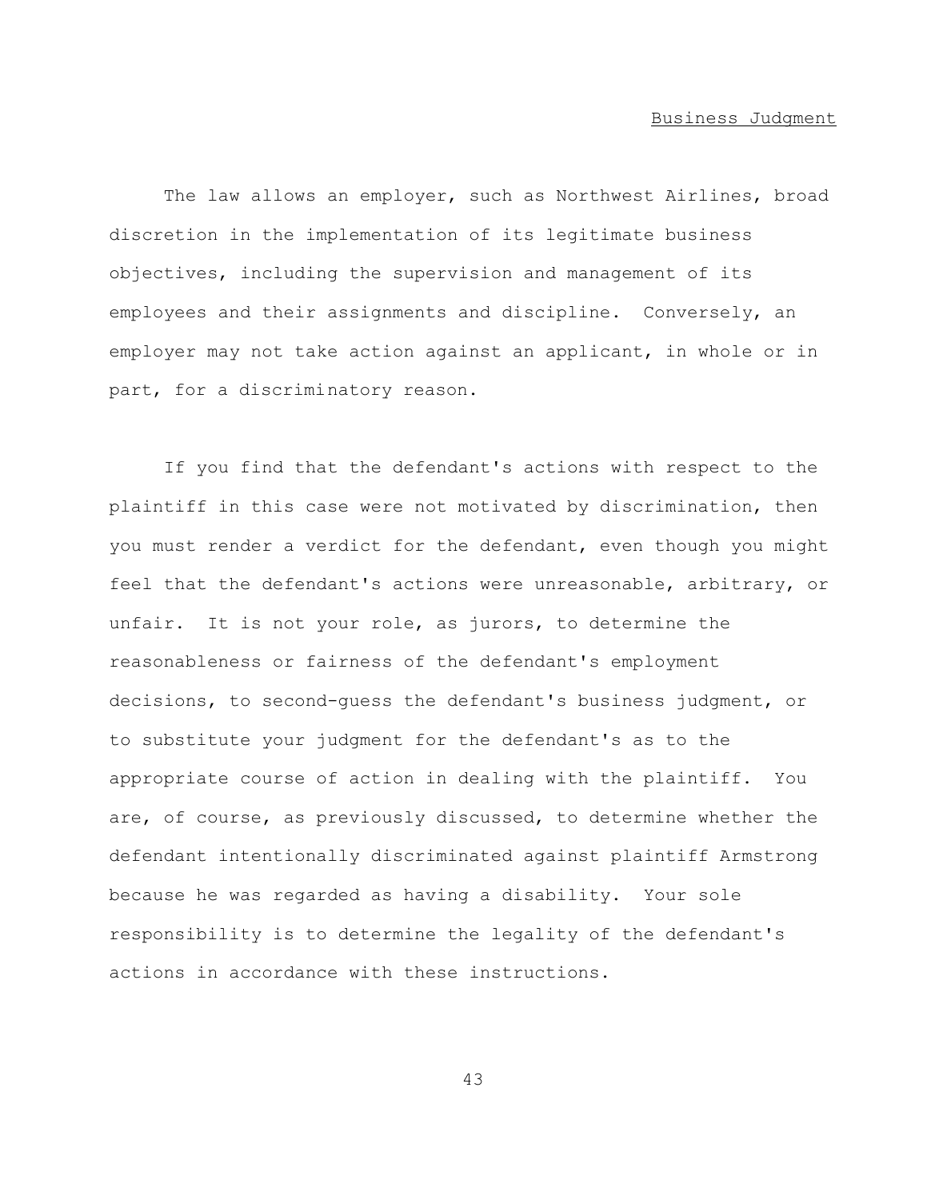## Business Judgment

The law allows an employer, such as Northwest Airlines, broad discretion in the implementation of its legitimate business objectives, including the supervision and management of its employees and their assignments and discipline. Conversely, an employer may not take action against an applicant, in whole or in part, for a discriminatory reason.

If you find that the defendant's actions with respect to the plaintiff in this case were not motivated by discrimination, then you must render a verdict for the defendant, even though you might feel that the defendant's actions were unreasonable, arbitrary, or unfair. It is not your role, as jurors, to determine the reasonableness or fairness of the defendant's employment decisions, to second-guess the defendant's business judgment, or to substitute your judgment for the defendant's as to the appropriate course of action in dealing with the plaintiff. You are, of course, as previously discussed, to determine whether the defendant intentionally discriminated against plaintiff Armstrong because he was regarded as having a disability. Your sole responsibility is to determine the legality of the defendant's actions in accordance with these instructions.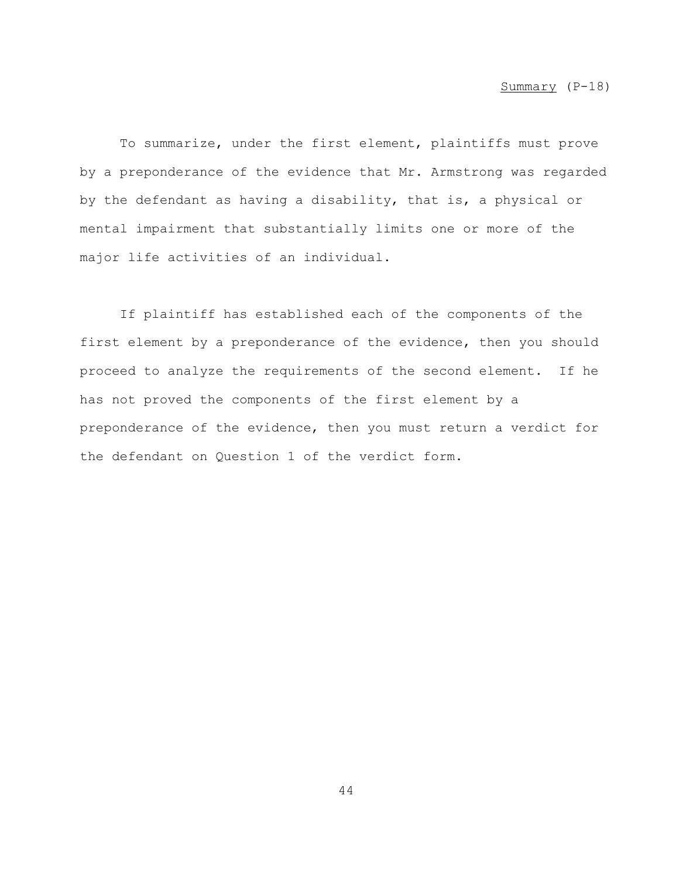<u>Summary</u> (P-18)

To summarize, under the first element, plaintiffs must prove by a preponderance of the evidence that Mr. Armstrong was regarded by the defendant as having a disability, that is, a physical or mental impairment that substantially limits one or more of the major life activities of an individual.

If plaintiff has established each of the components of the first element by a preponderance of the evidence, then you should proceed to analyze the requirements of the second element. If he has not proved the components of the first element by a preponderance of the evidence, then you must return a verdict for the defendant on Question 1 of the verdict form.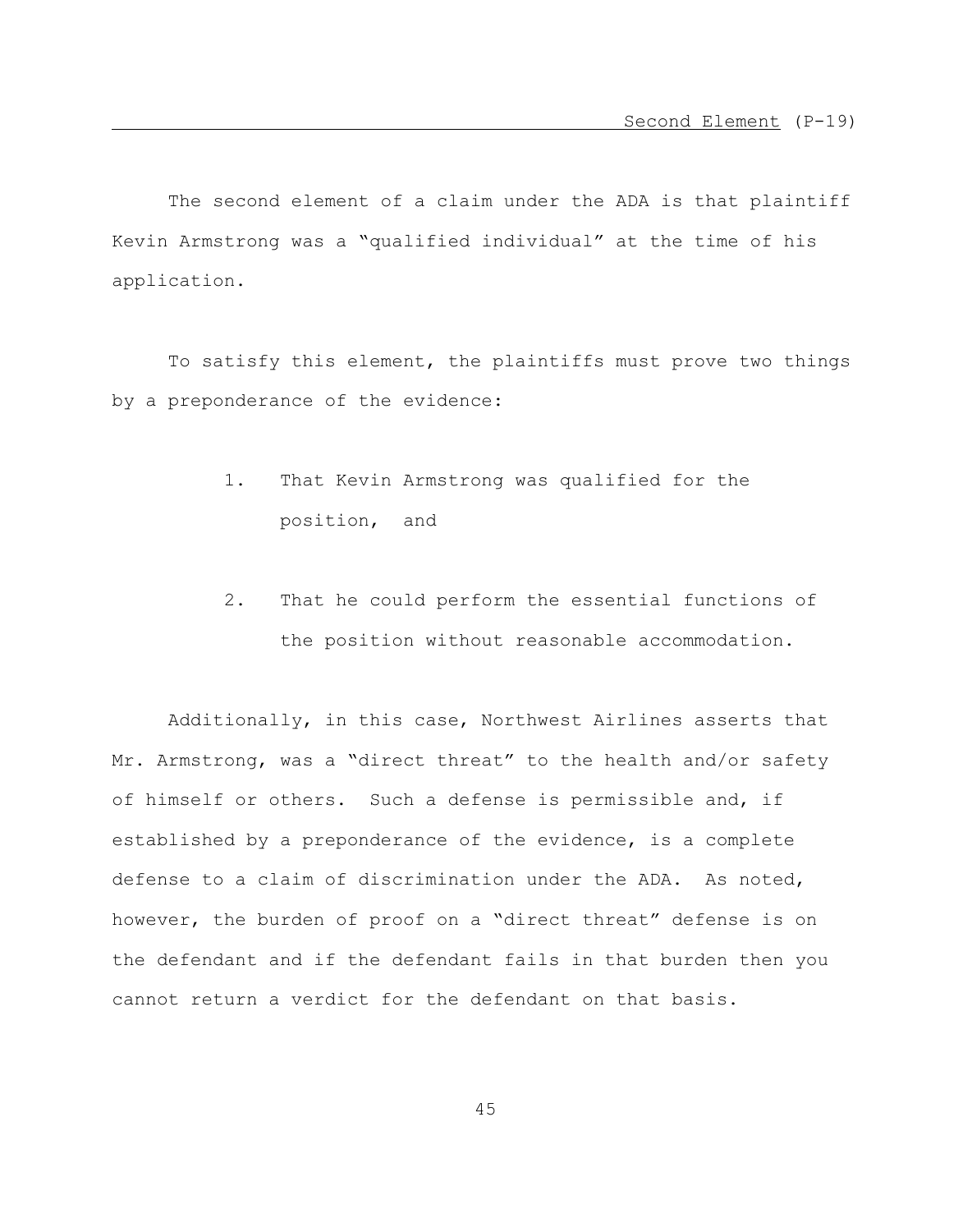Second Element (P-19)

The second element of a claim under the ADA is that plaintiff Kevin Armstrong was a "qualified individual" at the time of his application.

To satisfy this element, the plaintiffs must prove two things by a preponderance of the evidence:

1. That Kevin Armstrong was qualified for the position, and

2. That he could perform the essential functions of the position without reasonable accommodation.

Additionally, in this case, Northwest Airlines asserts that Mr. Armstrong, was a "direct threat" to the health and/or safety of himself or others. Such a defense is permissible and, if established by a preponderance of the evidence, is a complete defense to a claim of discrimination under the ADA. As noted, however, the burden of proof on a "direct threat" defense is on the defendant and if the defendant fails in that burden then you cannot return a verdict for the defendant on that basis.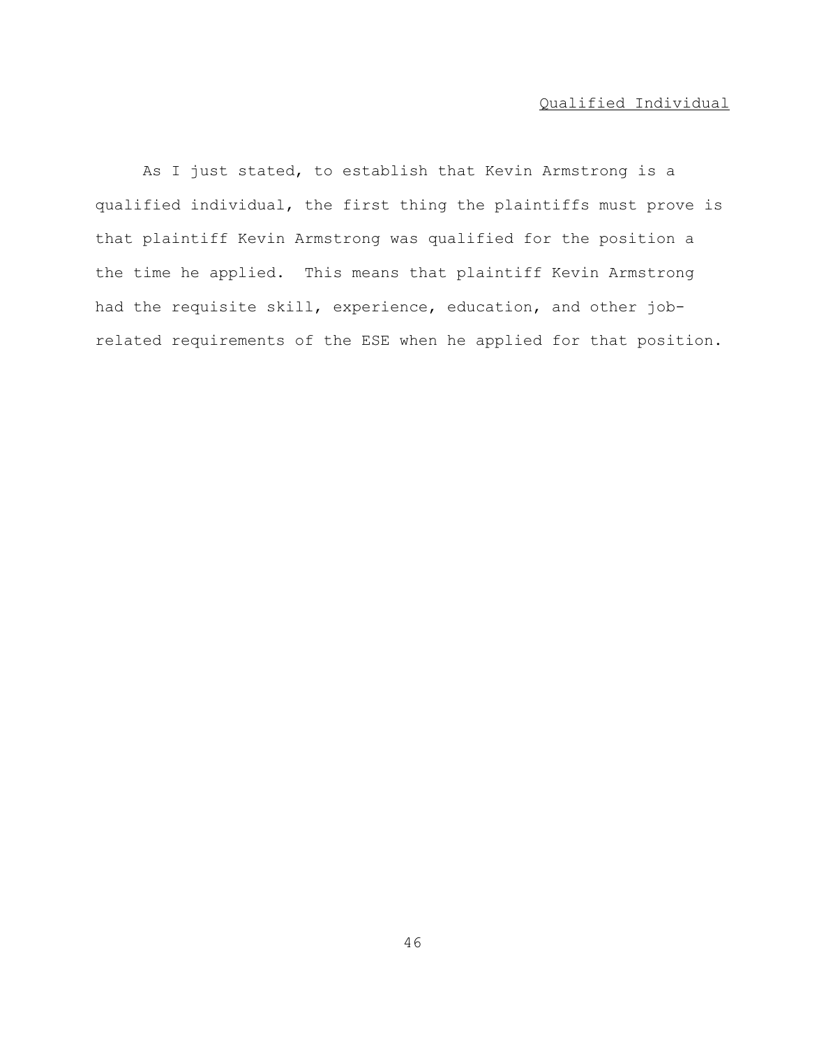<u>Qualified Individual</u>

As I just stated, to establish that Kevin Armstrong is a qualified individual, the first thing the plaintiffs must prove is that plaintiff Kevin Armstrong was qualified for the position a the time he applied. This means that plaintiff Kevin Armstrong had the requisite skill, experience, education, and other job-related requirements of the ESE when he applied for that position.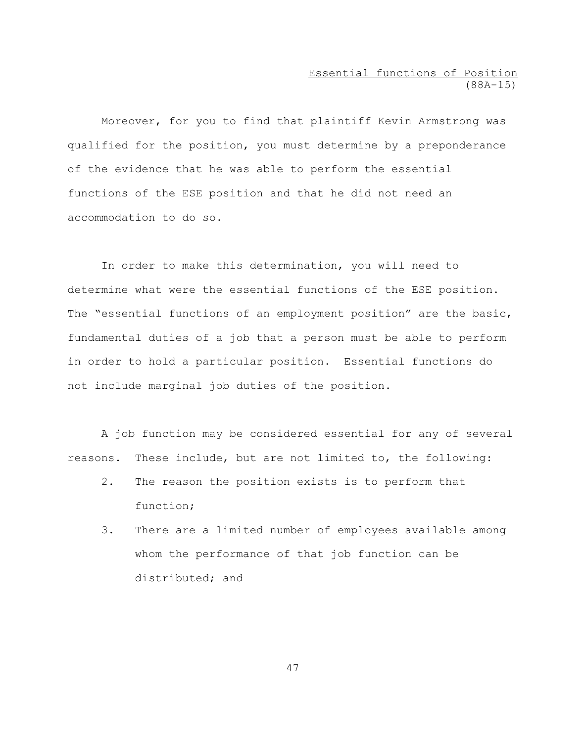<u>Essential functions of Position</u>
(88A-15)

Moreover, for you to find that plaintiff Kevin Armstrong was qualified for the position, you must determine by a preponderance of the evidence that he was able to perform the essential functions of the ESE position and that he did not need an accommodation to do so.

In order to make this determination, you will need to determine what were the essential functions of the ESE position. The "essential functions of an employment position" are the basic, fundamental duties of a job that a person must be able to perform in order to hold a particular position. Essential functions do not include marginal job duties of the position.

A job function may be considered essential for any of several reasons. These include, but are not limited to, the following:

2. The reason the position exists is to perform that function;
3. There are a limited number of employees available among whom the performance of that job function can be distributed; and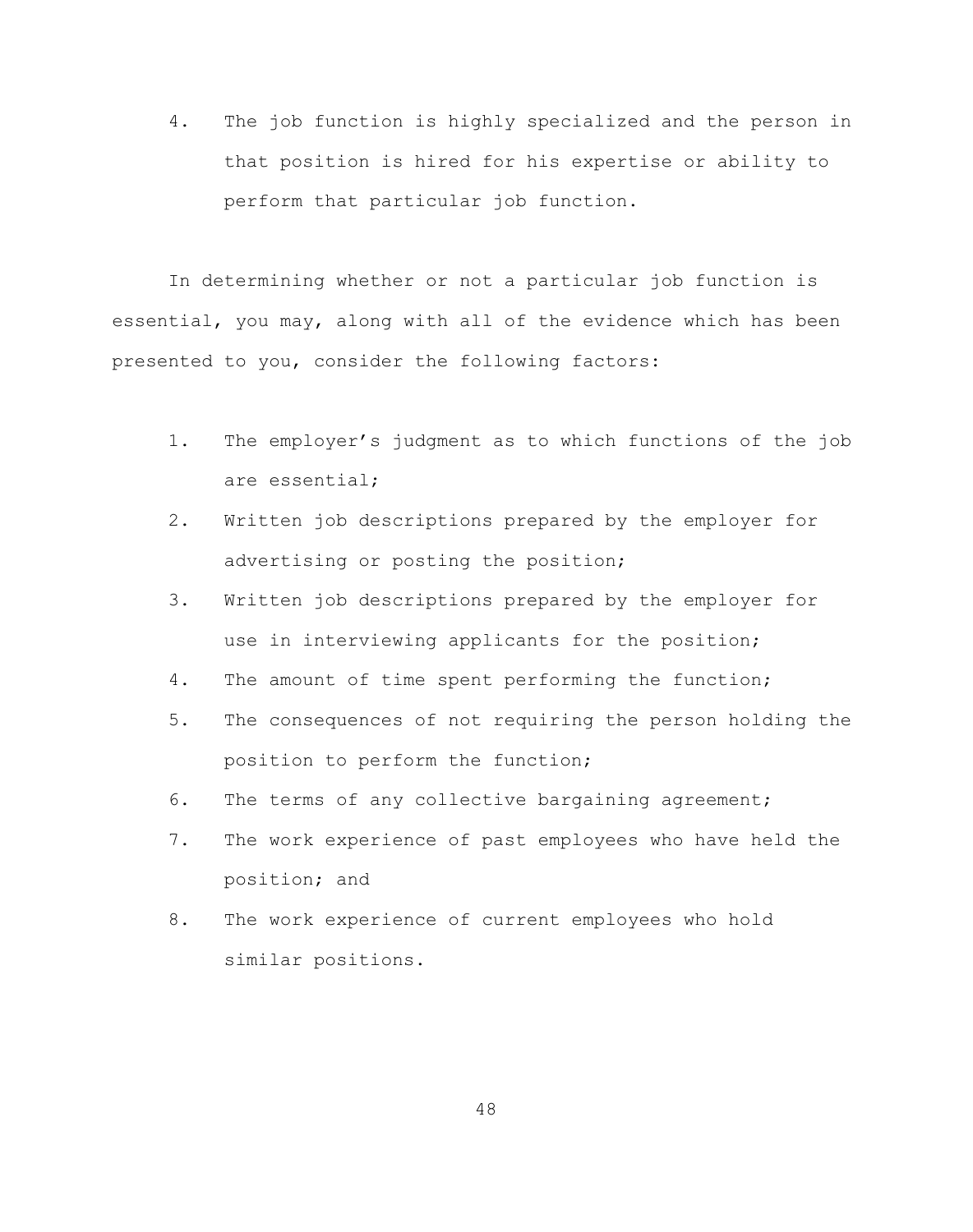4. The job function is highly specialized and the person in that position is hired for his expertise or ability to perform that particular job function.

In determining whether or not a particular job function is essential, you may, along with all of the evidence which has been presented to you, consider the following factors:

1. The employer's judgment as to which functions of the job are essential;
2. Written job descriptions prepared by the employer for advertising or posting the position;
3. Written job descriptions prepared by the employer for use in interviewing applicants for the position;
4. The amount of time spent performing the function;
5. The consequences of not requiring the person holding the position to perform the function;
6. The terms of any collective bargaining agreement;
7. The work experience of past employees who have held the position; and
8. The work experience of current employees who hold similar positions.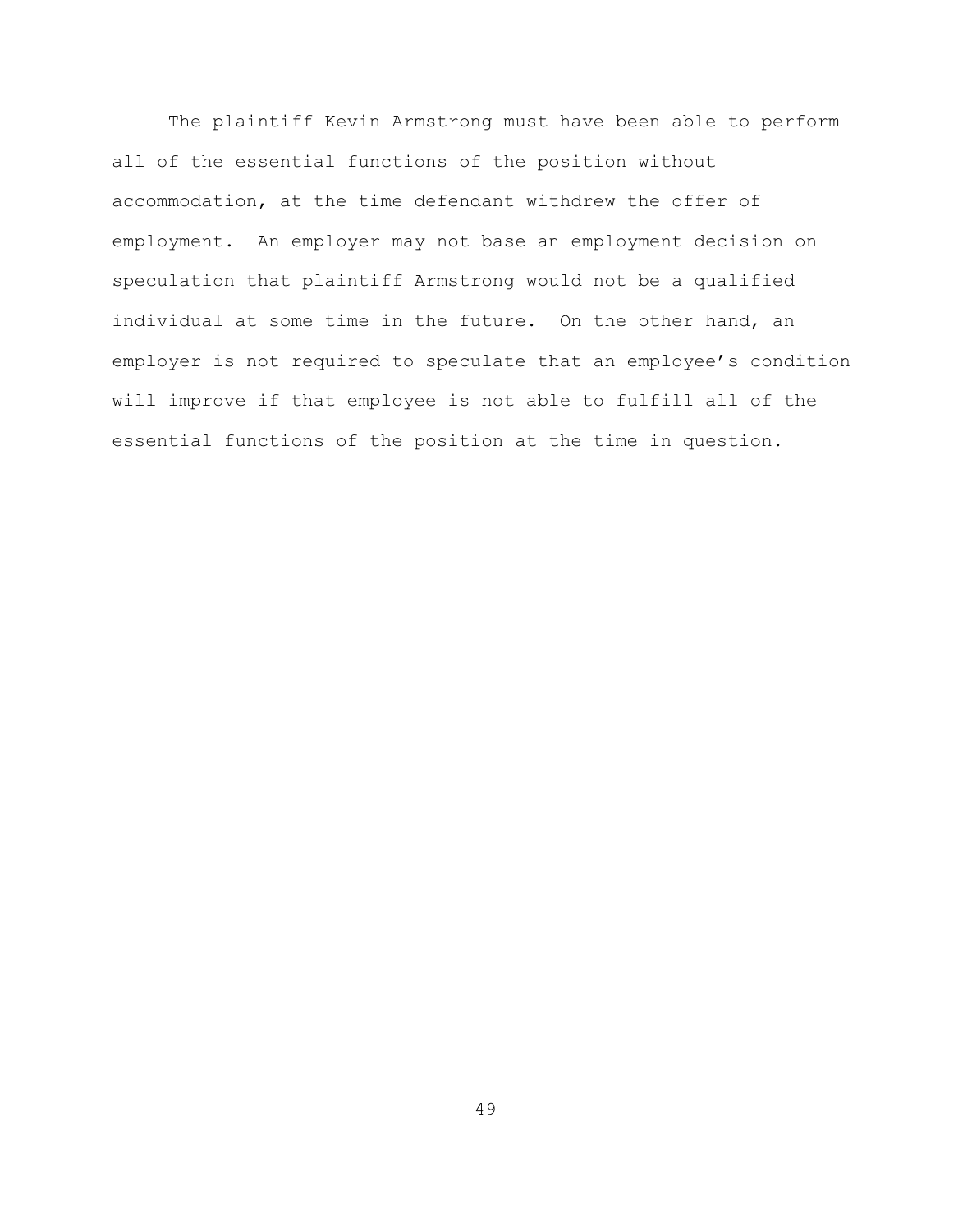The plaintiff Kevin Armstrong must have been able to perform all of the essential functions of the position without accommodation, at the time defendant withdrew the offer of employment. An employer may not base an employment decision on speculation that plaintiff Armstrong would not be a qualified individual at some time in the future. On the other hand, an employer is not required to speculate that an employee's condition will improve if that employee is not able to fulfill all of the essential functions of the position at the time in question.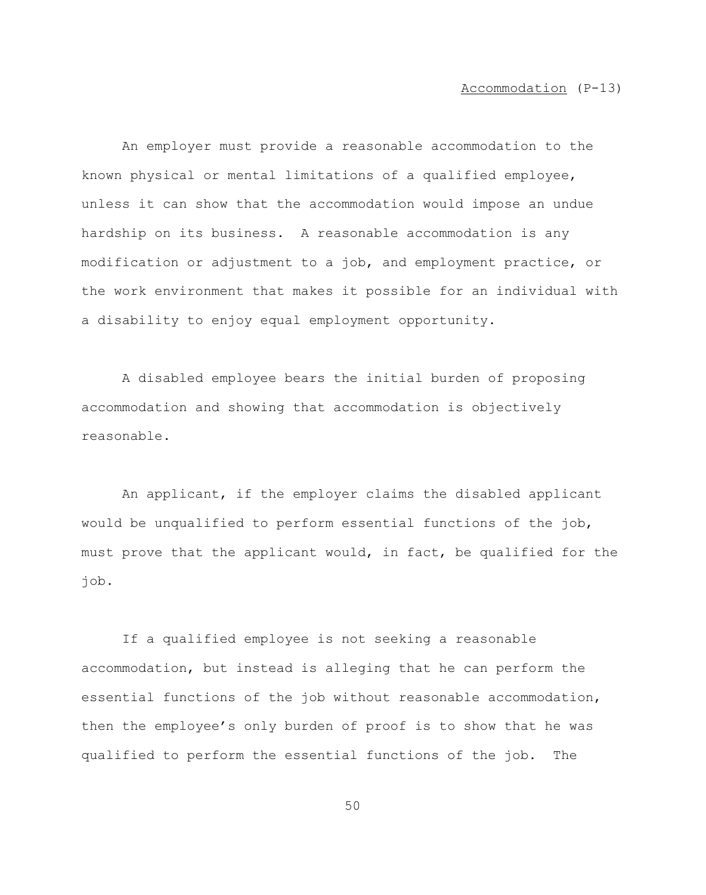<u>Accommodation</u> (P-13)

An employer must provide a reasonable accommodation to the known physical or mental limitations of a qualified employee, unless it can show that the accommodation would impose an undue hardship on its business. A reasonable accommodation is any modification or adjustment to a job, and employment practice, or the work environment that makes it possible for an individual with a disability to enjoy equal employment opportunity.

A disabled employee bears the initial burden of proposing accommodation and showing that accommodation is objectively reasonable.

An applicant, if the employer claims the disabled applicant would be unqualified to perform essential functions of the job, must prove that the applicant would, in fact, be qualified for the job.

If a qualified employee is not seeking a reasonable accommodation, but instead is alleging that he can perform the essential functions of the job without reasonable accommodation, then the employee's only burden of proof is to show that he was qualified to perform the essential functions of the job. The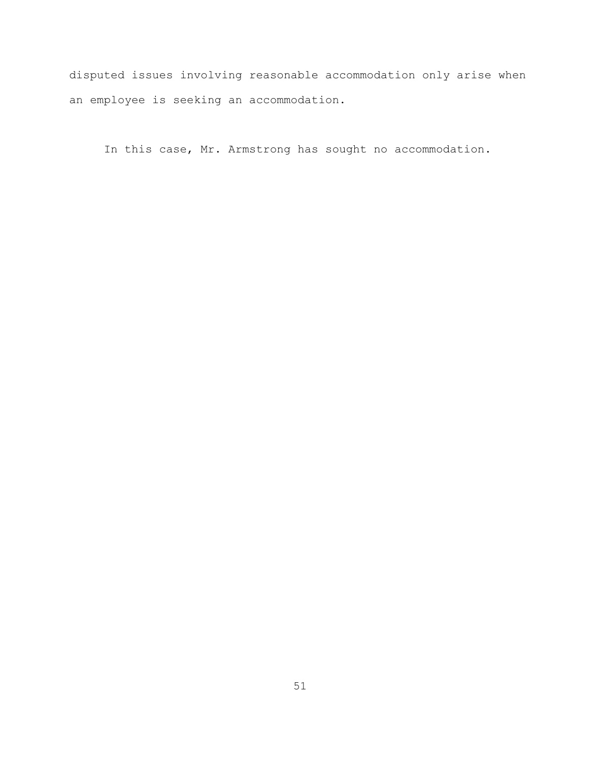disputed issues involving reasonable accommodation only arise when an employee is seeking an accommodation.

In this case, Mr. Armstrong has sought no accommodation.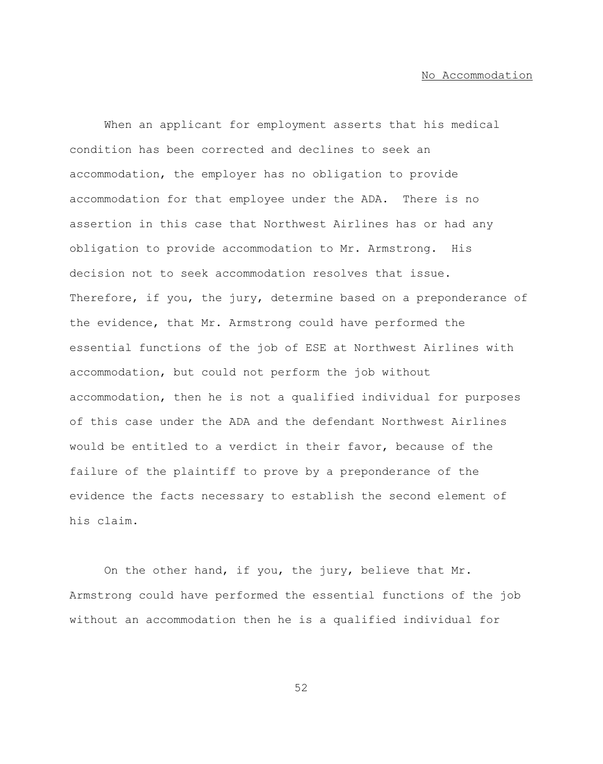No Accommodation

When an applicant for employment asserts that his medical condition has been corrected and declines to seek an accommodation, the employer has no obligation to provide accommodation for that employee under the ADA. There is no assertion in this case that Northwest Airlines has or had any obligation to provide accommodation to Mr. Armstrong. His decision not to seek accommodation resolves that issue. Therefore, if you, the jury, determine based on a preponderance of the evidence, that Mr. Armstrong could have performed the essential functions of the job of ESE at Northwest Airlines with accommodation, but could not perform the job without accommodation, then he is not a qualified individual for purposes of this case under the ADA and the defendant Northwest Airlines would be entitled to a verdict in their favor, because of the failure of the plaintiff to prove by a preponderance of the evidence the facts necessary to establish the second element of his claim.

On the other hand, if you, the jury, believe that Mr. Armstrong could have performed the essential functions of the job without an accommodation then he is a qualified individual for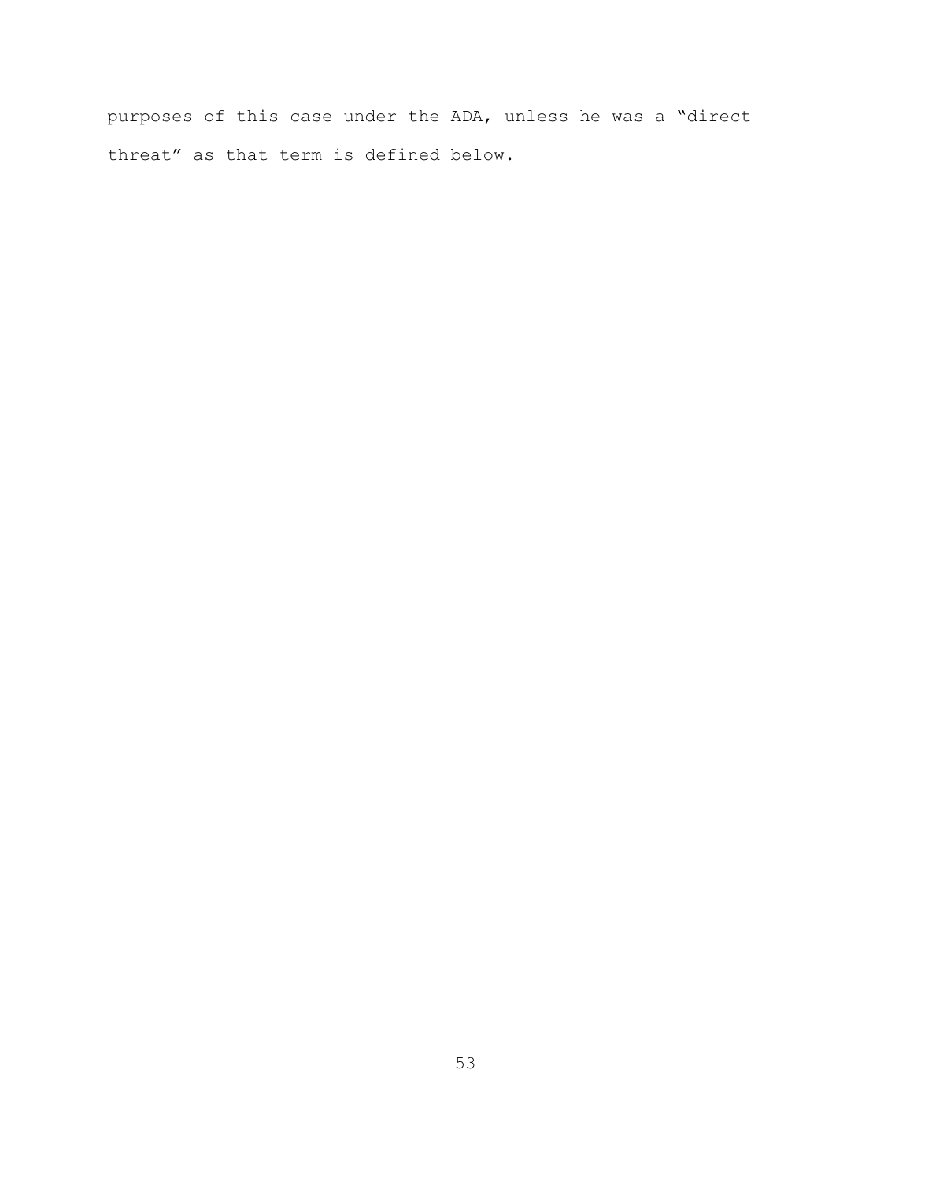purposes of this case under the ADA, unless he was a "direct threat" as that term is defined below.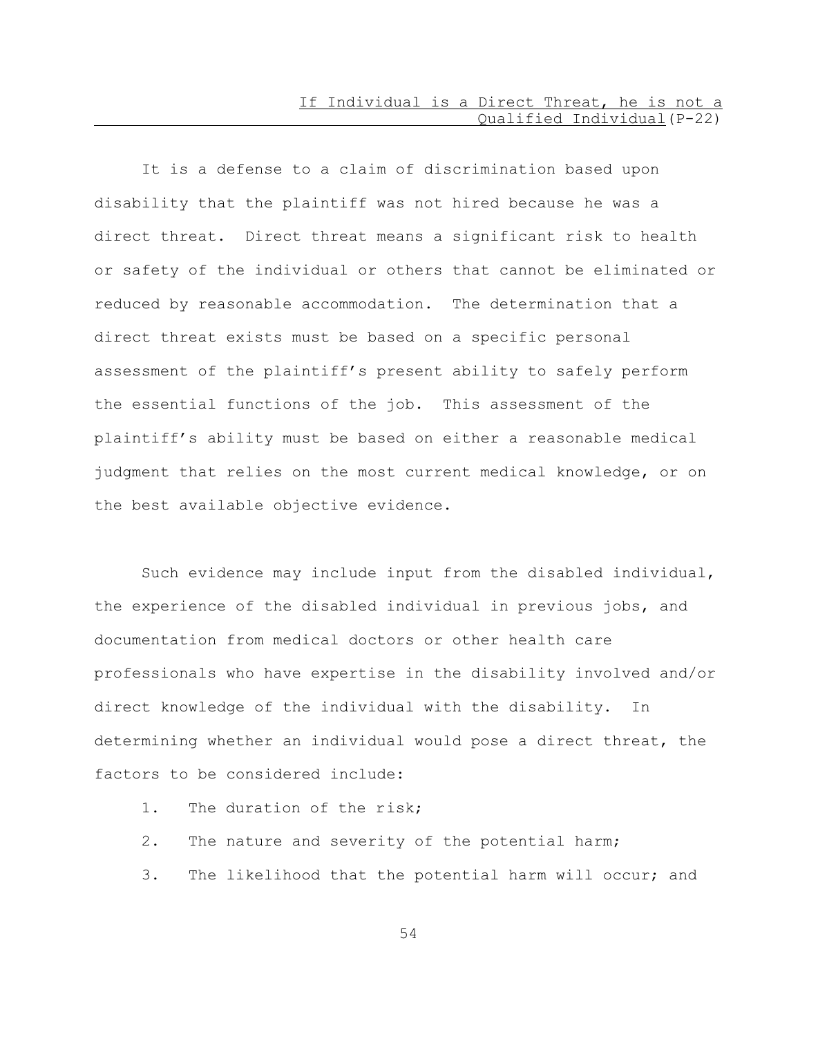## If Individual is a Direct Threat, he is not a Qualified Individual(P-22)

It is a defense to a claim of discrimination based upon disability that the plaintiff was not hired because he was a direct threat. Direct threat means a significant risk to health or safety of the individual or others that cannot be eliminated or reduced by reasonable accommodation. The determination that a direct threat exists must be based on a specific personal assessment of the plaintiff's present ability to safely perform the essential functions of the job. This assessment of the plaintiff's ability must be based on either a reasonable medical judgment that relies on the most current medical knowledge, or on the best available objective evidence.

Such evidence may include input from the disabled individual, the experience of the disabled individual in previous jobs, and documentation from medical doctors or other health care professionals who have expertise in the disability involved and/or direct knowledge of the individual with the disability. In determining whether an individual would pose a direct threat, the factors to be considered include:

1. The duration of the risk;
2. The nature and severity of the potential harm;
3. The likelihood that the potential harm will occur; and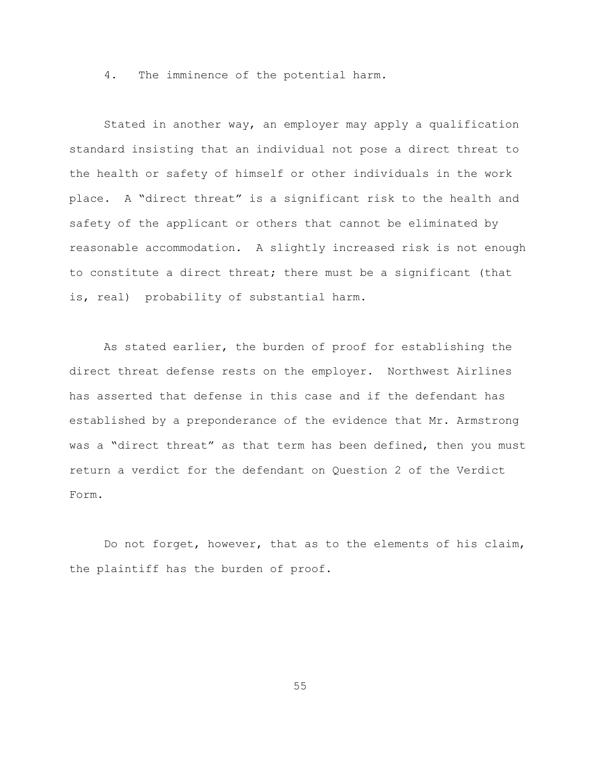4. The imminence of the potential harm.

Stated in another way, an employer may apply a qualification standard insisting that an individual not pose a direct threat to the health or safety of himself or other individuals in the work place. A “direct threat” is a significant risk to the health and safety of the applicant or others that cannot be eliminated by reasonable accommodation. A slightly increased risk is not enough to constitute a direct threat; there must be a significant (that is, real) probability of substantial harm.

As stated earlier, the burden of proof for establishing the direct threat defense rests on the employer. Northwest Airlines has asserted that defense in this case and if the defendant has established by a preponderance of the evidence that Mr. Armstrong was a “direct threat” as that term has been defined, then you must return a verdict for the defendant on Question 2 of the Verdict Form.

Do not forget, however, that as to the elements of his claim, the plaintiff has the burden of proof.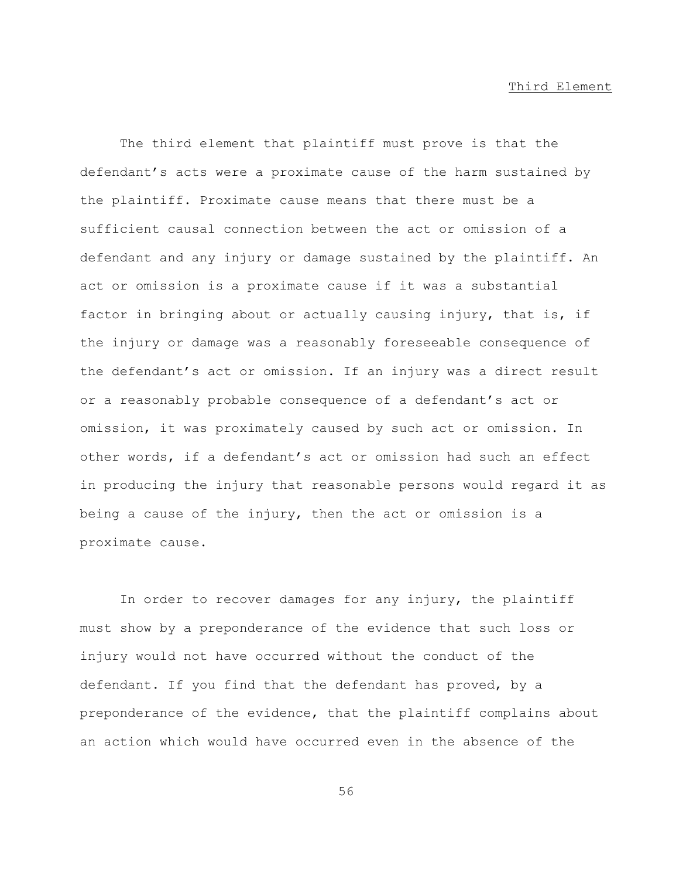Third Element

The third element that plaintiff must prove is that the defendant's acts were a proximate cause of the harm sustained by the plaintiff. Proximate cause means that there must be a sufficient causal connection between the act or omission of a defendant and any injury or damage sustained by the plaintiff. An act or omission is a proximate cause if it was a substantial factor in bringing about or actually causing injury, that is, if the injury or damage was a reasonably foreseeable consequence of the defendant's act or omission. If an injury was a direct result or a reasonably probable consequence of a defendant's act or omission, it was proximately caused by such act or omission. In other words, if a defendant's act or omission had such an effect in producing the injury that reasonable persons would regard it as being a cause of the injury, then the act or omission is a proximate cause.

In order to recover damages for any injury, the plaintiff must show by a preponderance of the evidence that such loss or injury would not have occurred without the conduct of the defendant. If you find that the defendant has proved, by a preponderance of the evidence, that the plaintiff complains about an action which would have occurred even in the absence of the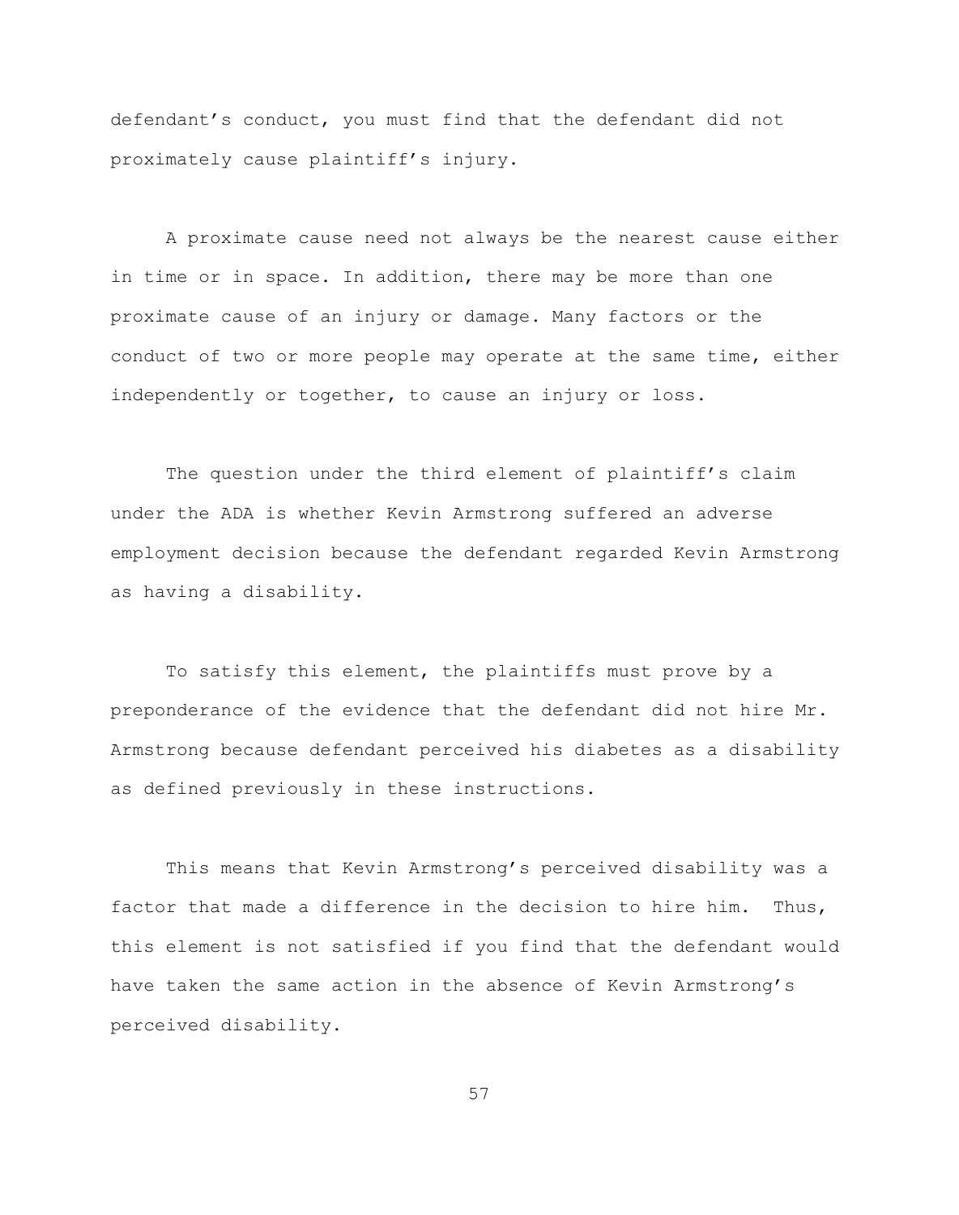defendant's conduct, you must find that the defendant did not proximately cause plaintiff's injury.

A proximate cause need not always be the nearest cause either in time or in space. In addition, there may be more than one proximate cause of an injury or damage. Many factors or the conduct of two or more people may operate at the same time, either independently or together, to cause an injury or loss.

The question under the third element of plaintiff's claim under the ADA is whether Kevin Armstrong suffered an adverse employment decision because the defendant regarded Kevin Armstrong as having a disability.

To satisfy this element, the plaintiffs must prove by a preponderance of the evidence that the defendant did not hire Mr. Armstrong because defendant perceived his diabetes as a disability as defined previously in these instructions.

This means that Kevin Armstrong's perceived disability was a factor that made a difference in the decision to hire him. Thus, this element is not satisfied if you find that the defendant would have taken the same action in the absence of Kevin Armstrong's perceived disability.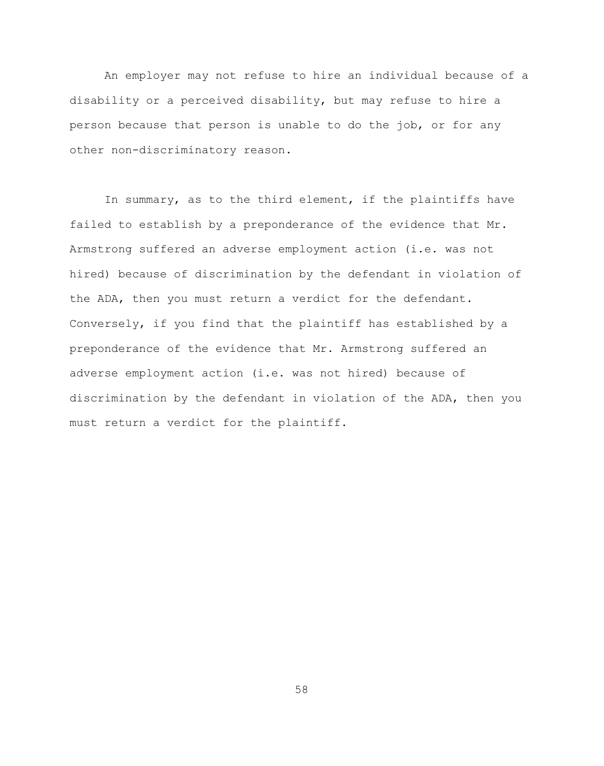An employer may not refuse to hire an individual because of a disability or a perceived disability, but may refuse to hire a person because that person is unable to do the job, or for any other non-discriminatory reason.

In summary, as to the third element, if the plaintiffs have failed to establish by a preponderance of the evidence that Mr. Armstrong suffered an adverse employment action (i.e. was not hired) because of discrimination by the defendant in violation of the ADA, then you must return a verdict for the defendant. Conversely, if you find that the plaintiff has established by a preponderance of the evidence that Mr. Armstrong suffered an adverse employment action (i.e. was not hired) because of discrimination by the defendant in violation of the ADA, then you must return a verdict for the plaintiff.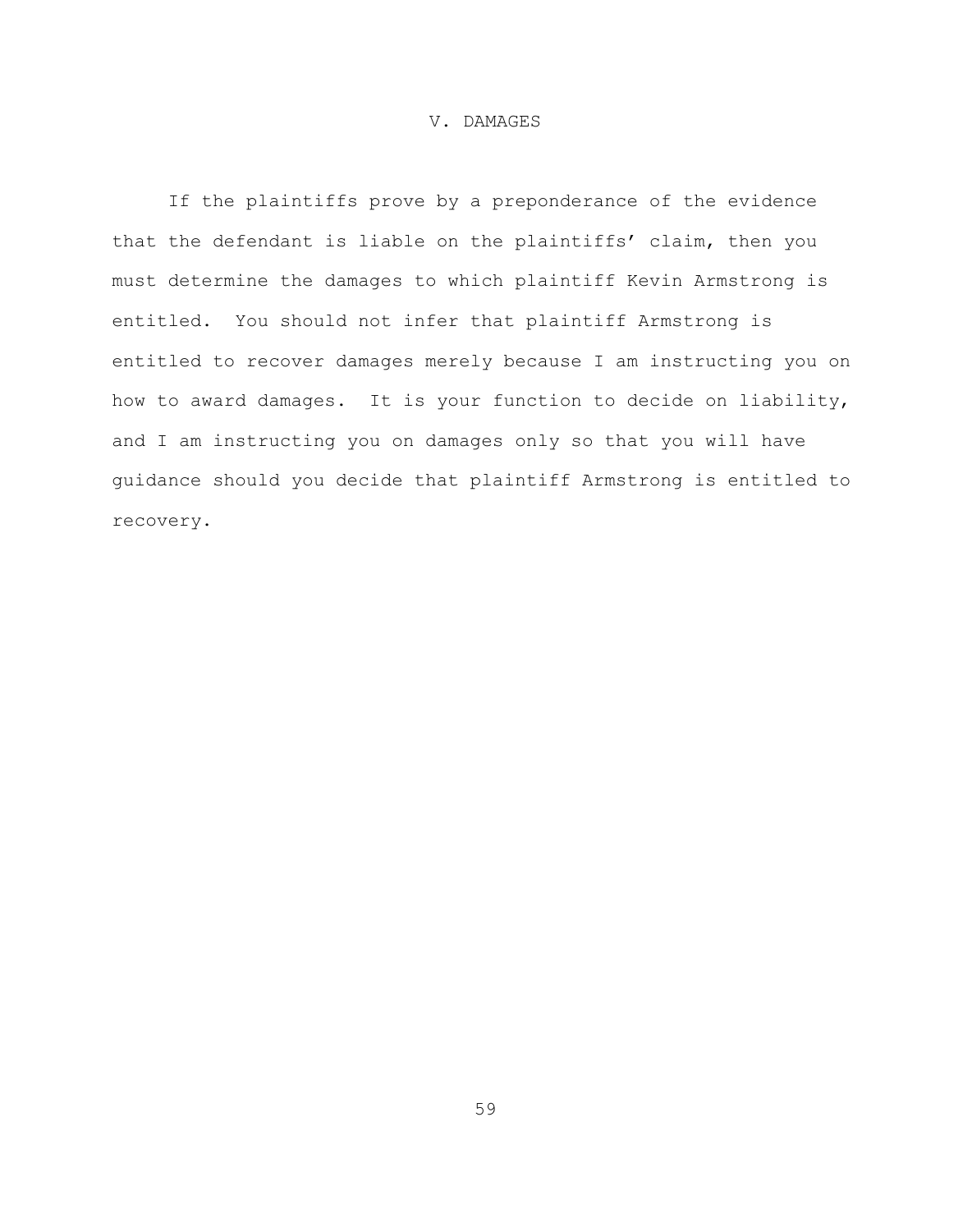# V. DAMAGES

If the plaintiffs prove by a preponderance of the evidence that the defendant is liable on the plaintiffs' claim, then you must determine the damages to which plaintiff Kevin Armstrong is entitled. You should not infer that plaintiff Armstrong is entitled to recover damages merely because I am instructing you on how to award damages. It is your function to decide on liability, and I am instructing you on damages only so that you will have guidance should you decide that plaintiff Armstrong is entitled to recovery.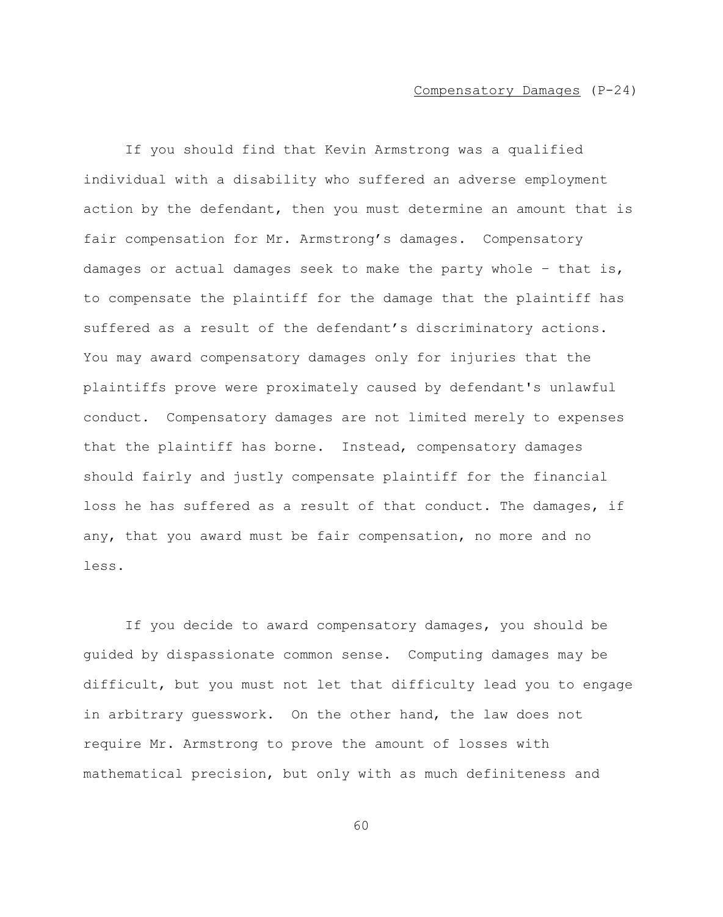<u>Compensatory Damages</u> (P-24)

If you should find that Kevin Armstrong was a qualified individual with a disability who suffered an adverse employment action by the defendant, then you must determine an amount that is fair compensation for Mr. Armstrong's damages. Compensatory damages or actual damages seek to make the party whole – that is, to compensate the plaintiff for the damage that the plaintiff has suffered as a result of the defendant's discriminatory actions. You may award compensatory damages only for injuries that the plaintiffs prove were proximately caused by defendant's unlawful conduct. Compensatory damages are not limited merely to expenses that the plaintiff has borne. Instead, compensatory damages should fairly and justly compensate plaintiff for the financial loss he has suffered as a result of that conduct. The damages, if any, that you award must be fair compensation, no more and no less.

If you decide to award compensatory damages, you should be guided by dispassionate common sense. Computing damages may be difficult, but you must not let that difficulty lead you to engage in arbitrary guesswork. On the other hand, the law does not require Mr. Armstrong to prove the amount of losses with mathematical precision, but only with as much definiteness and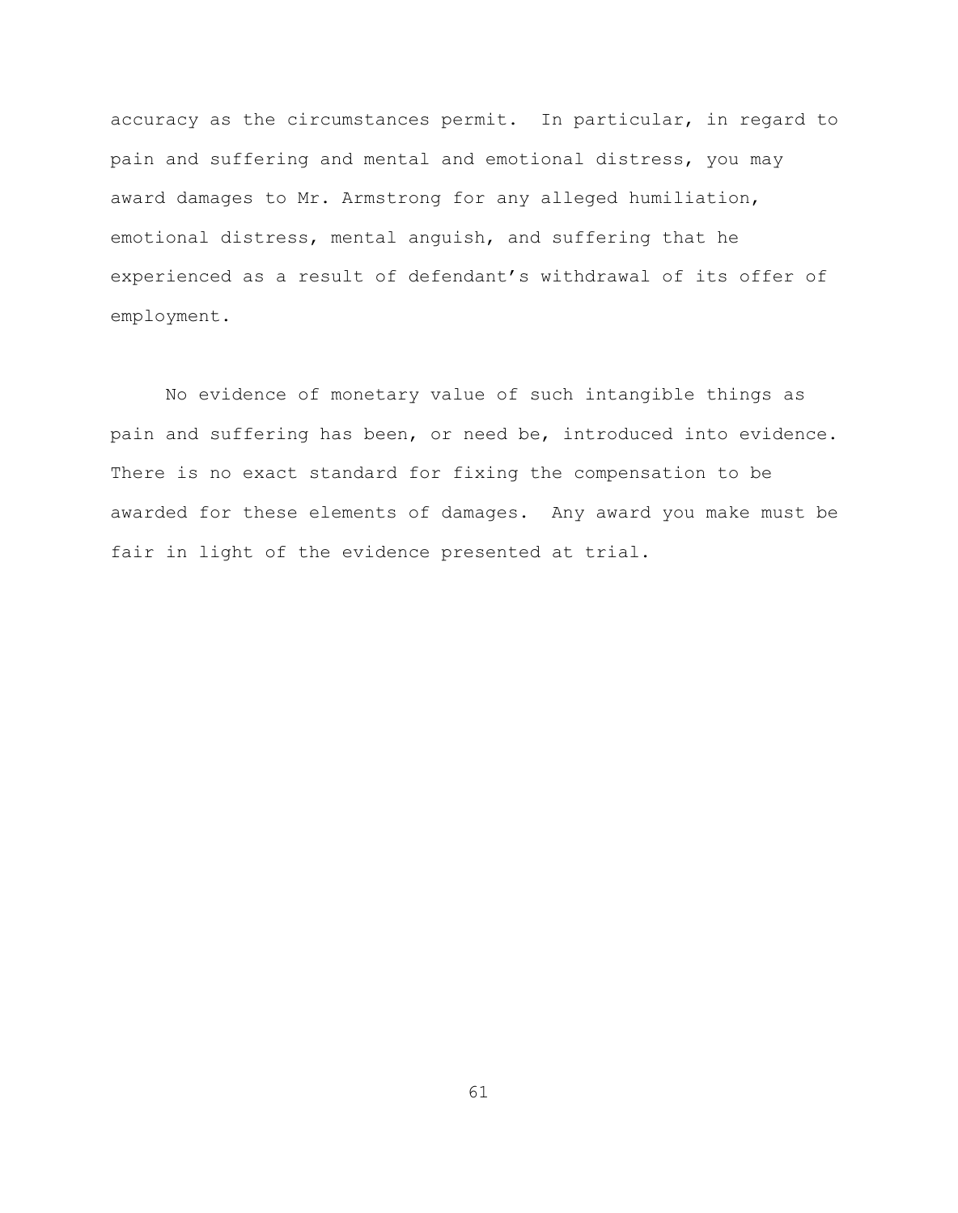accuracy as the circumstances permit. In particular, in regard to pain and suffering and mental and emotional distress, you may award damages to Mr. Armstrong for any alleged humiliation, emotional distress, mental anguish, and suffering that he experienced as a result of defendant's withdrawal of its offer of employment.

No evidence of monetary value of such intangible things as pain and suffering has been, or need be, introduced into evidence. There is no exact standard for fixing the compensation to be awarded for these elements of damages. Any award you make must be fair in light of the evidence presented at trial.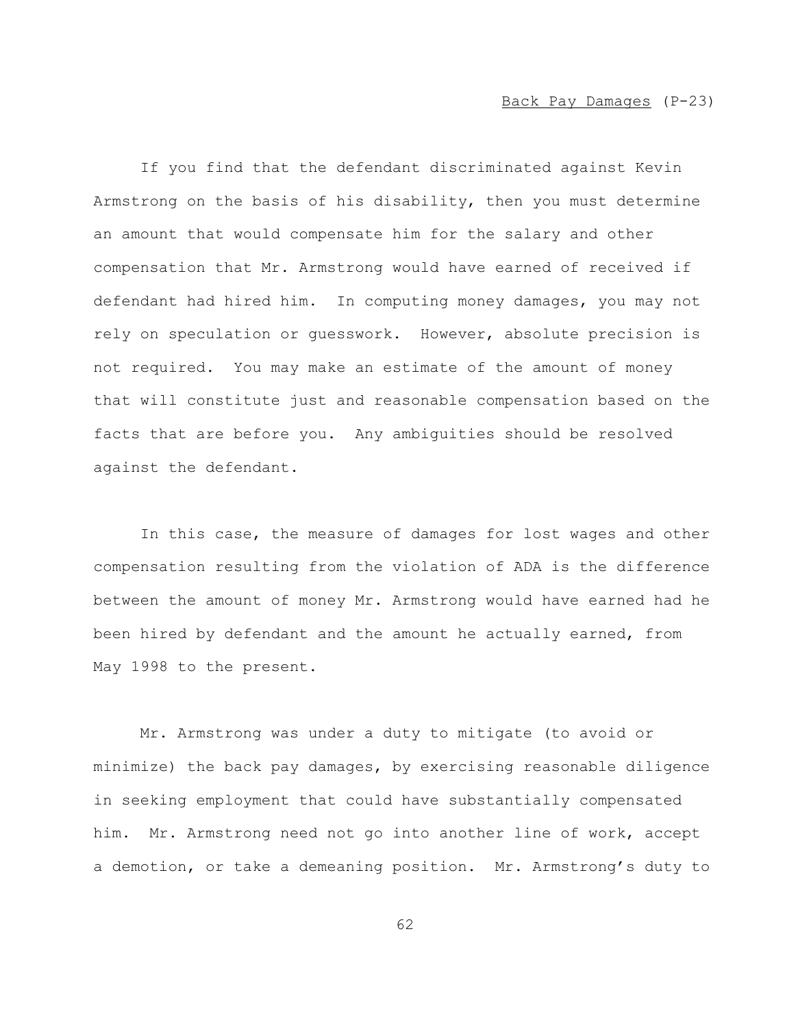Back Pay Damages (P-23)

If you find that the defendant discriminated against Kevin Armstrong on the basis of his disability, then you must determine an amount that would compensate him for the salary and other compensation that Mr. Armstrong would have earned of received if defendant had hired him. In computing money damages, you may not rely on speculation or guesswork. However, absolute precision is not required. You may make an estimate of the amount of money that will constitute just and reasonable compensation based on the facts that are before you. Any ambiguities should be resolved against the defendant.

In this case, the measure of damages for lost wages and other compensation resulting from the violation of ADA is the difference between the amount of money Mr. Armstrong would have earned had he been hired by defendant and the amount he actually earned, from May 1998 to the present.

Mr. Armstrong was under a duty to mitigate (to avoid or minimize) the back pay damages, by exercising reasonable diligence in seeking employment that could have substantially compensated him. Mr. Armstrong need not go into another line of work, accept a demotion, or take a demeaning position. Mr. Armstrong's duty to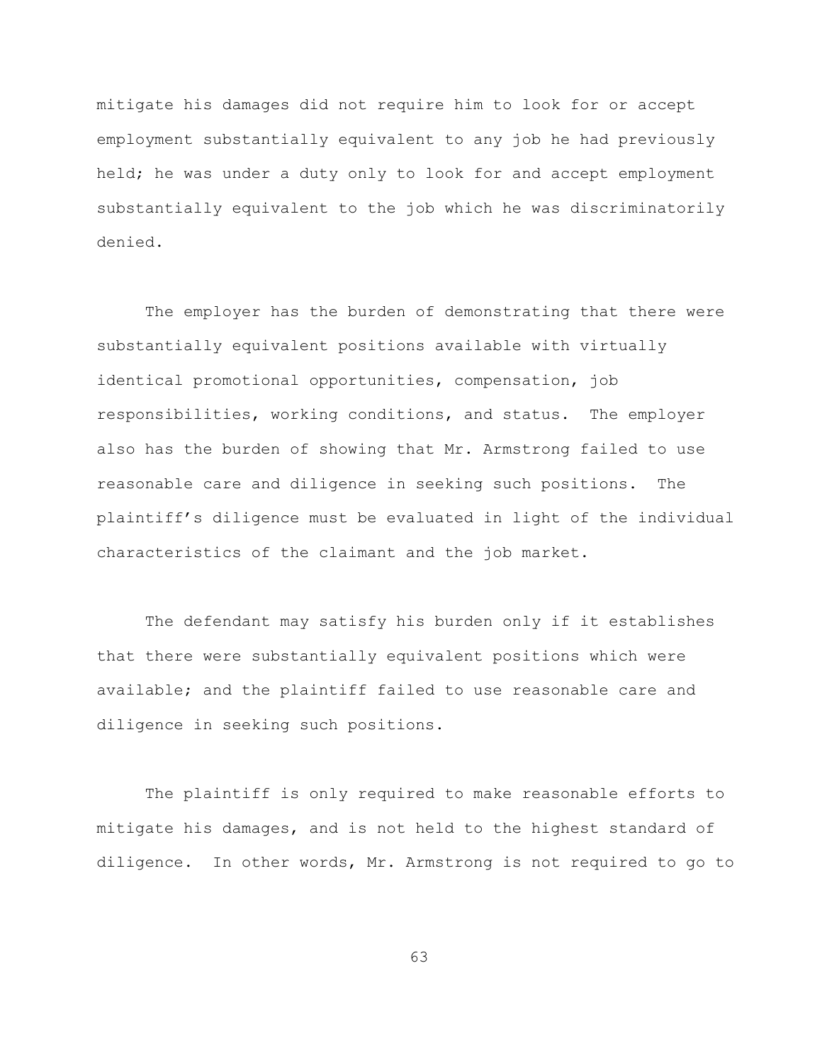mitigate his damages did not require him to look for or accept employment substantially equivalent to any job he had previously held; he was under a duty only to look for and accept employment substantially equivalent to the job which he was discriminatorily denied.

The employer has the burden of demonstrating that there were substantially equivalent positions available with virtually identical promotional opportunities, compensation, job responsibilities, working conditions, and status. The employer also has the burden of showing that Mr. Armstrong failed to use reasonable care and diligence in seeking such positions. The plaintiff's diligence must be evaluated in light of the individual characteristics of the claimant and the job market.

The defendant may satisfy his burden only if it establishes that there were substantially equivalent positions which were available; and the plaintiff failed to use reasonable care and diligence in seeking such positions.

The plaintiff is only required to make reasonable efforts to mitigate his damages, and is not held to the highest standard of diligence. In other words, Mr. Armstrong is not required to go to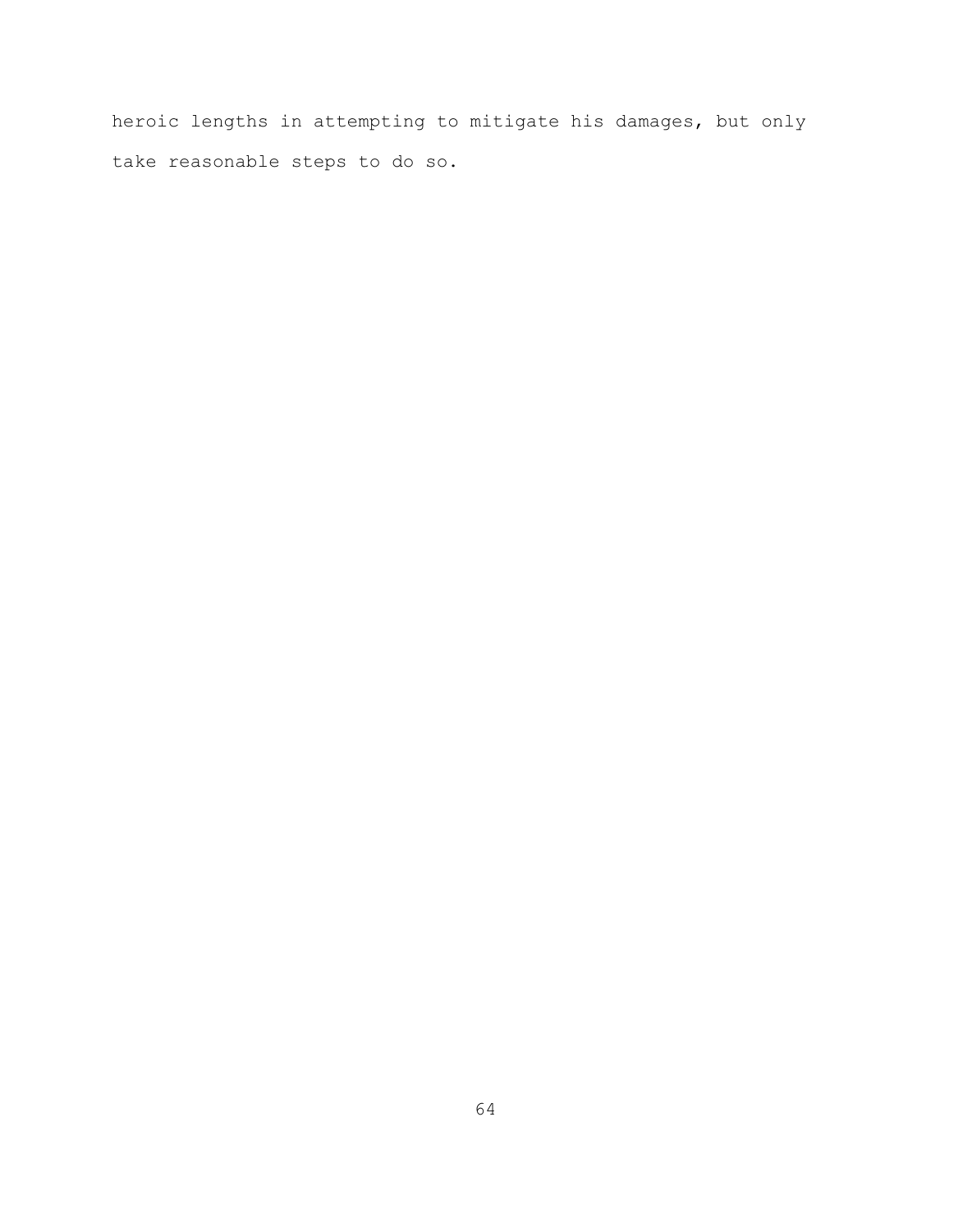heroic lengths in attempting to mitigate his damages, but only take reasonable steps to do so.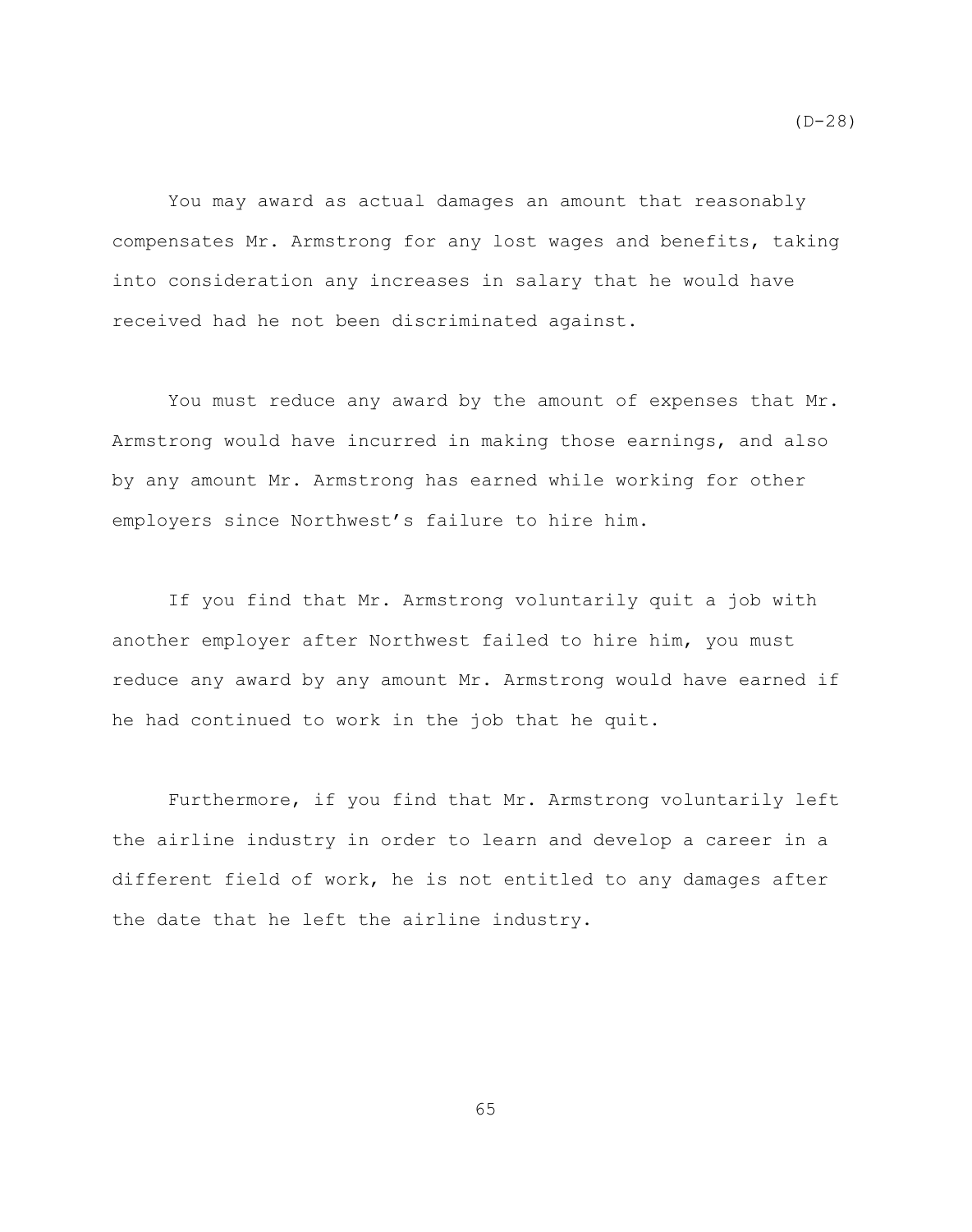(D-28)

You may award as actual damages an amount that reasonably compensates Mr. Armstrong for any lost wages and benefits, taking into consideration any increases in salary that he would have received had he not been discriminated against.

You must reduce any award by the amount of expenses that Mr. Armstrong would have incurred in making those earnings, and also by any amount Mr. Armstrong has earned while working for other employers since Northwest's failure to hire him.

If you find that Mr. Armstrong voluntarily quit a job with another employer after Northwest failed to hire him, you must reduce any award by any amount Mr. Armstrong would have earned if he had continued to work in the job that he quit.

Furthermore, if you find that Mr. Armstrong voluntarily left the airline industry in order to learn and develop a career in a different field of work, he is not entitled to any damages after the date that he left the airline industry.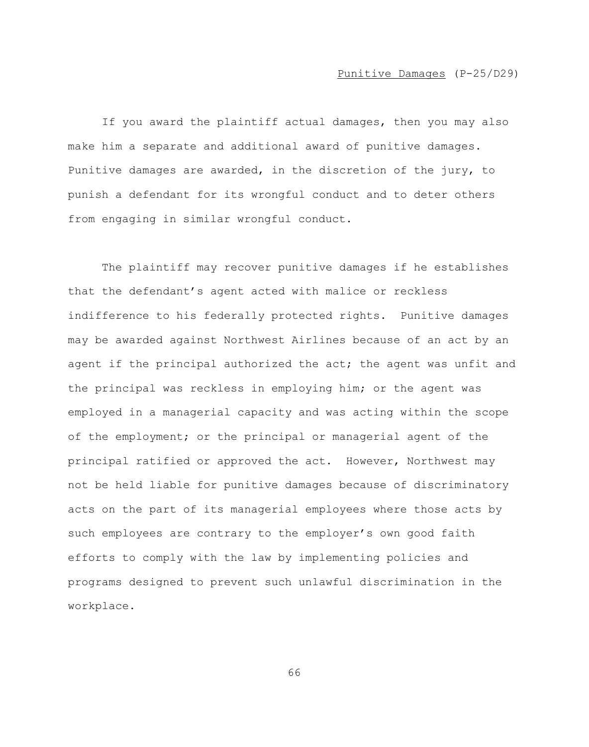<u>Punitive Damages</u> (P-25/D29)

If you award the plaintiff actual damages, then you may also make him a separate and additional award of punitive damages. Punitive damages are awarded, in the discretion of the jury, to punish a defendant for its wrongful conduct and to deter others from engaging in similar wrongful conduct.

The plaintiff may recover punitive damages if he establishes that the defendant's agent acted with malice or reckless indifference to his federally protected rights. Punitive damages may be awarded against Northwest Airlines because of an act by an agent if the principal authorized the act; the agent was unfit and the principal was reckless in employing him; or the agent was employed in a managerial capacity and was acting within the scope of the employment; or the principal or managerial agent of the principal ratified or approved the act. However, Northwest may not be held liable for punitive damages because of discriminatory acts on the part of its managerial employees where those acts by such employees are contrary to the employer's own good faith efforts to comply with the law by implementing policies and programs designed to prevent such unlawful discrimination in the workplace.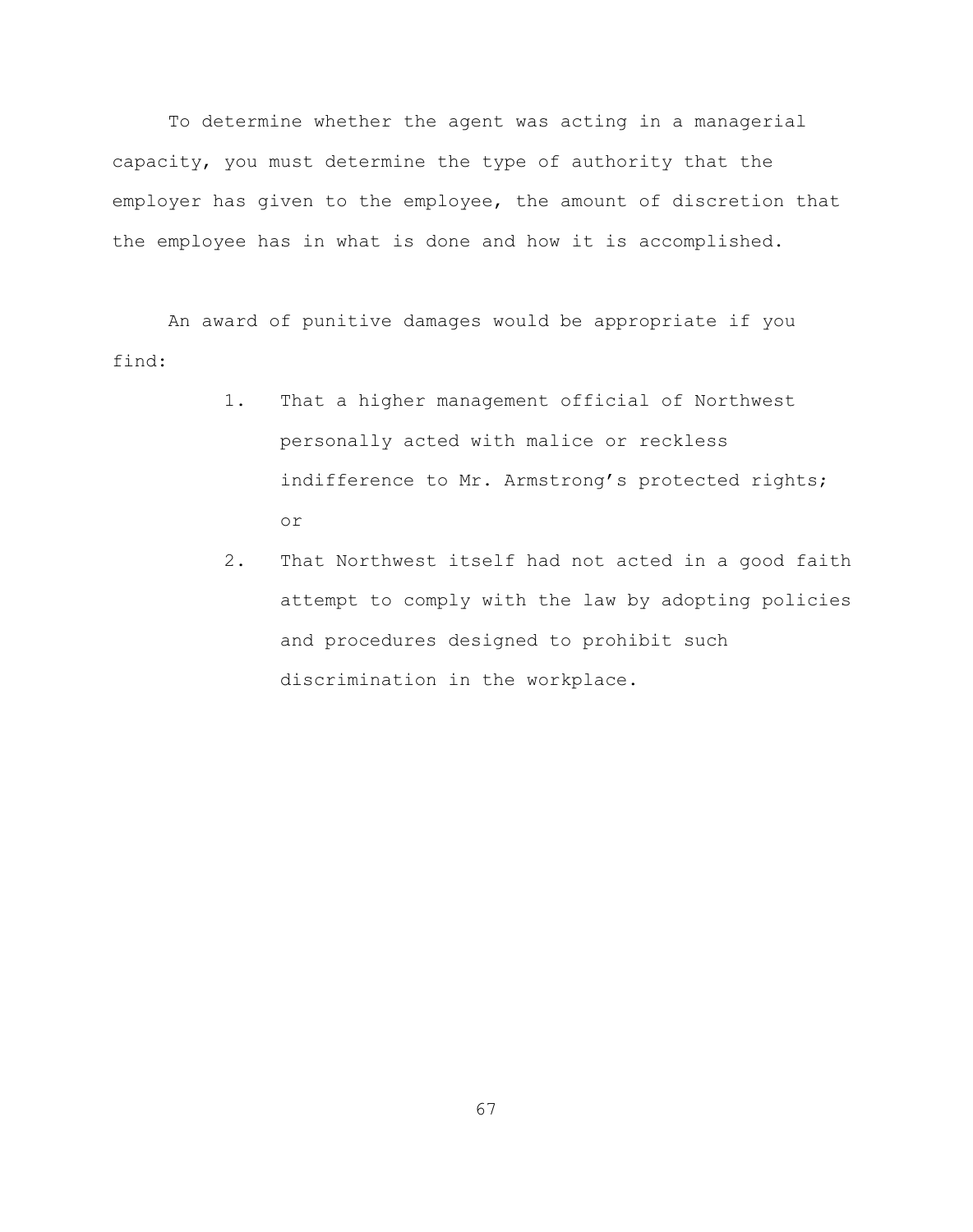To determine whether the agent was acting in a managerial capacity, you must determine the type of authority that the employer has given to the employee, the amount of discretion that the employee has in what is done and how it is accomplished.

An award of punitive damages would be appropriate if you find:

1. That a higher management official of Northwest personally acted with malice or reckless indifference to Mr. Armstrong's protected rights; or
2. That Northwest itself had not acted in a good faith attempt to comply with the law by adopting policies and procedures designed to prohibit such discrimination in the workplace.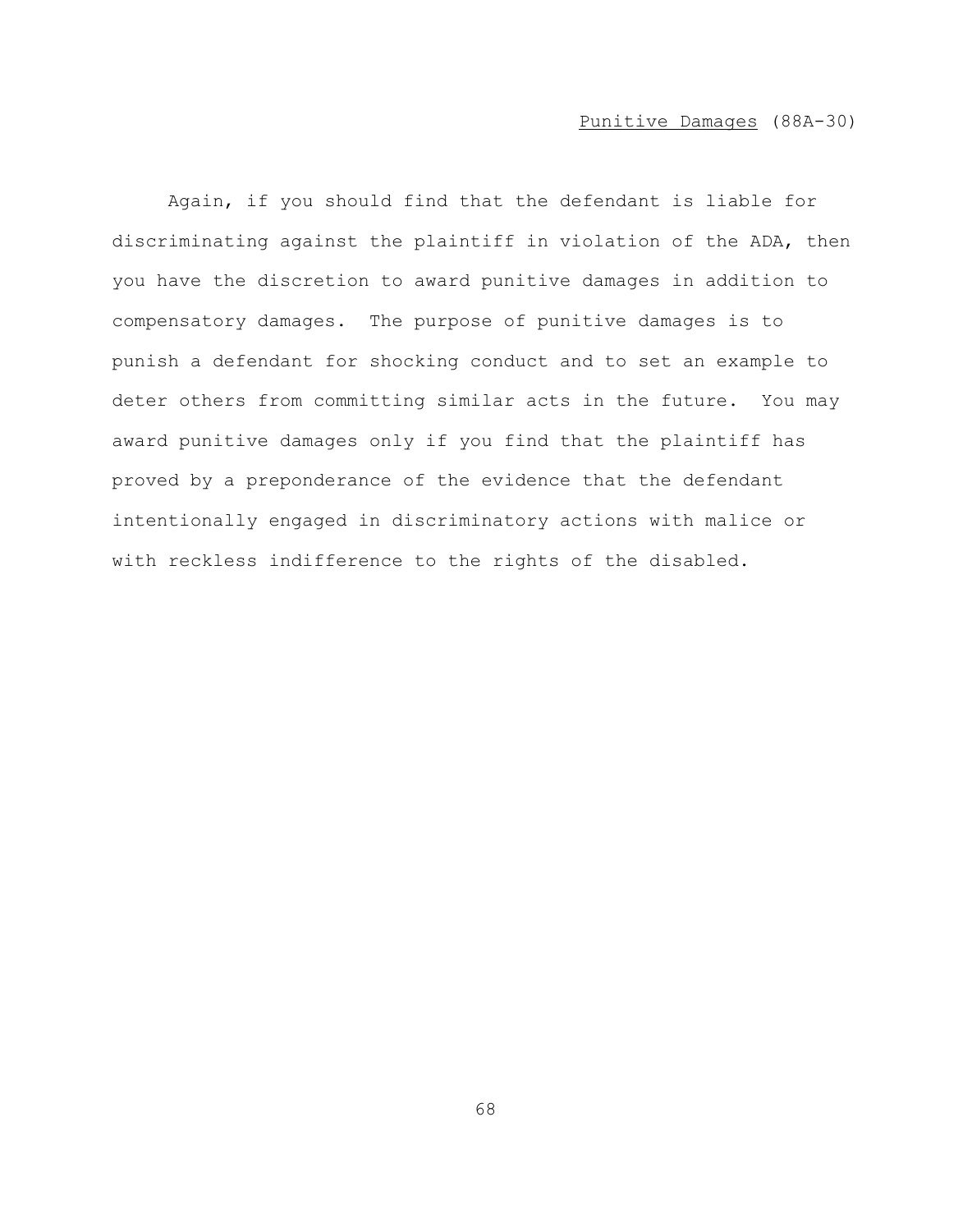<u>Punitive Damages</u> (88A-30)

Again, if you should find that the defendant is liable for discriminating against the plaintiff in violation of the ADA, then you have the discretion to award punitive damages in addition to compensatory damages. The purpose of punitive damages is to punish a defendant for shocking conduct and to set an example to deter others from committing similar acts in the future. You may award punitive damages only if you find that the plaintiff has proved by a preponderance of the evidence that the defendant intentionally engaged in discriminatory actions with malice or with reckless indifference to the rights of the disabled.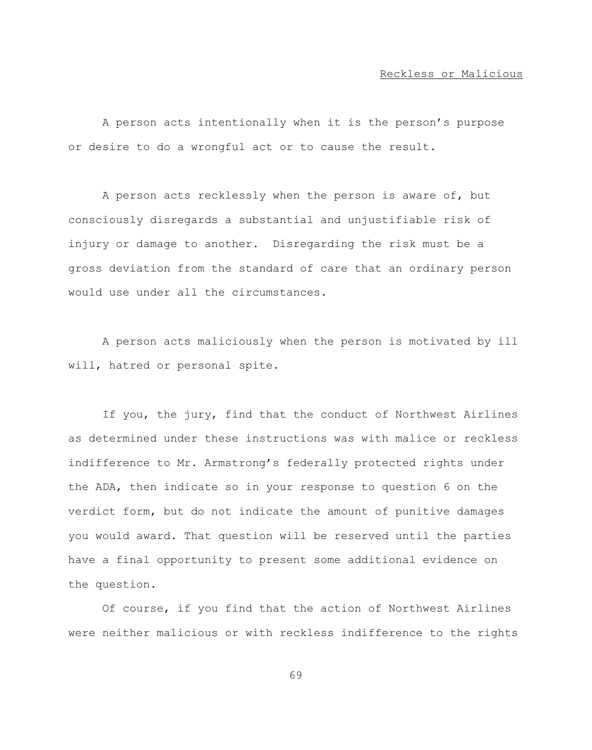<u>Reckless or Malicious</u>

A person acts intentionally when it is the person's purpose or desire to do a wrongful act or to cause the result.

A person acts recklessly when the person is aware of, but consciously disregards a substantial and unjustifiable risk of injury or damage to another. Disregarding the risk must be a gross deviation from the standard of care that an ordinary person would use under all the circumstances.

A person acts maliciously when the person is motivated by ill will, hatred or personal spite.

If you, the jury, find that the conduct of Northwest Airlines as determined under these instructions was with malice or reckless indifference to Mr. Armstrong's federally protected rights under the ADA, then indicate so in your response to question 6 on the verdict form, but do not indicate the amount of punitive damages you would award. That question will be reserved until the parties have a final opportunity to present some additional evidence on the question.

Of course, if you find that the action of Northwest Airlines were neither malicious or with reckless indifference to the rights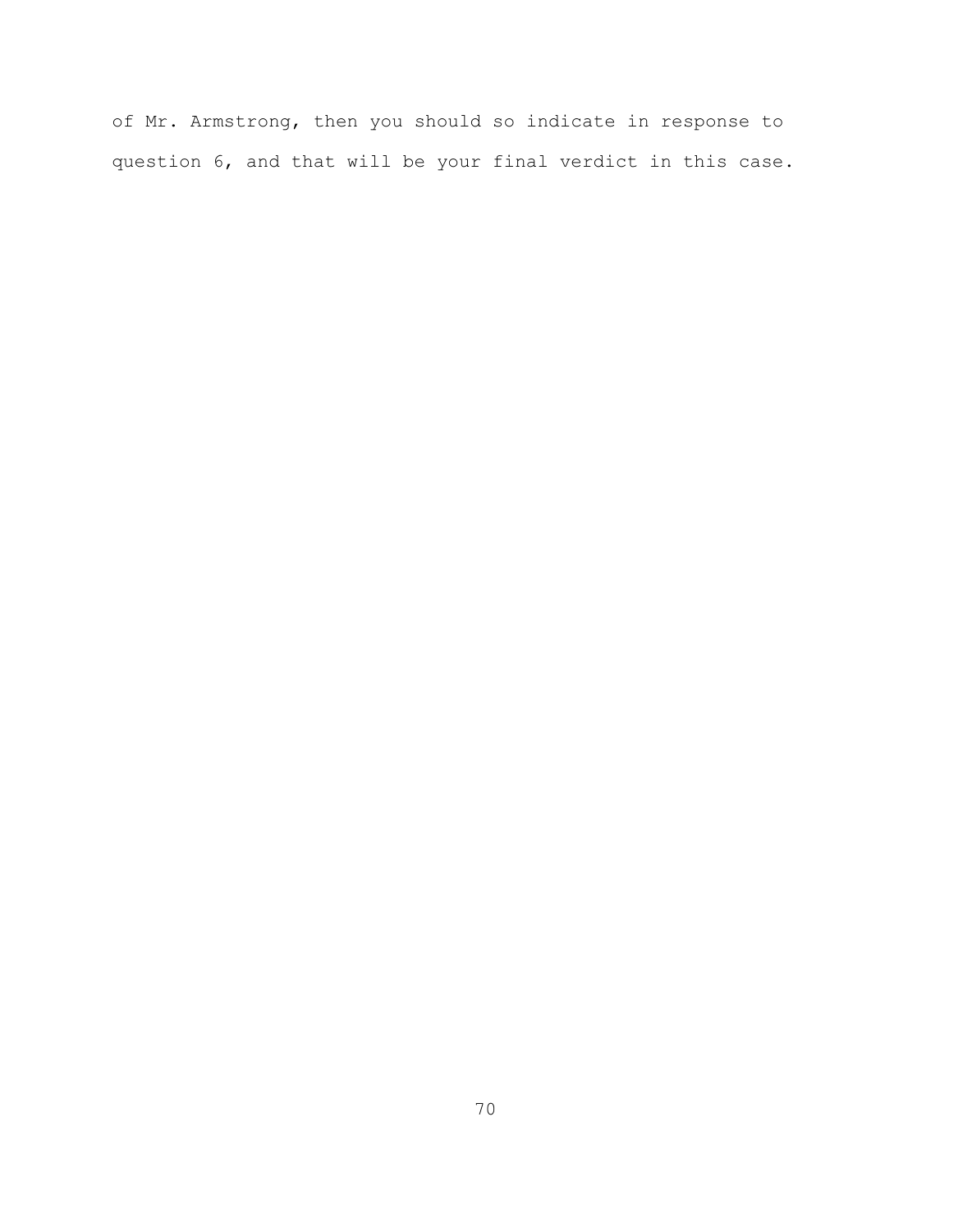of Mr. Armstrong, then you should so indicate in response to question 6, and that will be your final verdict in this case.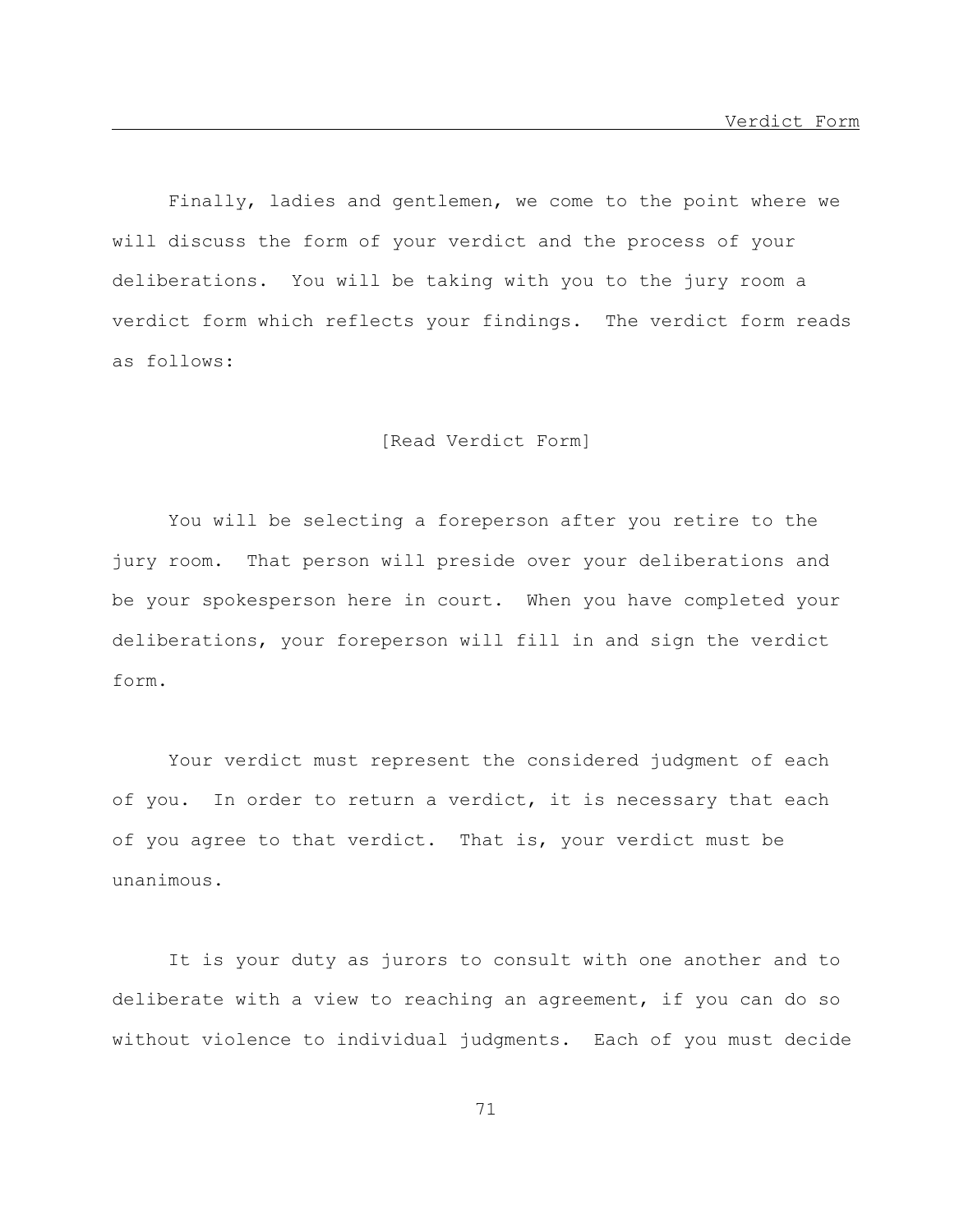Finally, ladies and gentlemen, we come to the point where we will discuss the form of your verdict and the process of your deliberations. You will be taking with you to the jury room a verdict form which reflects your findings. The verdict form reads as follows:

[Read Verdict Form]

You will be selecting a foreperson after you retire to the jury room. That person will preside over your deliberations and be your spokesperson here in court. When you have completed your deliberations, your foreperson will fill in and sign the verdict form.

Your verdict must represent the considered judgment of each of you. In order to return a verdict, it is necessary that each of you agree to that verdict. That is, your verdict must be unanimous.

It is your duty as jurors to consult with one another and to deliberate with a view to reaching an agreement, if you can do so without violence to individual judgments. Each of you must decide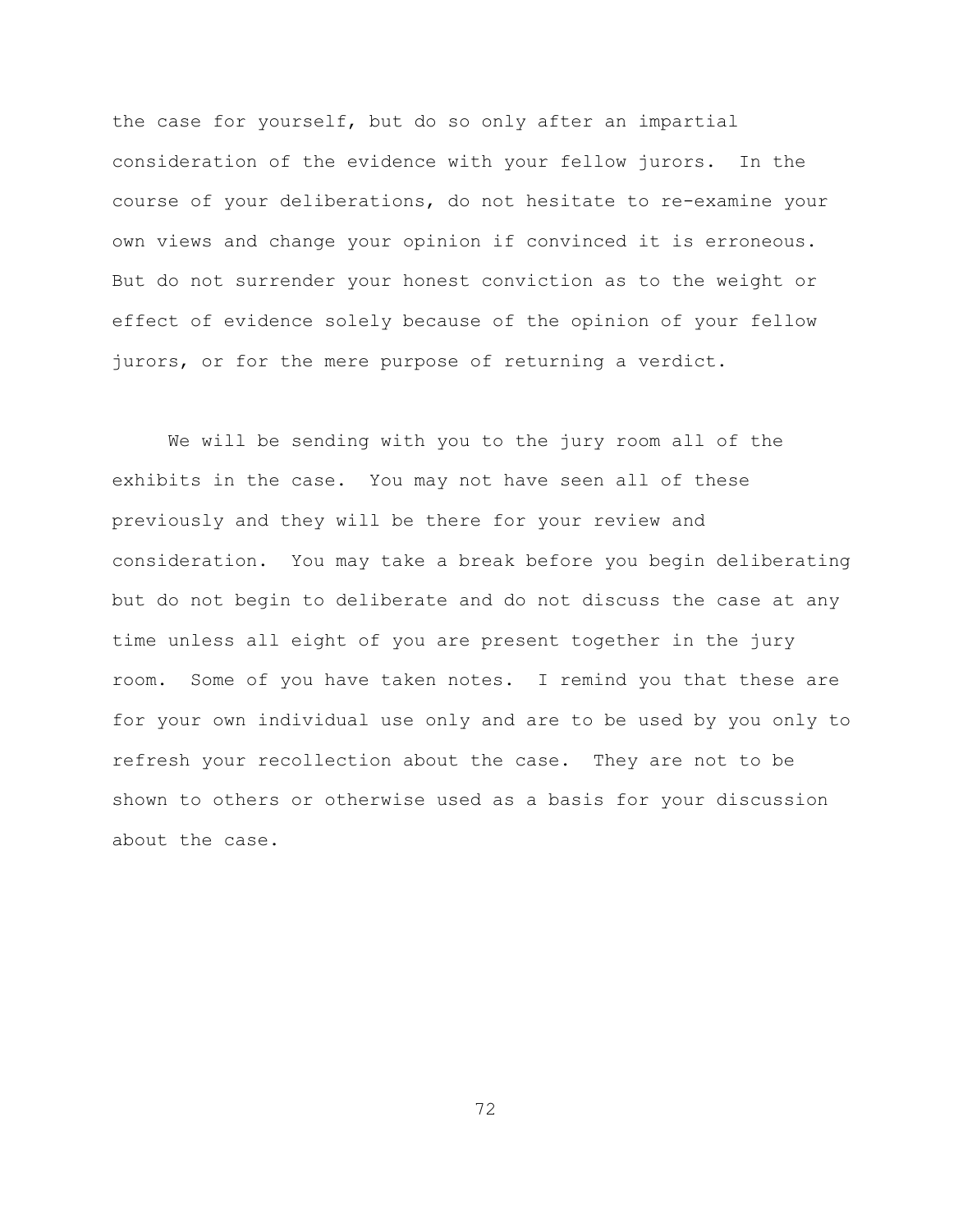the case for yourself, but do so only after an impartial consideration of the evidence with your fellow jurors. In the course of your deliberations, do not hesitate to re-examine your own views and change your opinion if convinced it is erroneous. But do not surrender your honest conviction as to the weight or effect of evidence solely because of the opinion of your fellow jurors, or for the mere purpose of returning a verdict.

We will be sending with you to the jury room all of the exhibits in the case. You may not have seen all of these previously and they will be there for your review and consideration. You may take a break before you begin deliberating but do not begin to deliberate and do not discuss the case at any time unless all eight of you are present together in the jury room. Some of you have taken notes. I remind you that these are for your own individual use only and are to be used by you only to refresh your recollection about the case. They are not to be shown to others or otherwise used as a basis for your discussion about the case.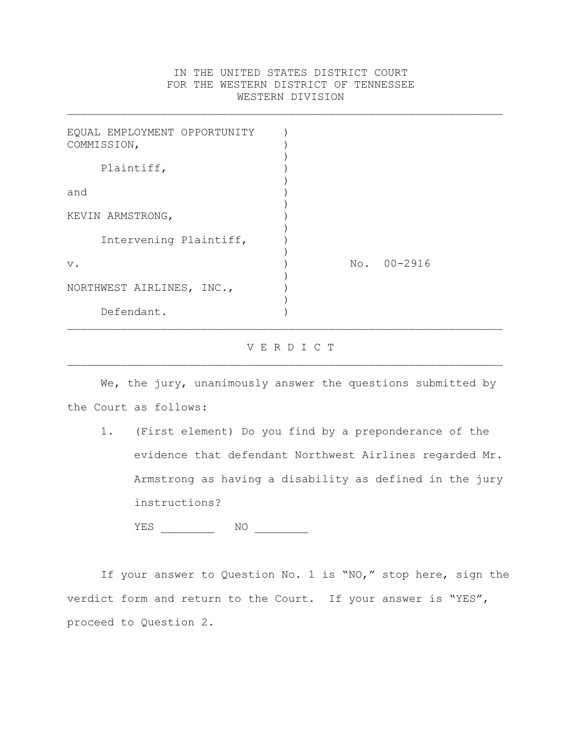IN THE UNITED STATES DISTRICT COURT
FOR THE WESTERN DISTRICT OF TENNESSEE
WESTERN DIVISION

---

| | | |
|---|---|---|
| EQUAL EMPLOYMENT OPPORTUNITY COMMISSION, | ) | |
| Plaintiff, | ) | |
| and | ) | |
| KEVIN ARMSTRONG, | ) | |
| Intervening Plaintiff, | ) | |
| v. | ) | No. 00-2916 |
| NORTHWEST AIRLINES, INC., | ) | |
| Defendant. | ) | |

---

# V E R D I C T

---

We, the jury, unanimously answer the questions submitted by the Court as follows:

1. (First element) Do you find by a preponderance of the evidence that defendant Northwest Airlines regarded Mr. Armstrong as having a disability as defined in the jury instructions?

   YES ________ NO ________

If your answer to Question No. 1 is "NO," stop here, sign the verdict form and return to the Court. If your answer is "YES", proceed to Question 2.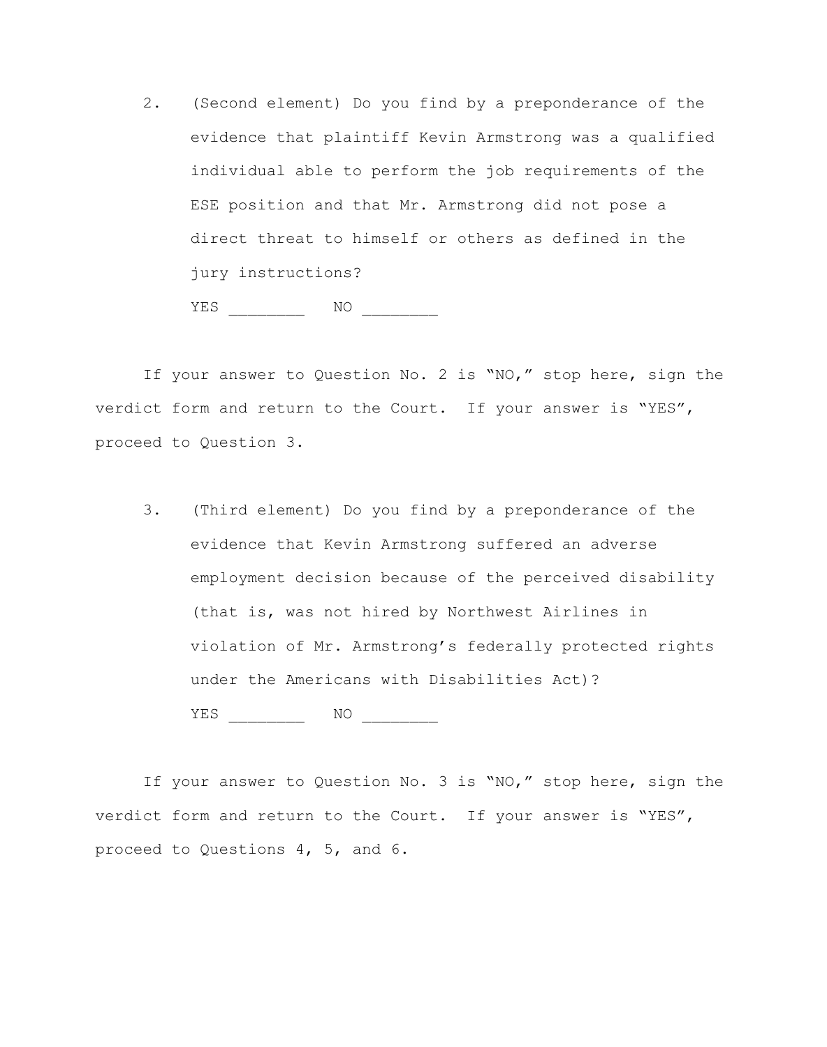2. (Second element) Do you find by a preponderance of the evidence that plaintiff Kevin Armstrong was a qualified individual able to perform the job requirements of the ESE position and that Mr. Armstrong did not pose a direct threat to himself or others as defined in the jury instructions?

   YES ________ NO ________

If your answer to Question No. 2 is "NO," stop here, sign the verdict form and return to the Court. If your answer is "YES", proceed to Question 3.

3. (Third element) Do you find by a preponderance of the evidence that Kevin Armstrong suffered an adverse employment decision because of the perceived disability (that is, was not hired by Northwest Airlines in violation of Mr. Armstrong's federally protected rights under the Americans with Disabilities Act)?

   YES ________ NO ________

If your answer to Question No. 3 is "NO," stop here, sign the verdict form and return to the Court. If your answer is "YES", proceed to Questions 4, 5, and 6.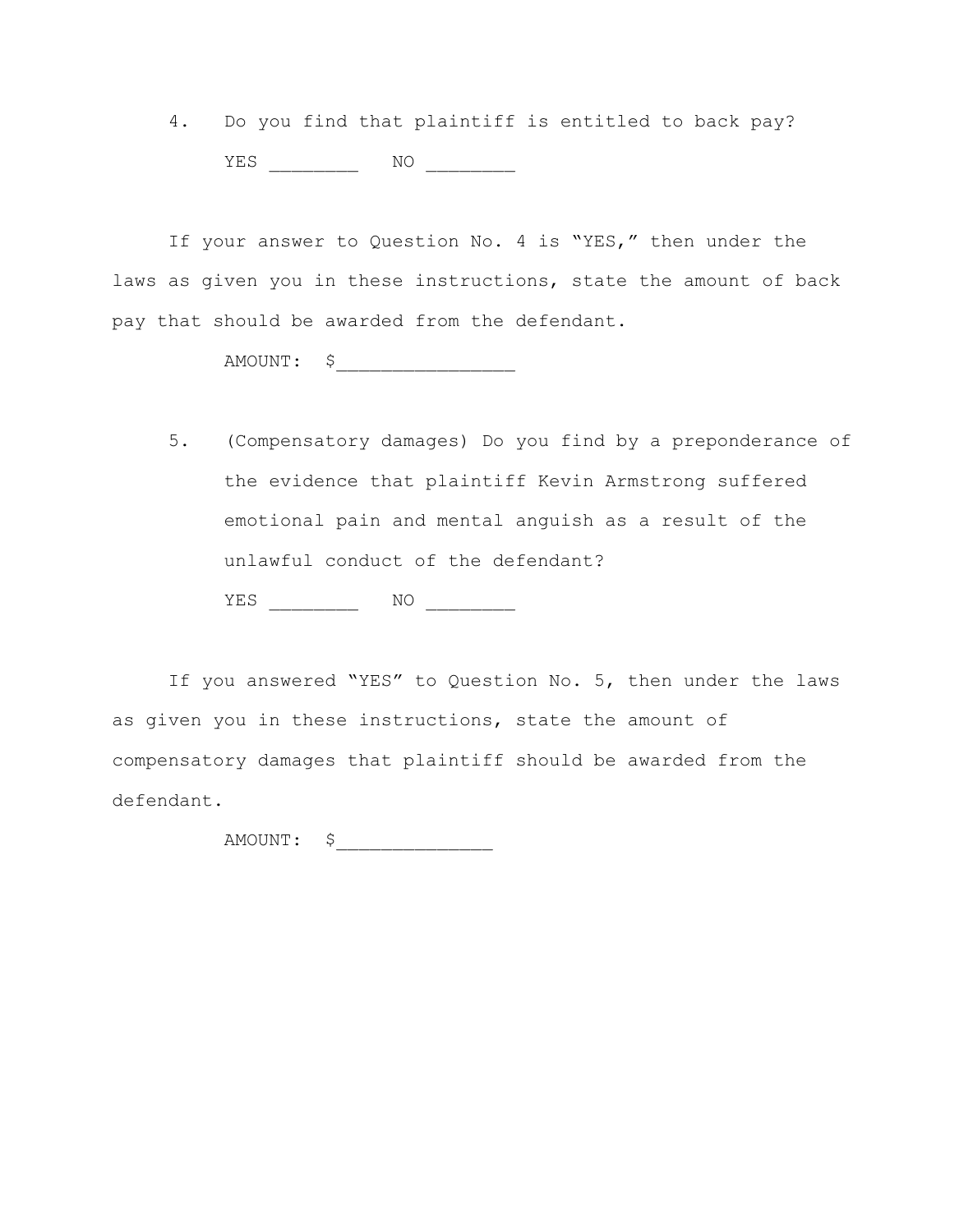4. Do you find that plaintiff is entitled to back pay?

   YES ________ NO ________

If your answer to Question No. 4 is "YES," then under the laws as given you in these instructions, state the amount of back pay that should be awarded from the defendant.

   AMOUNT: $________________

5. (Compensatory damages) Do you find by a preponderance of the evidence that plaintiff Kevin Armstrong suffered emotional pain and mental anguish as a result of the unlawful conduct of the defendant?

   YES ________ NO ________

If you answered "YES" to Question No. 5, then under the laws as given you in these instructions, state the amount of compensatory damages that plaintiff should be awarded from the defendant.

   AMOUNT: $______________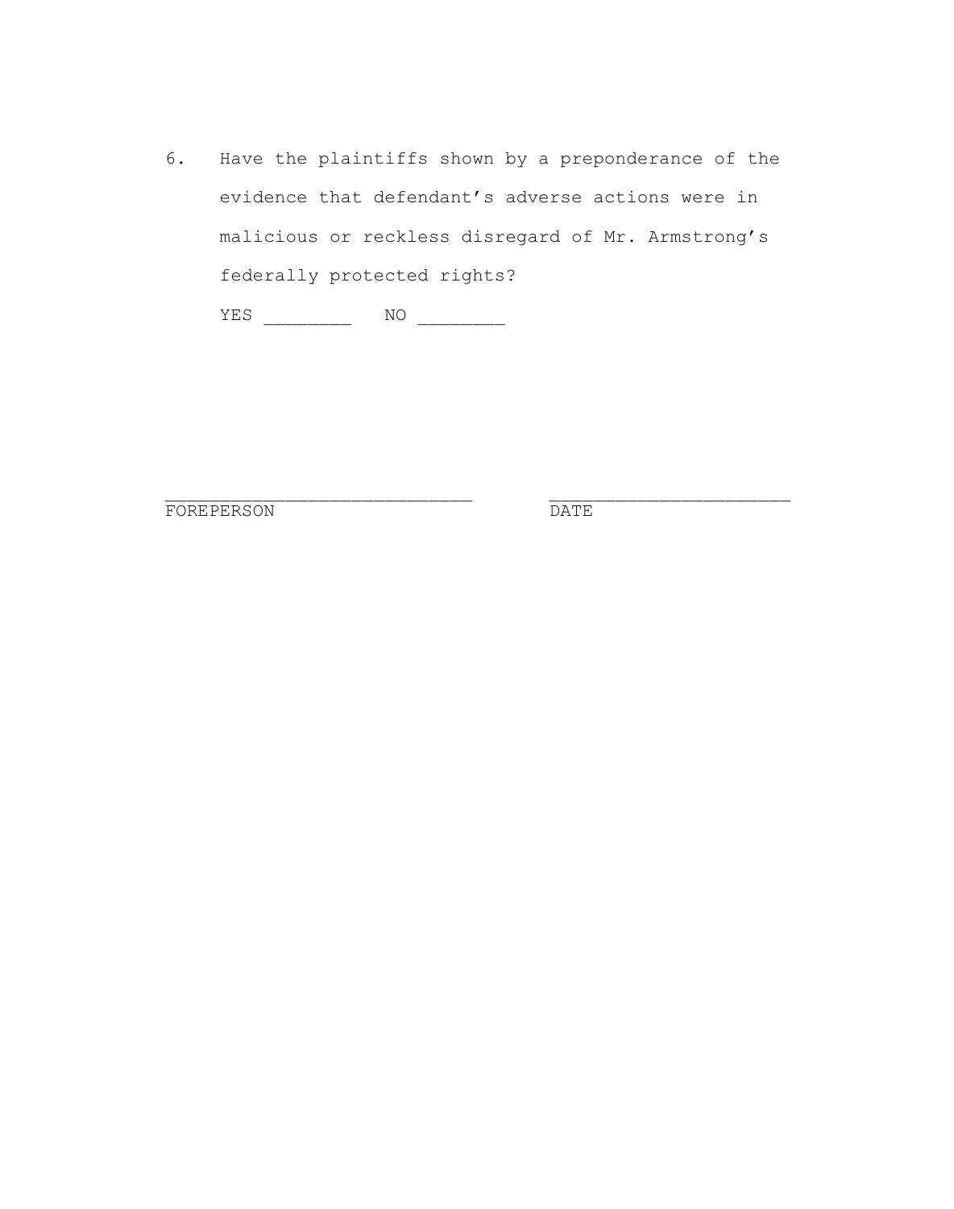6. Have the plaintiffs shown by a preponderance of the evidence that defendant's adverse actions were in malicious or reckless disregard of Mr. Armstrong's federally protected rights?

   YES ________ NO ________

______________________________ ______________________

FOREPERSON DATE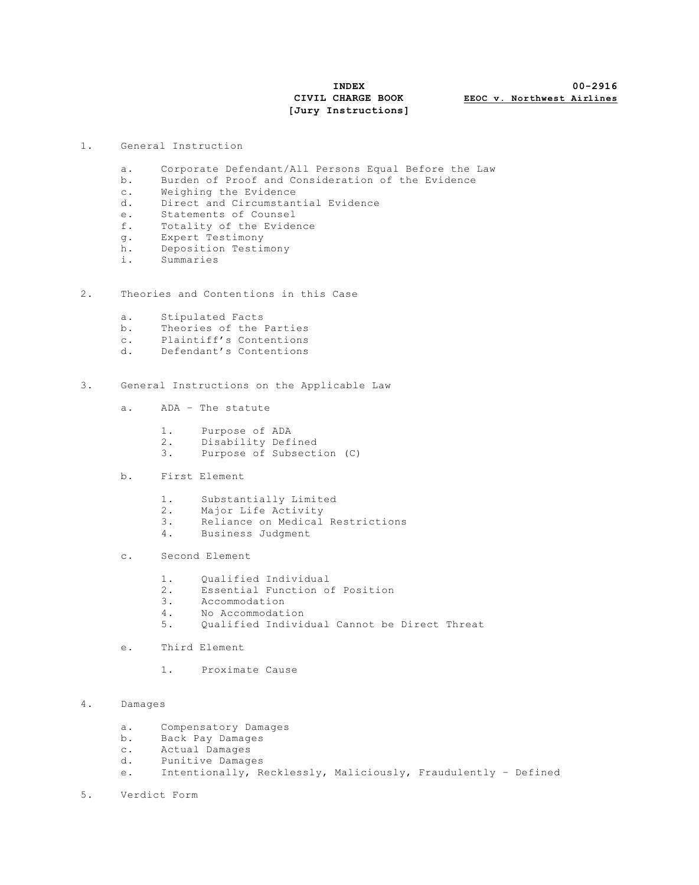**INDEX**
**CIVIL CHARGE BOOK**
**[Jury Instructions]**

**00-2916**
**EEOC v. Northwest Airlines**

1. General Instruction

    a. Corporate Defendant/All Persons Equal Before the Law
    b. Burden of Proof and Consideration of the Evidence
    c. Weighing the Evidence
    d. Direct and Circumstantial Evidence
    e. Statements of Counsel
    f. Totality of the Evidence
    g. Expert Testimony
    h. Deposition Testimony
    i. Summaries

2. Theories and Contentions in this Case

    a. Stipulated Facts
    b. Theories of the Parties
    c. Plaintiff's Contentions
    d. Defendant's Contentions

3. General Instructions on the Applicable Law

    a. ADA – The statute

        1. Purpose of ADA
        2. Disability Defined
        3. Purpose of Subsection (C)

    b. First Element

        1. Substantially Limited
        2. Major Life Activity
        3. Reliance on Medical Restrictions
        4. Business Judgment

    c. Second Element

        1. Qualified Individual
        2. Essential Function of Position
        3. Accommodation
        4. No Accommodation
        5. Qualified Individual Cannot be Direct Threat

    e. Third Element

        1. Proximate Cause

4. Damages

    a. Compensatory Damages
    b. Back Pay Damages
    c. Actual Damages
    d. Punitive Damages
    e. Intentionally, Recklessly, Maliciously, Fraudulently – Defined

5. Verdict Form